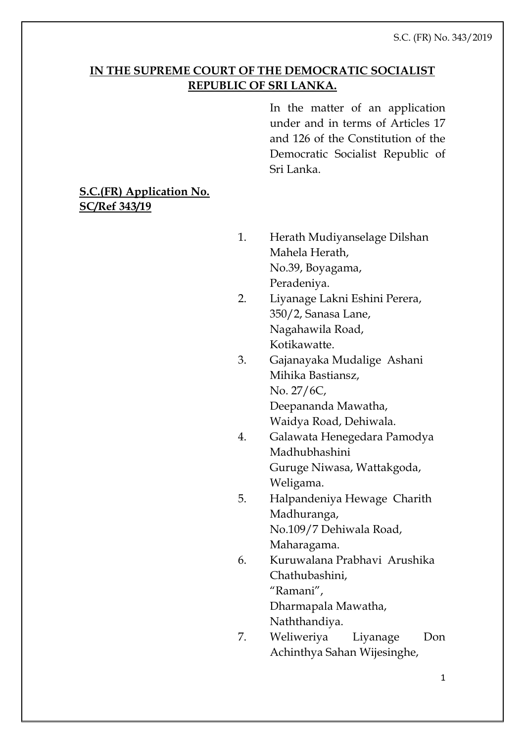**IN THE SUPREME COURT OF THE DEMOCRATIC SOCIALIST REPUBLIC OF SRI LANKA.**

In the matter of an application under and in terms of Articles 17 and 126 of the Constitution of the Democratic Socialist Republic of Sri Lanka.

**S.C.(FR) Application No.**
**SC/Ref 343/19**

1. Herath Mudiyanselage Dilshan Mahela Herath,
   No.39, Boyagama,
   Peradeniya.
2. Liyanage Lakni Eshini Perera,
   350/2, Sanasa Lane,
   Nagahawila Road,
   Kotikawatte.
3. Gajanayaka Mudalige Ashani Mihika Bastiansz,
   No. 27/6C,
   Deepananda Mawatha,
   Waidya Road, Dehiwala.
4. Galawata Henegedara Pamodya Madhubhashini
   Guruge Niwasa, Wattakgoda,
   Weligama.
5. Halpandeniya Hewage Charith Madhuranga,
   No.109/7 Dehiwala Road,
   Maharagama.
6. Kuruwalana Prabhavi Arushika Chathubashini,
   "Ramani",
   Dharmapala Mawatha,
   Naththandiya.
7. Weliweriya Liyanage Don Achinthya Sahan Wijesinghe,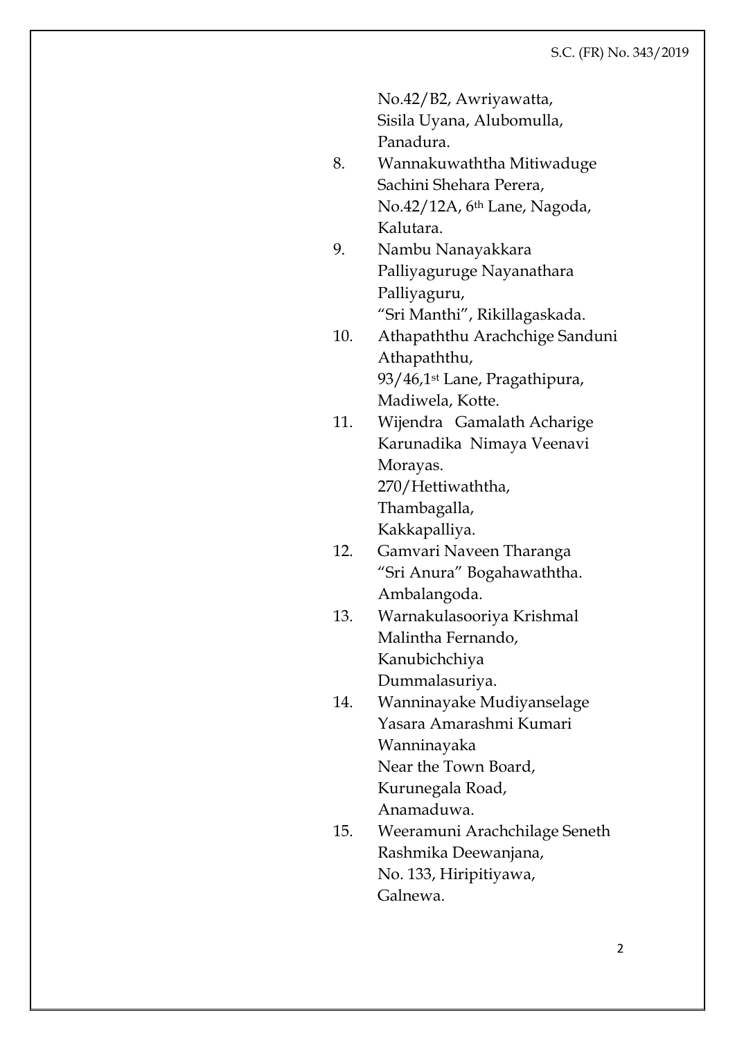No.42/B2, Awriyawatta,
Sisila Uyana, Alubomulla,
Panadura.

8. Wannakuwaththa Mitiwaduge
Sachini Shehara Perera,
No.42/12A, 6th Lane, Nagoda,
Kalutara.

9. Nambu Nanayakkara
Palliyaguruge Nayanathara
Palliyaguru,
"Sri Manthi", Rikillagaskada.

10. Athapaththu Arachchige Sanduni
Athapaththu,
93/46,1st Lane, Pragathipura,
Madiwela, Kotte.

11. Wijendra Gamalath Acharige
Karunadika Nimaya Veenavi
Morayas.
270/Hettiwaththa,
Thambagalla,
Kakkapalliya.

12. Gamvari Naveen Tharanga
"Sri Anura" Bogahawaththa.
Ambalangoda.

13. Warnakulasooriya Krishmal
Malintha Fernando,
Kanubichchiya
Dummalasuriya.

14. Wanninayake Mudiyanselage
Yasara Amarashmi Kumari
Wanninayaka
Near the Town Board,
Kurunegala Road,
Anamaduwa.

15. Weeramuni Arachchilage Seneth
Rashmika Deewanjana,
No. 133, Hiripitiyawa,
Galnewa.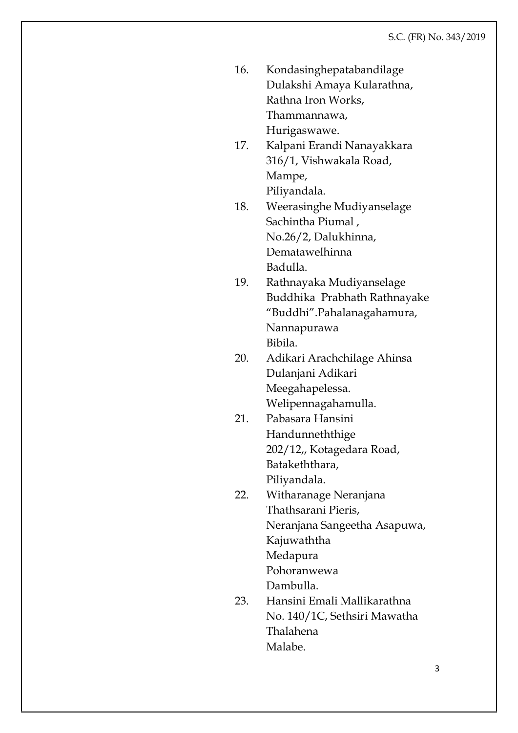16. Kondasinghepatabandilage
    Dulakshi Amaya Kularathna,
    Rathna Iron Works,
    Thammannawa,
    Hurigaswawe.
17. Kalpani Erandi Nanayakkara
    316/1, Vishwakala Road,
    Mampe,
    Piliyandala.
18. Weerasinghe Mudiyanselage
    Sachintha Piumal ,
    No.26/2, Dalukhinna,
    Dematawelhinna
    Badulla.
19. Rathnayaka Mudiyanselage
    Buddhika Prabhath Rathnayake
    "Buddhi".Pahalanagahamura,
    Nannapurawa
    Bibila.
20. Adikari Arachchilage Ahinsa
    Dulanjani Adikari
    Meegahapelessa.
    Welipennagahamulla.
21. Pabasara Hansini
    Handunneththige
    202/12,, Kotagedara Road,
    Batakeththara,
    Piliyandala.
22. Witharanage Neranjana
    Thathsarani Pieris,
    Neranjana Sangeetha Asapuwa,
    Kajuwaththa
    Medapura
    Pohoranwewa
    Dambulla.
23. Hansini Emali Mallikarathna
    No. 140/1C, Sethsiri Mawatha
    Thalahena
    Malabe.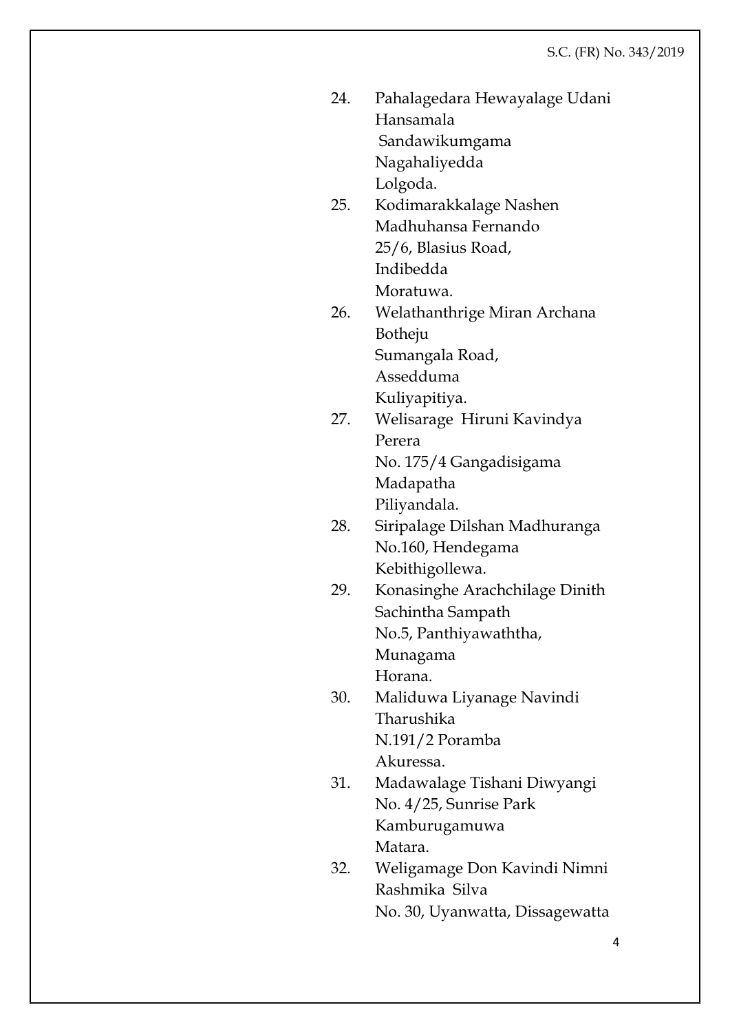24. Pahalagedara Hewayalage Udani Hansamala
    Sandawikumgama
    Nagahaliyedda
    Lolgoda.
25. Kodimarakkalage Nashen Madhuhansa Fernando
    25/6, Blasius Road,
    Indibedda
    Moratuwa.
26. Welathanthrige Miran Archana Botheju
    Sumangala Road,
    Assedduma
    Kuliyapitiya.
27. Welisarage Hiruni Kavindya Perera
    No. 175/4 Gangadisigama
    Madapatha
    Piliyandala.
28. Siripalage Dilshan Madhuranga
    No.160, Hendegama
    Kebithigollewa.
29. Konasinghe Arachchilage Dinith Sachintha Sampath
    No.5, Panthiyawaththa,
    Munagama
    Horana.
30. Maliduwa Liyanage Navindi Tharushika
    N.191/2 Poramba
    Akuressa.
31. Madawalage Tishani Diwyangi
    No. 4/25, Sunrise Park
    Kamburugamuwa
    Matara.
32. Weligamage Don Kavindi Nimni Rashmika Silva
    No. 30, Uyanwatta, Dissagewatta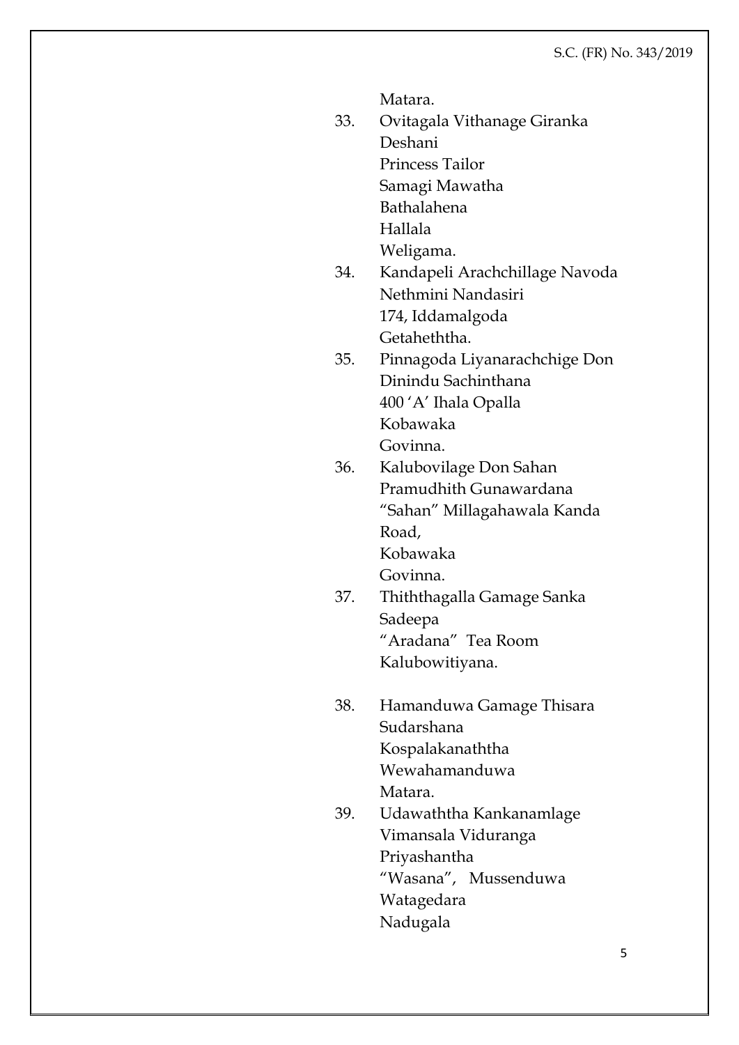Matara.

33. Ovitagala Vithanage Giranka Deshani
    Princess Tailor
    Samagi Mawatha
    Bathalahena
    Hallala
    Weligama.
34. Kandapeli Arachchillage Navoda Nethmini Nandasiri
    174, Iddamalgoda
    Getaheththa.
35. Pinnagoda Liyanarachchige Don Dinindu Sachinthana
    400 'A' Ihala Opalla
    Kobawaka
    Govinna.
36. Kalubovilage Don Sahan Pramudhith Gunawardana
    "Sahan" Millagahawala Kanda Road,
    Kobawaka
    Govinna.
37. Thiththagalla Gamage Sanka Sadeepa
    "Aradana" Tea Room
    Kalubowitiyana.
38. Hamanduwa Gamage Thisara Sudarshana
    Kospalakanaththa
    Wewahamanduwa
    Matara.
39. Udawaththa Kankanamlage Vimansala Viduranga Priyashantha
    "Wasana", Mussenduwa
    Watagedara
    Nadugala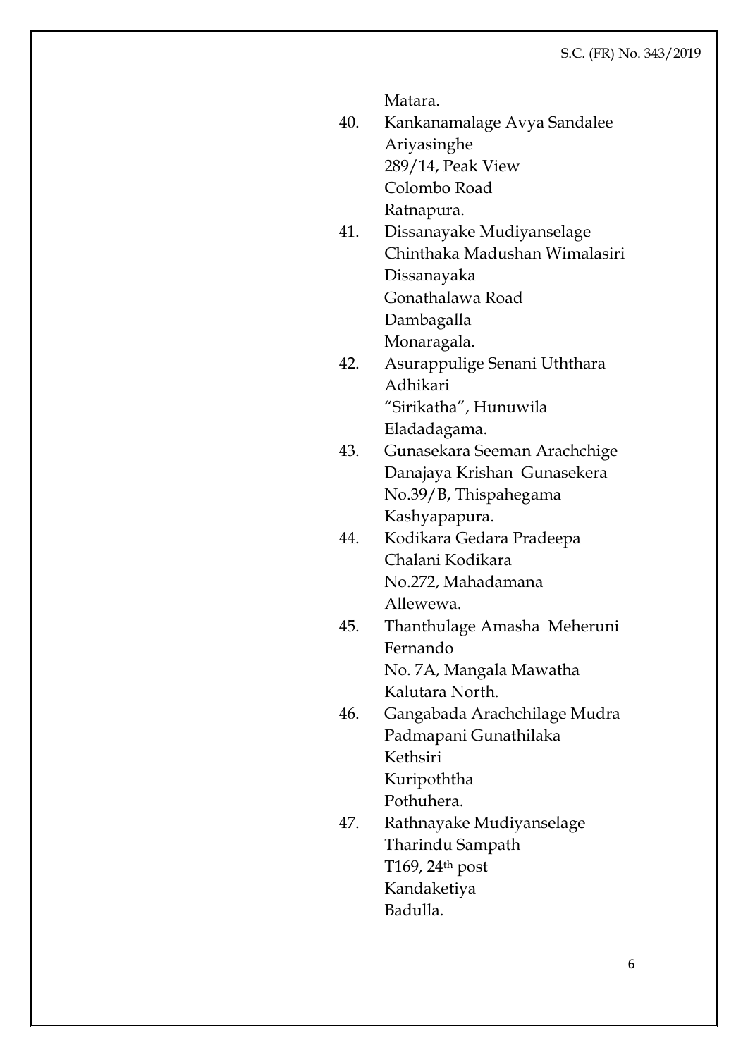Matara.

40. Kankanamalage Avya Sandalee Ariyasinghe
    289/14, Peak View
    Colombo Road
    Ratnapura.

41. Dissanayake Mudiyanselage Chinthaka Madushan Wimalasiri Dissanayaka
    Gonathalawa Road
    Dambagalla
    Monaragala.

42. Asurappulige Senani Uththara Adhikari
    "Sirikatha", Hunuwila
    Eladadagama.

43. Gunasekara Seeman Arachchige Danajaya Krishan Gunasekera
    No.39/B, Thispahegama
    Kashyapapura.

44. Kodikara Gedara Pradeepa Chalani Kodikara
    No.272, Mahadamana
    Allewewa.

45. Thanthulage Amasha Meheruni Fernando
    No. 7A, Mangala Mawatha
    Kalutara North.

46. Gangabada Arachchilage Mudra Padmapani Gunathilaka
    Kethsiri
    Kuripoththa
    Pothuhera.

47. Rathnayake Mudiyanselage Tharindu Sampath
    T169, 24th post
    Kandaketiya
    Badulla.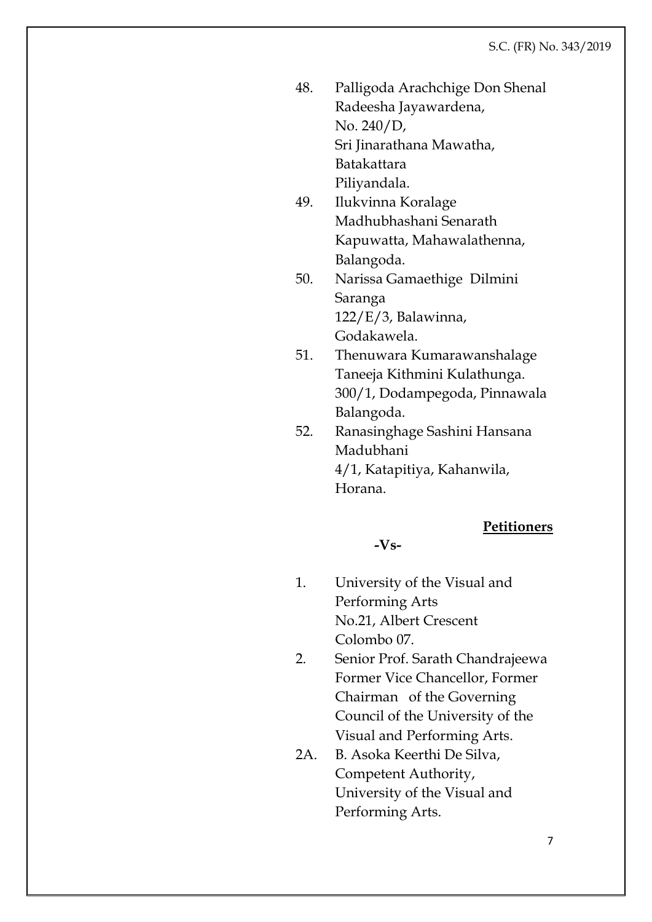48. Palligoda Arachchige Don Shenal Radeesha Jayawardena,
    No. 240/D,
    Sri Jinarathana Mawatha,
    Batakattara
    Piliyandala.
49. Ilukvinna Koralage Madhubhashani Senarath
    Kapuwatta, Mahawalathenna,
    Balangoda.
50. Narissa Gamaethige Dilmini Saranga
    122/E/3, Balawinna,
    Godakawela.
51. Thenuwara Kumarawanshalage Taneeja Kithmini Kulathunga.
    300/1, Dodampegoda, Pinnawala
    Balangoda.
52. Ranasinghage Sashini Hansana Madubhani
    4/1, Katapitiya, Kahanwila,
    Horana.

**Petitioners**

**-Vs-**

1. University of the Visual and Performing Arts
   No.21, Albert Crescent
   Colombo 07.
2. Senior Prof. Sarath Chandrajeewa Former Vice Chancellor, Former Chairman of the Governing Council of the University of the Visual and Performing Arts.

2A. B. Asoka Keerthi De Silva, Competent Authority, University of the Visual and Performing Arts.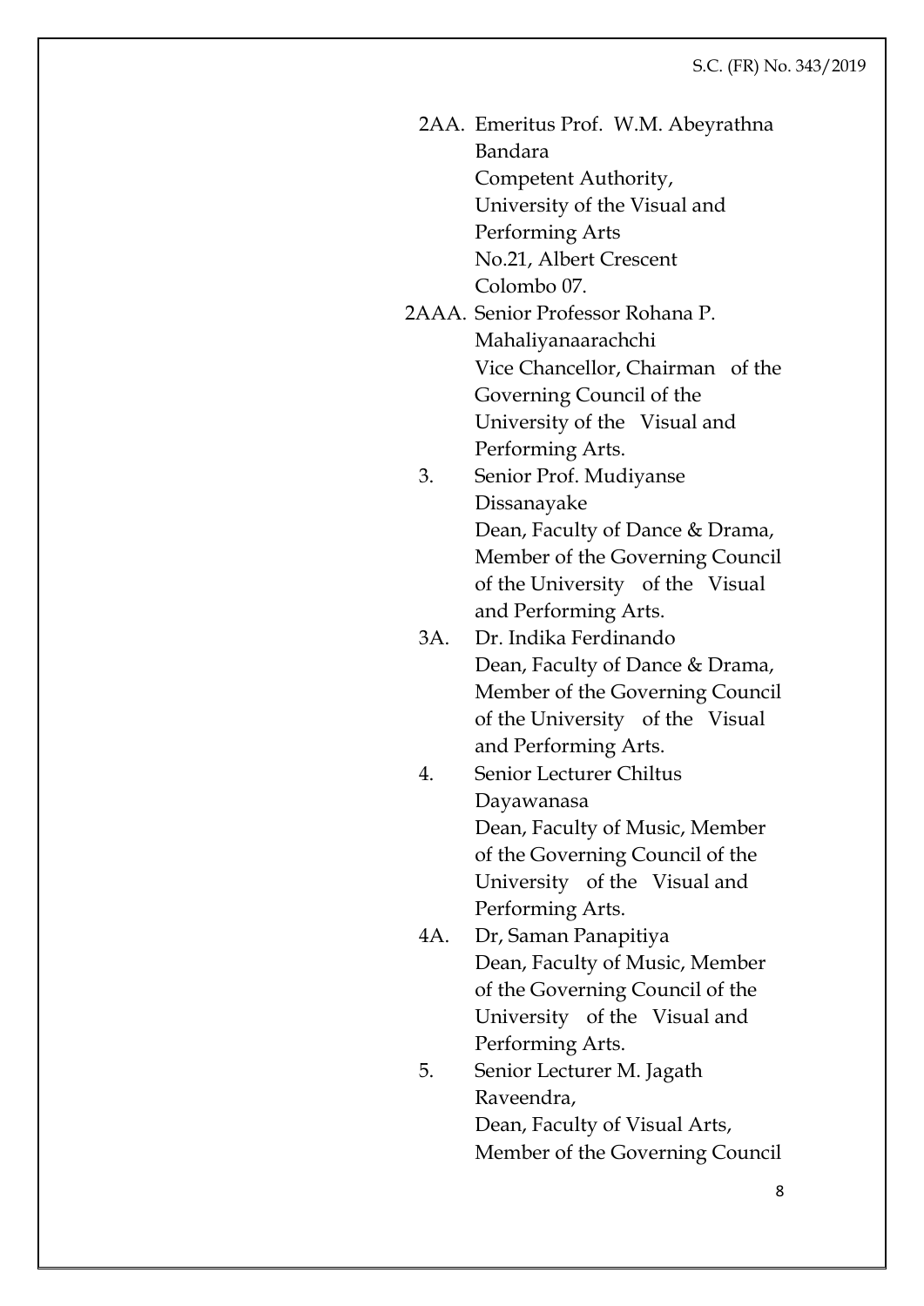2AA. Emeritus Prof. W.M. Abeyrathna Bandara
Competent Authority,
University of the Visual and Performing Arts
No.21, Albert Crescent
Colombo 07.

2AAA. Senior Professor Rohana P. Mahaliyanaarachchi
Vice Chancellor, Chairman of the Governing Council of the University of the Visual and Performing Arts.

3. Senior Prof. Mudiyanse Dissanayake
Dean, Faculty of Dance & Drama, Member of the Governing Council of the University of the Visual and Performing Arts.

3A. Dr. Indika Ferdinando
Dean, Faculty of Dance & Drama, Member of the Governing Council of the University of the Visual and Performing Arts.

4. Senior Lecturer Chiltus Dayawanasa
Dean, Faculty of Music, Member of the Governing Council of the University of the Visual and Performing Arts.

4A. Dr, Saman Panapitiya
Dean, Faculty of Music, Member of the Governing Council of the University of the Visual and Performing Arts.

5. Senior Lecturer M. Jagath Raveendra,
Dean, Faculty of Visual Arts, Member of the Governing Council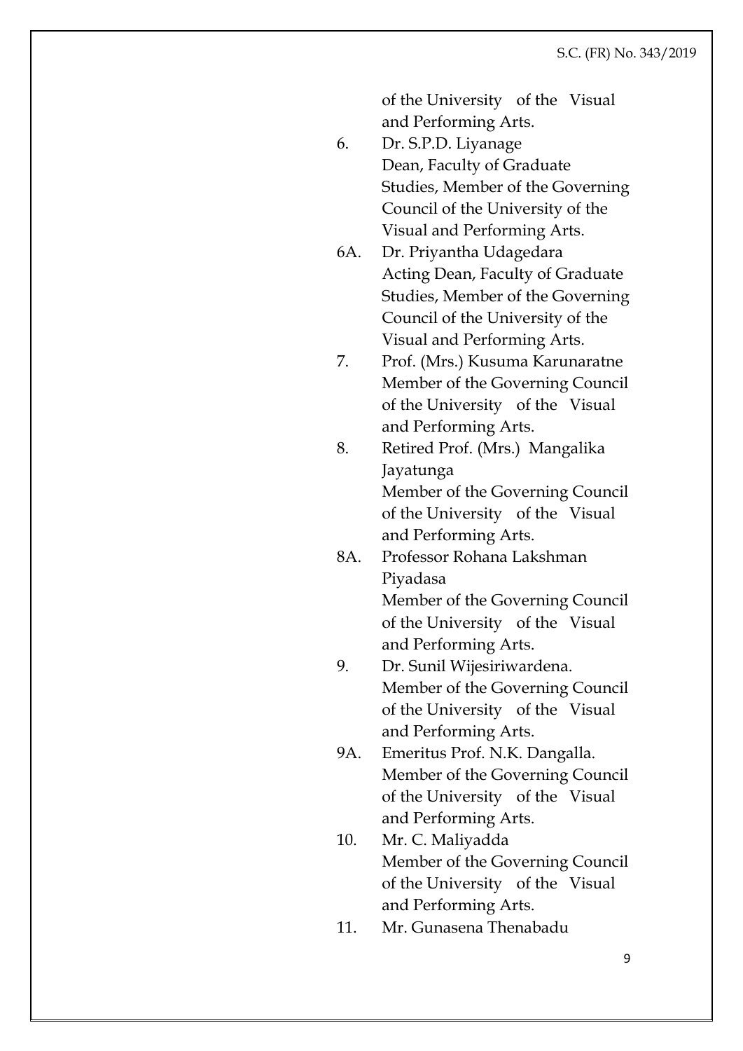of the University of the Visual and Performing Arts.

6. Dr. S.P.D. Liyanage
   Dean, Faculty of Graduate Studies, Member of the Governing Council of the University of the Visual and Performing Arts.

6A. Dr. Priyantha Udagedara
   Acting Dean, Faculty of Graduate Studies, Member of the Governing Council of the University of the Visual and Performing Arts.

7. Prof. (Mrs.) Kusuma Karunaratne
   Member of the Governing Council of the University of the Visual and Performing Arts.

8. Retired Prof. (Mrs.) Mangalika Jayatunga
   Member of the Governing Council of the University of the Visual and Performing Arts.

8A. Professor Rohana Lakshman Piyadasa
   Member of the Governing Council of the University of the Visual and Performing Arts.

9. Dr. Sunil Wijesiriwardena.
   Member of the Governing Council of the University of the Visual and Performing Arts.

9A. Emeritus Prof. N.K. Dangalla.
   Member of the Governing Council of the University of the Visual and Performing Arts.

10. Mr. C. Maliyadda
   Member of the Governing Council of the University of the Visual and Performing Arts.

11. Mr. Gunasena Thenabadu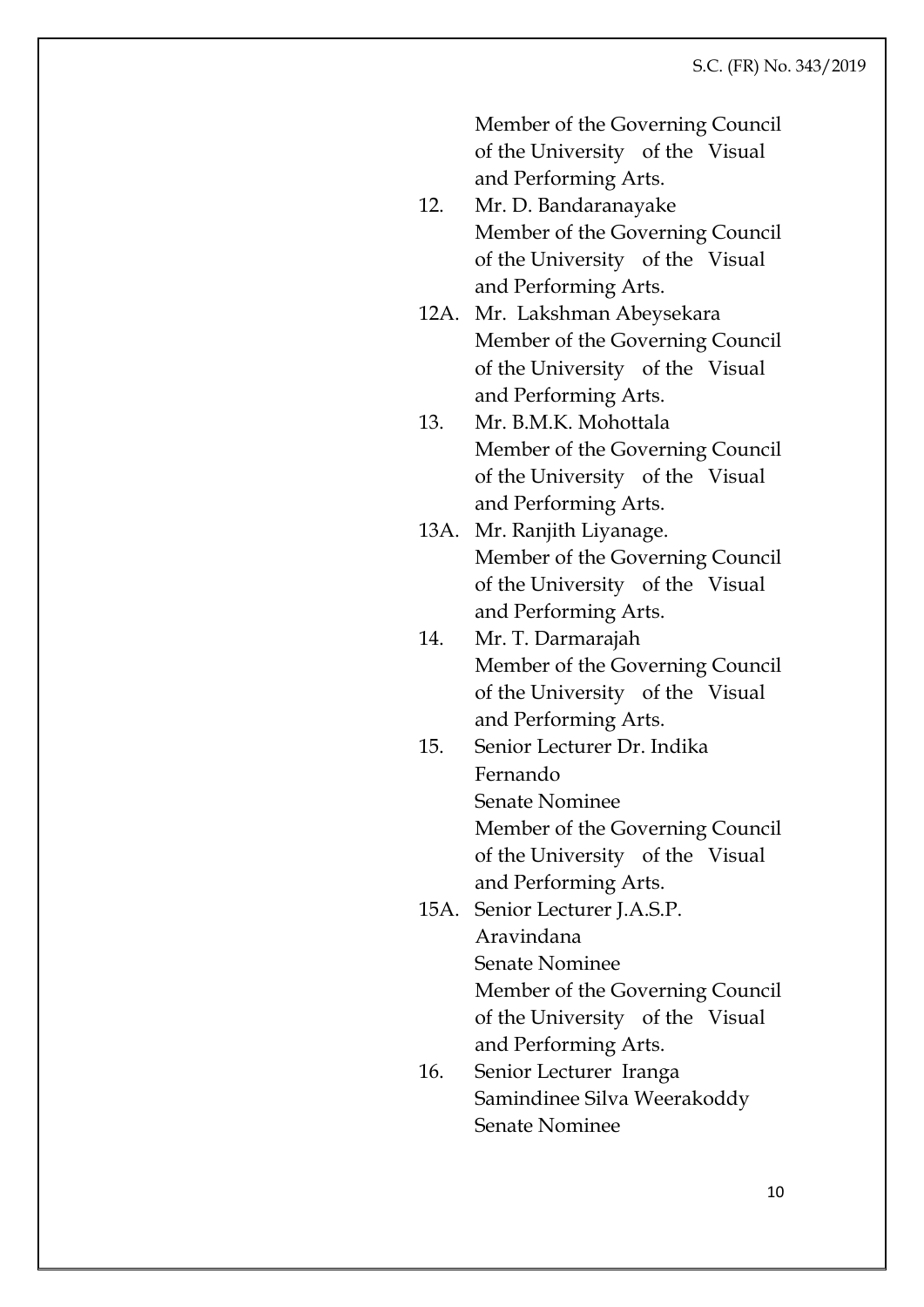Member of the Governing Council of the University of the Visual and Performing Arts.

12. Mr. D. Bandaranayake
    Member of the Governing Council of the University of the Visual and Performing Arts.

12A. Mr. Lakshman Abeysekara
    Member of the Governing Council of the University of the Visual and Performing Arts.

13. Mr. B.M.K. Mohottala
    Member of the Governing Council of the University of the Visual and Performing Arts.

13A. Mr. Ranjith Liyanage.
    Member of the Governing Council of the University of the Visual and Performing Arts.

14. Mr. T. Darmarajah
    Member of the Governing Council of the University of the Visual and Performing Arts.

15. Senior Lecturer Dr. Indika Fernando
    Senate Nominee
    Member of the Governing Council of the University of the Visual and Performing Arts.

15A. Senior Lecturer J.A.S.P. Aravindana
    Senate Nominee
    Member of the Governing Council of the University of the Visual and Performing Arts.

16. Senior Lecturer Iranga Samindinee Silva Weerakoddy
    Senate Nominee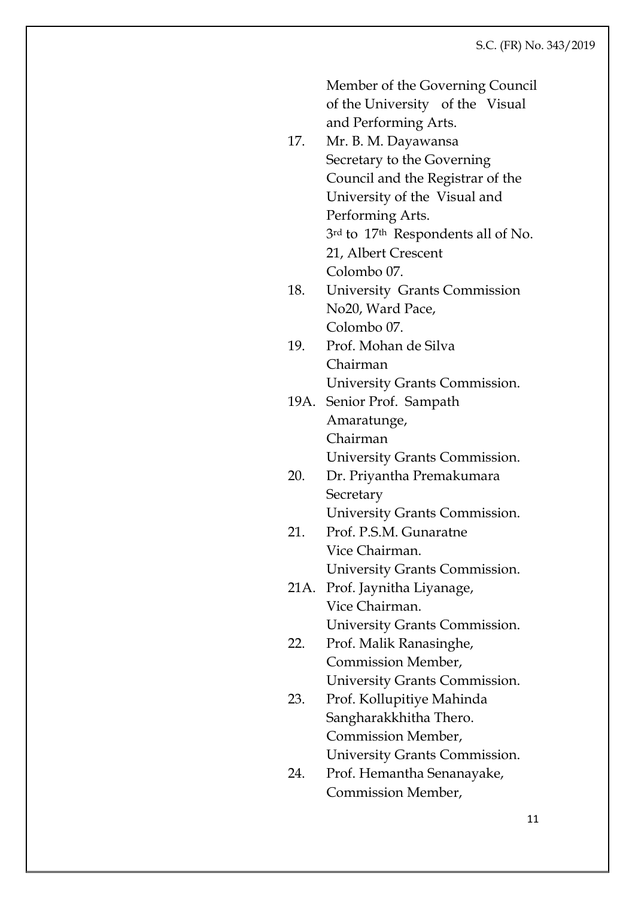Member of the Governing Council of the University of the Visual and Performing Arts.

17. Mr. B. M. Dayawansa
    Secretary to the Governing Council and the Registrar of the University of the Visual and Performing Arts.
    3rd to 17th Respondents all of No. 21, Albert Crescent
    Colombo 07.

18. University Grants Commission
    No20, Ward Pace,
    Colombo 07.

19. Prof. Mohan de Silva
    Chairman
    University Grants Commission.

19A. Senior Prof. Sampath Amaratunge,
    Chairman
    University Grants Commission.

20. Dr. Priyantha Premakumara
    Secretary
    University Grants Commission.

21. Prof. P.S.M. Gunaratne
    Vice Chairman.
    University Grants Commission.

21A. Prof. Jaynitha Liyanage,
    Vice Chairman.
    University Grants Commission.

22. Prof. Malik Ranasinghe,
    Commission Member,
    University Grants Commission.

23. Prof. Kollupitiye Mahinda Sangharakkhitha Thero.
    Commission Member,
    University Grants Commission.

24. Prof. Hemantha Senanayake,
    Commission Member,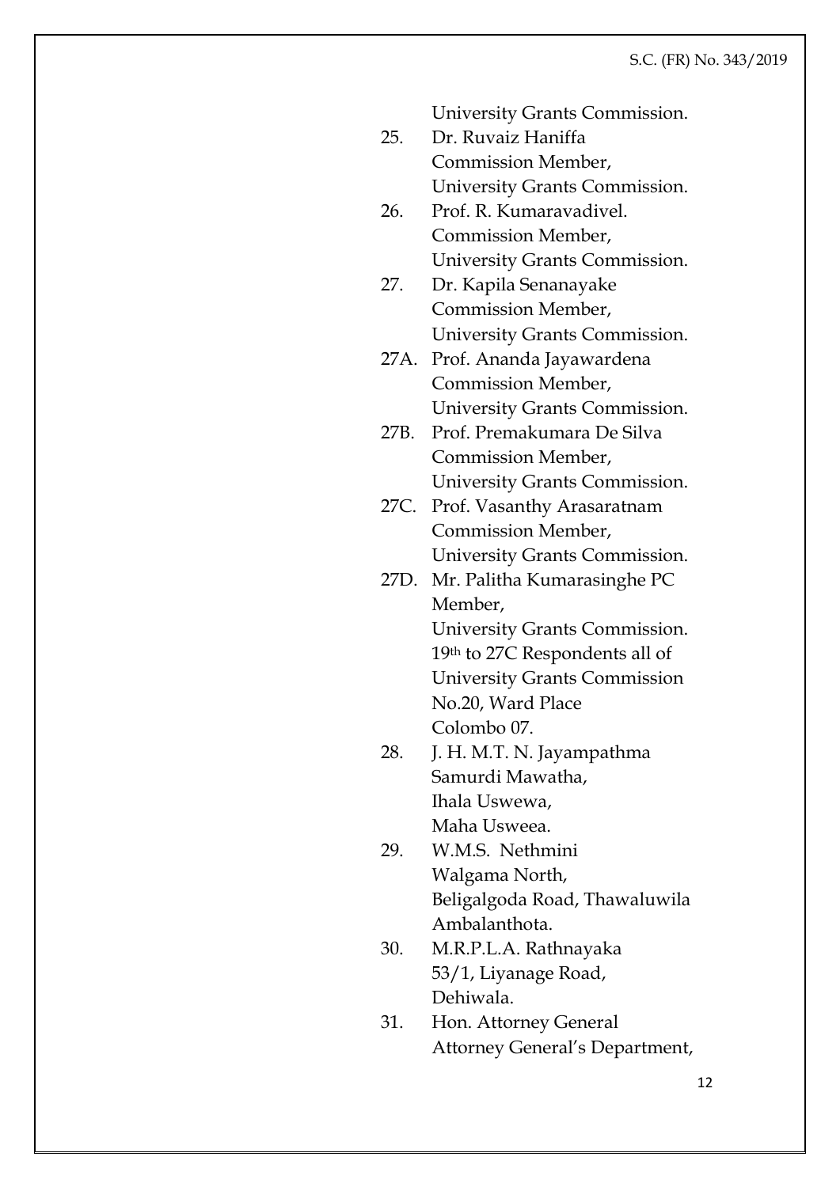University Grants Commission.

25. Dr. Ruvaiz Haniffa
    Commission Member,
    University Grants Commission.

26. Prof. R. Kumaravadivel.
    Commission Member,
    University Grants Commission.

27. Dr. Kapila Senanayake
    Commission Member,
    University Grants Commission.

27A. Prof. Ananda Jayawardena
    Commission Member,
    University Grants Commission.

27B. Prof. Premakumara De Silva
    Commission Member,
    University Grants Commission.

27C. Prof. Vasanthy Arasaratnam
    Commission Member,
    University Grants Commission.

27D. Mr. Palitha Kumarasinghe PC
    Member,
    University Grants Commission.
    19th to 27C Respondents all of
    University Grants Commission
    No.20, Ward Place
    Colombo 07.

28. J. H. M.T. N. Jayampathma
    Samurdi Mawatha,
    Ihala Uswewa,
    Maha Usweea.

29. W.M.S. Nethmini
    Walgama North,
    Beligalgoda Road, Thawaluwila
    Ambalanthota.

30. M.R.P.L.A. Rathnayaka
    53/1, Liyanage Road,
    Dehiwala.

31. Hon. Attorney General
    Attorney General's Department,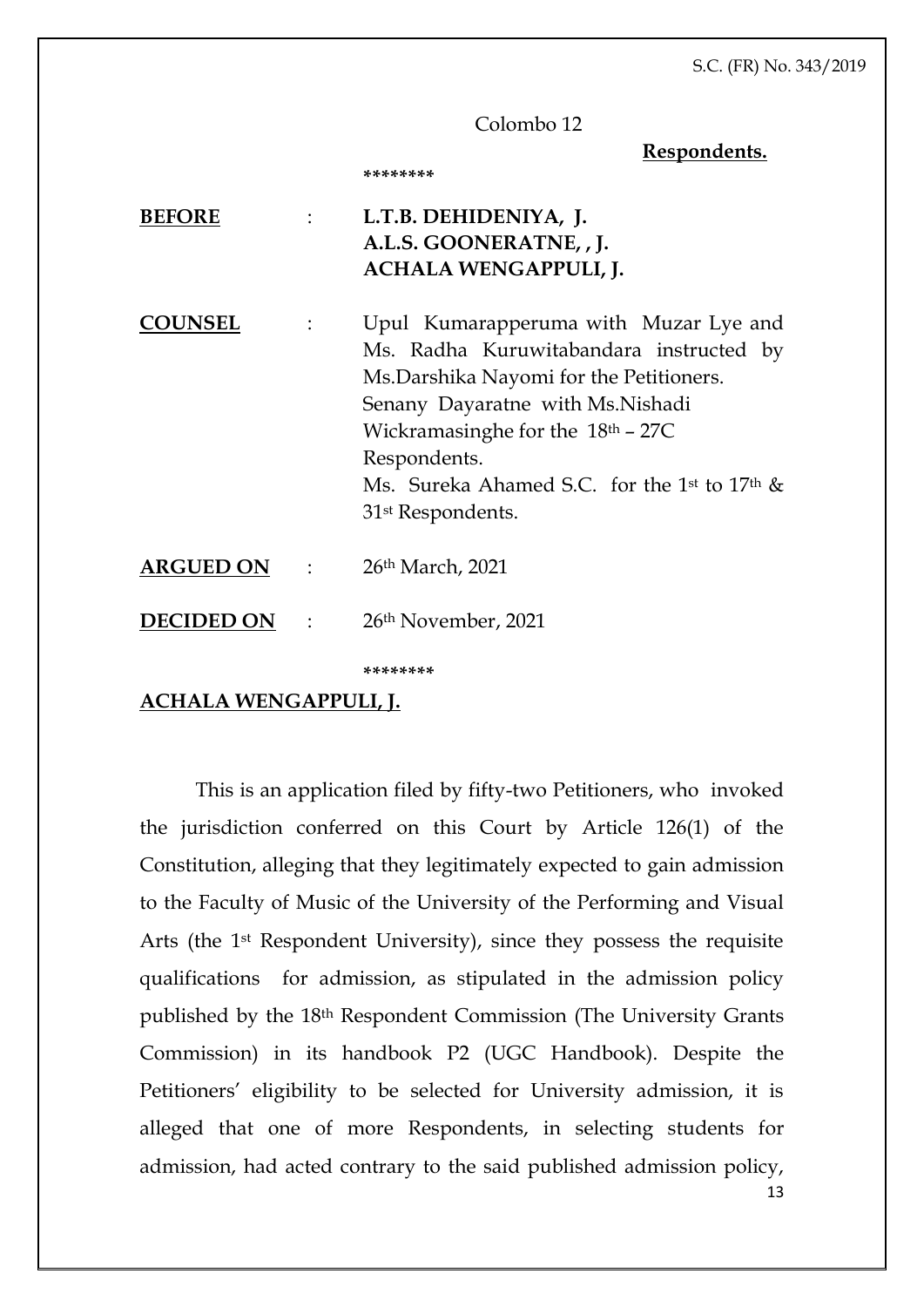Colombo 12

**Respondents.**

\*\*\*\*\*\*\*\*

| | | |
|---|---|---|
| **BEFORE** | : | **L.T.B. DEHIDENIYA, J.**<br>**A.L.S. GOONERATNE, , J.**<br>**ACHALA WENGAPPULI, J.** |
| **COUNSEL** | : | Upul Kumarapperuma with Muzar Lye and Ms. Radha Kuruwitabandara instructed by Ms.Darshika Nayomi for the Petitioners.<br>Senany Dayaratne with Ms.Nishadi Wickramasinghe for the 18th – 27C Respondents.<br>Ms. Sureka Ahamed S.C. for the 1st to 17th & 31st Respondents. |
| **ARGUED ON** | : | 26th March, 2021 |
| **DECIDED ON** | : | 26th November, 2021 |

\*\*\*\*\*\*\*\*

**ACHALA WENGAPPULI, J.**

This is an application filed by fifty-two Petitioners, who invoked the jurisdiction conferred on this Court by Article 126(1) of the Constitution, alleging that they legitimately expected to gain admission to the Faculty of Music of the University of the Performing and Visual Arts (the 1st Respondent University), since they possess the requisite qualifications for admission, as stipulated in the admission policy published by the 18th Respondent Commission (The University Grants Commission) in its handbook P2 (UGC Handbook). Despite the Petitioners' eligibility to be selected for University admission, it is alleged that one of more Respondents, in selecting students for admission, had acted contrary to the said published admission policy,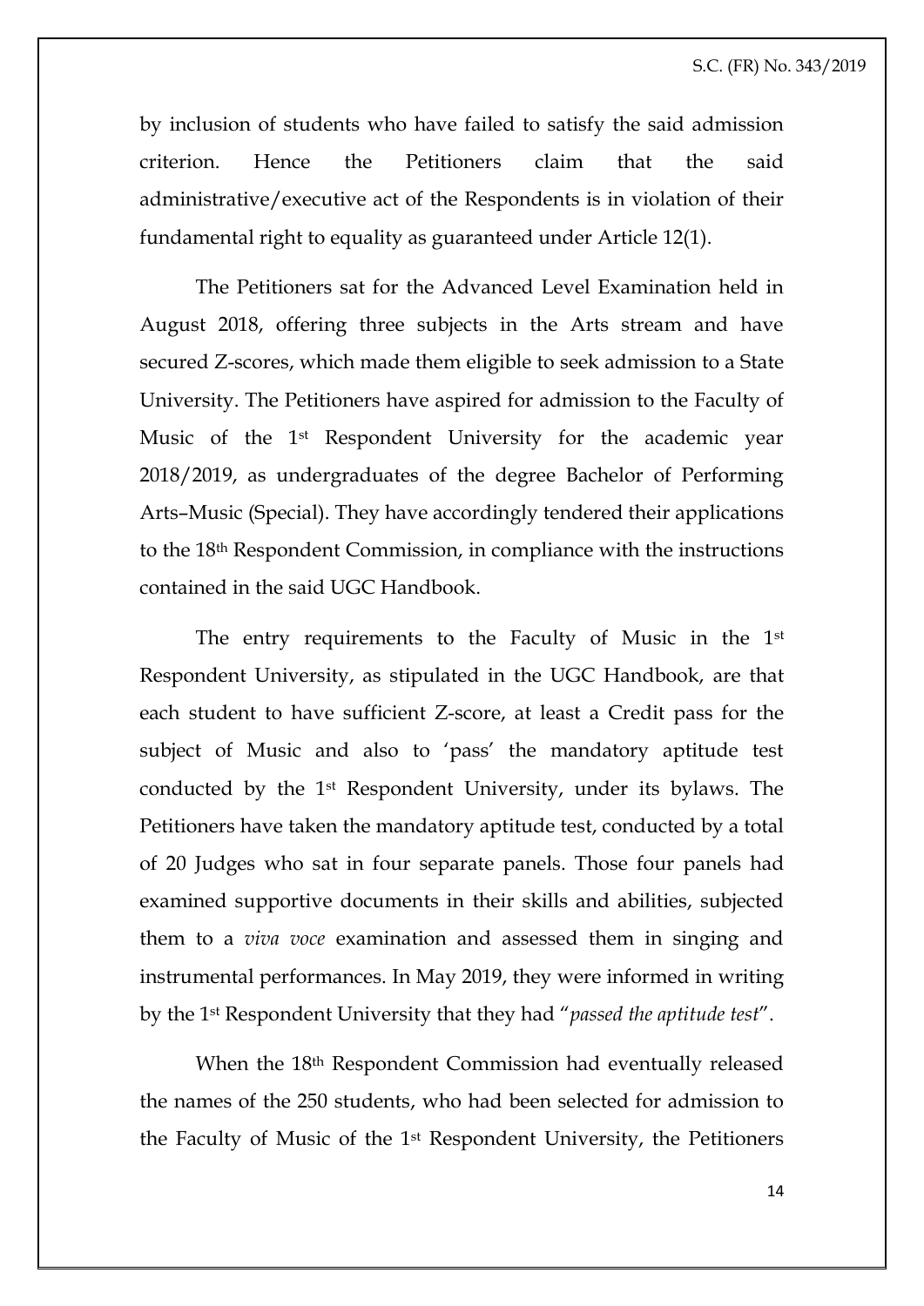by inclusion of students who have failed to satisfy the said admission criterion. Hence the Petitioners claim that the said administrative/executive act of the Respondents is in violation of their fundamental right to equality as guaranteed under Article 12(1).

The Petitioners sat for the Advanced Level Examination held in August 2018, offering three subjects in the Arts stream and have secured Z-scores, which made them eligible to seek admission to a State University. The Petitioners have aspired for admission to the Faculty of Music of the 1st Respondent University for the academic year 2018/2019, as undergraduates of the degree Bachelor of Performing Arts–Music (Special). They have accordingly tendered their applications to the 18th Respondent Commission, in compliance with the instructions contained in the said UGC Handbook.

The entry requirements to the Faculty of Music in the 1st Respondent University, as stipulated in the UGC Handbook, are that each student to have sufficient Z-score, at least a Credit pass for the subject of Music and also to 'pass' the mandatory aptitude test conducted by the 1st Respondent University, under its bylaws. The Petitioners have taken the mandatory aptitude test, conducted by a total of 20 Judges who sat in four separate panels. Those four panels had examined supportive documents in their skills and abilities, subjected them to a *viva voce* examination and assessed them in singing and instrumental performances. In May 2019, they were informed in writing by the 1st Respondent University that they had "*passed the aptitude test*".

When the 18th Respondent Commission had eventually released the names of the 250 students, who had been selected for admission to the Faculty of Music of the 1st Respondent University, the Petitioners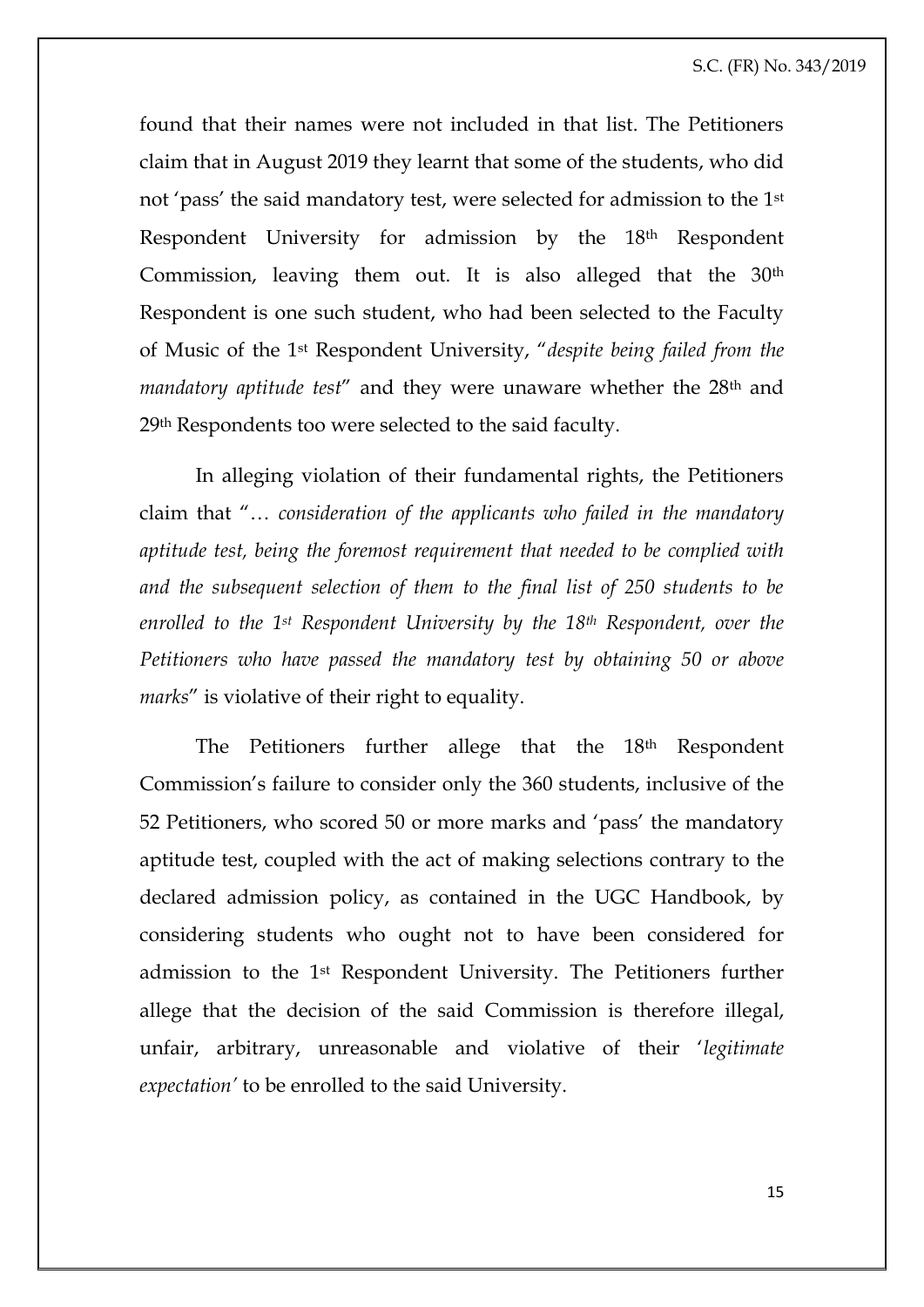found that their names were not included in that list. The Petitioners claim that in August 2019 they learnt that some of the students, who did not 'pass' the said mandatory test, were selected for admission to the 1st Respondent University for admission by the 18th Respondent Commission, leaving them out. It is also alleged that the 30th Respondent is one such student, who had been selected to the Faculty of Music of the 1st Respondent University, "*despite being failed from the mandatory aptitude test*" and they were unaware whether the 28th and 29th Respondents too were selected to the said faculty.

In alleging violation of their fundamental rights, the Petitioners claim that "… *consideration of the applicants who failed in the mandatory aptitude test, being the foremost requirement that needed to be complied with and the subsequent selection of them to the final list of 250 students to be enrolled to the 1st Respondent University by the 18th Respondent, over the Petitioners who have passed the mandatory test by obtaining 50 or above marks*" is violative of their right to equality.

The Petitioners further allege that the 18th Respondent Commission's failure to consider only the 360 students, inclusive of the 52 Petitioners, who scored 50 or more marks and 'pass' the mandatory aptitude test, coupled with the act of making selections contrary to the declared admission policy, as contained in the UGC Handbook, by considering students who ought not to have been considered for admission to the 1st Respondent University. The Petitioners further allege that the decision of the said Commission is therefore illegal, unfair, arbitrary, unreasonable and violative of their '*legitimate expectation'* to be enrolled to the said University.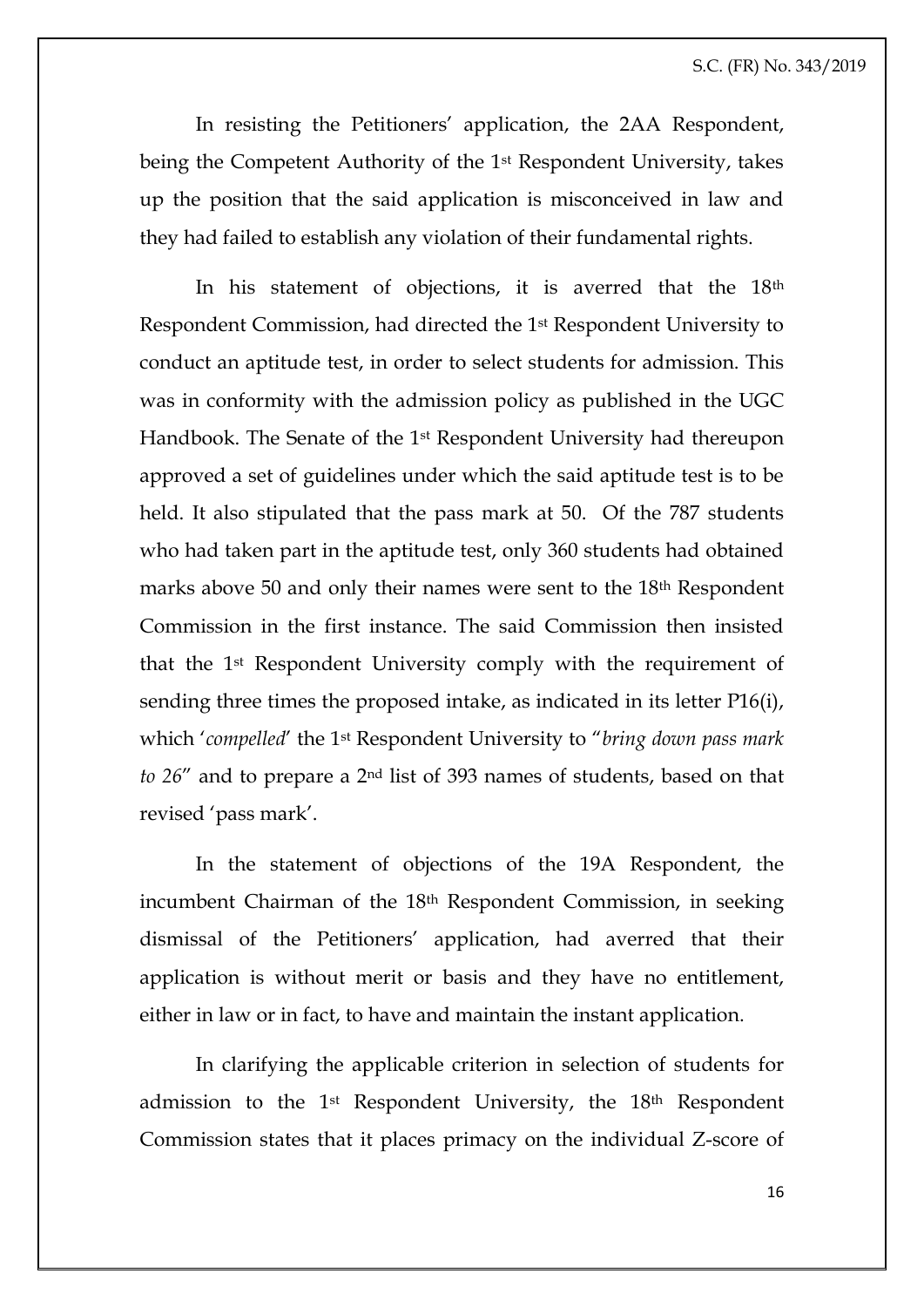In resisting the Petitioners' application, the 2AA Respondent, being the Competent Authority of the 1st Respondent University, takes up the position that the said application is misconceived in law and they had failed to establish any violation of their fundamental rights.

In his statement of objections, it is averred that the 18th Respondent Commission, had directed the 1st Respondent University to conduct an aptitude test, in order to select students for admission. This was in conformity with the admission policy as published in the UGC Handbook. The Senate of the 1st Respondent University had thereupon approved a set of guidelines under which the said aptitude test is to be held. It also stipulated that the pass mark at 50. Of the 787 students who had taken part in the aptitude test, only 360 students had obtained marks above 50 and only their names were sent to the 18th Respondent Commission in the first instance. The said Commission then insisted that the 1st Respondent University comply with the requirement of sending three times the proposed intake, as indicated in its letter P16(i), which '*compelled*' the 1st Respondent University to "*bring down pass mark to 26*" and to prepare a 2nd list of 393 names of students, based on that revised 'pass mark'.

In the statement of objections of the 19A Respondent, the incumbent Chairman of the 18th Respondent Commission, in seeking dismissal of the Petitioners' application, had averred that their application is without merit or basis and they have no entitlement, either in law or in fact, to have and maintain the instant application.

In clarifying the applicable criterion in selection of students for admission to the 1st Respondent University, the 18th Respondent Commission states that it places primacy on the individual Z-score of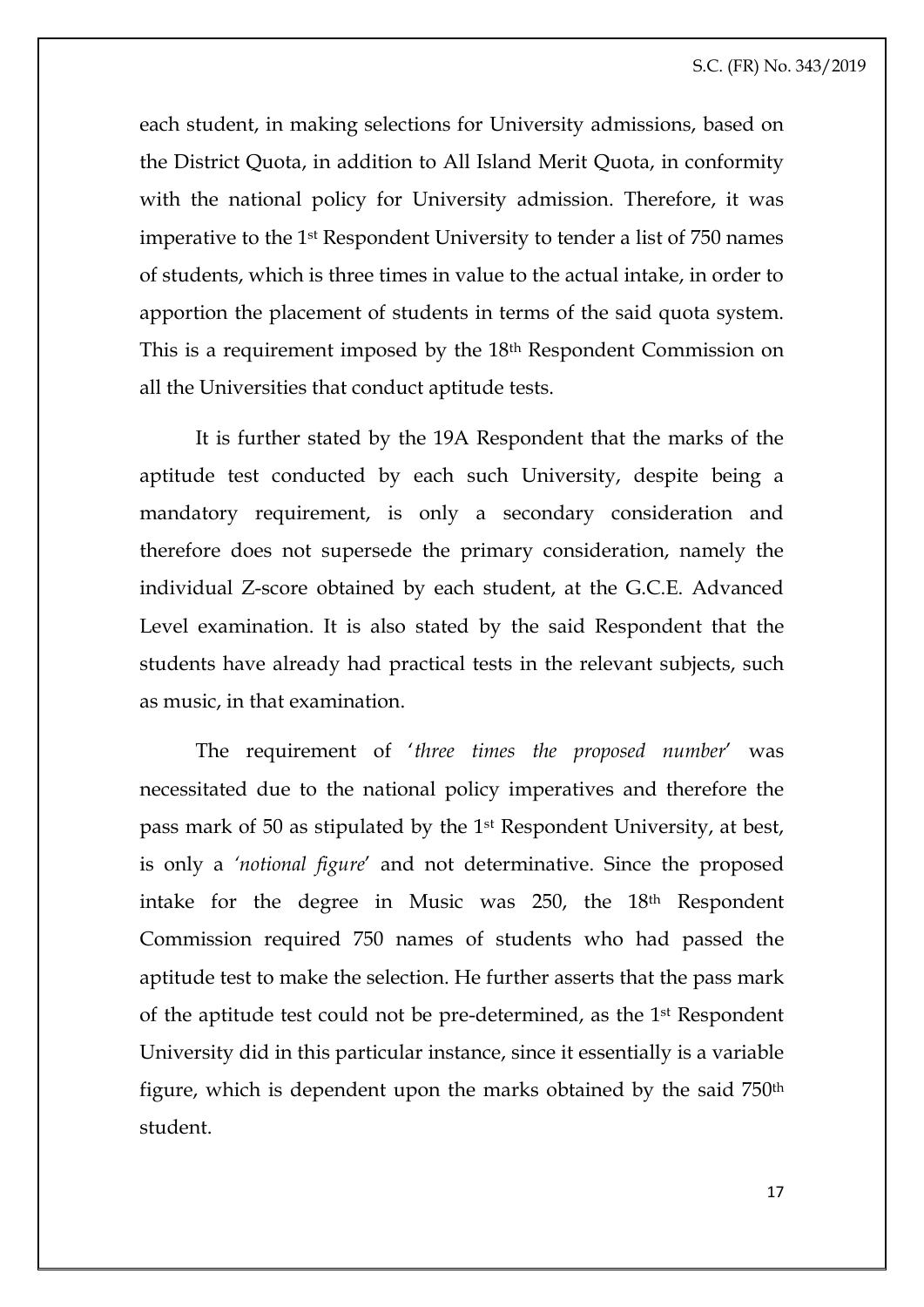each student, in making selections for University admissions, based on the District Quota, in addition to All Island Merit Quota, in conformity with the national policy for University admission. Therefore, it was imperative to the 1st Respondent University to tender a list of 750 names of students, which is three times in value to the actual intake, in order to apportion the placement of students in terms of the said quota system. This is a requirement imposed by the 18th Respondent Commission on all the Universities that conduct aptitude tests.

It is further stated by the 19A Respondent that the marks of the aptitude test conducted by each such University, despite being a mandatory requirement, is only a secondary consideration and therefore does not supersede the primary consideration, namely the individual Z-score obtained by each student, at the G.C.E. Advanced Level examination. It is also stated by the said Respondent that the students have already had practical tests in the relevant subjects, such as music, in that examination.

The requirement of '*three times the proposed number*' was necessitated due to the national policy imperatives and therefore the pass mark of 50 as stipulated by the 1st Respondent University, at best, is only a '*notional figure*' and not determinative. Since the proposed intake for the degree in Music was 250, the 18th Respondent Commission required 750 names of students who had passed the aptitude test to make the selection. He further asserts that the pass mark of the aptitude test could not be pre-determined, as the 1st Respondent University did in this particular instance, since it essentially is a variable figure, which is dependent upon the marks obtained by the said 750th student.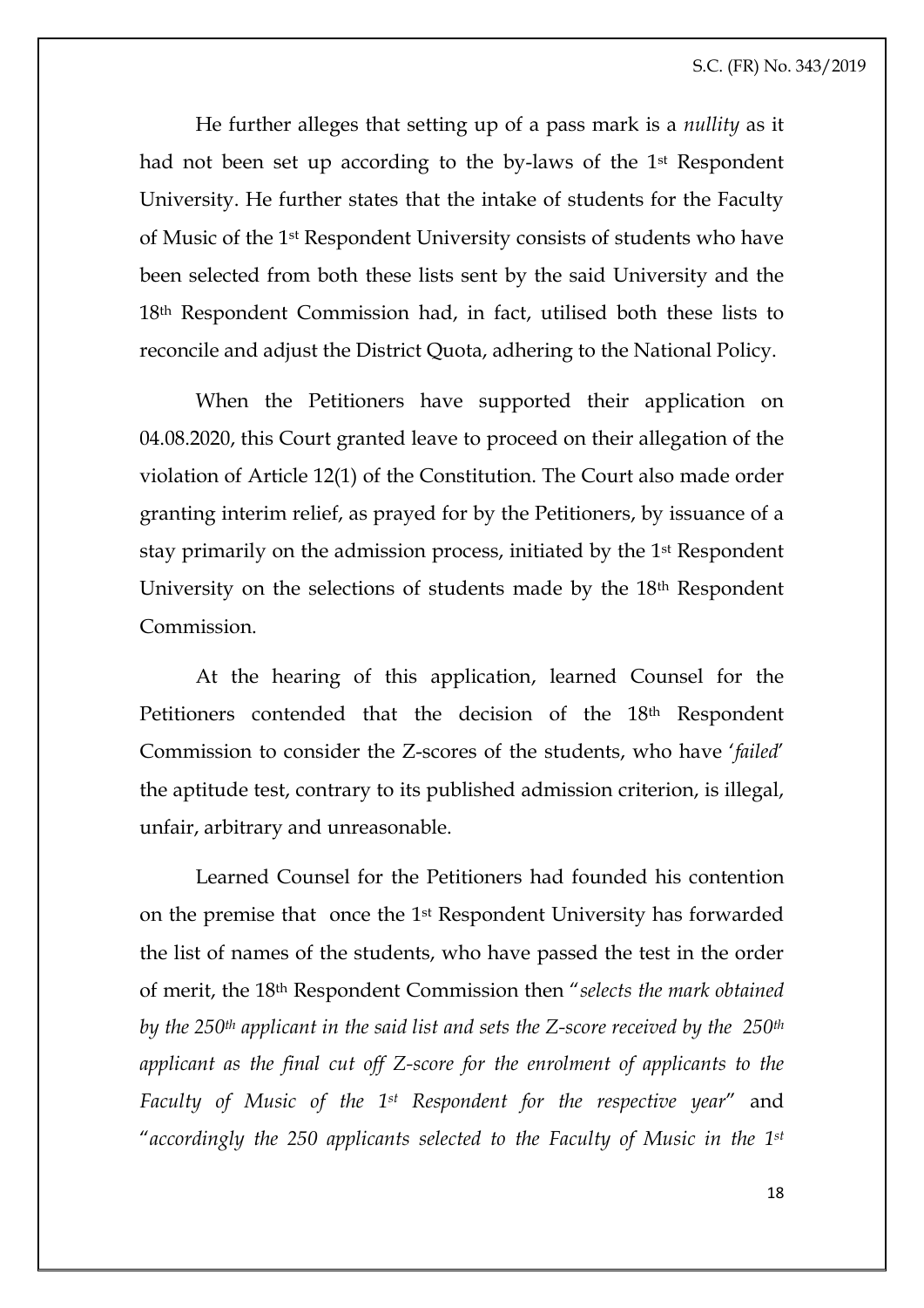He further alleges that setting up of a pass mark is a *nullity* as it had not been set up according to the by-laws of the 1st Respondent University. He further states that the intake of students for the Faculty of Music of the 1st Respondent University consists of students who have been selected from both these lists sent by the said University and the 18th Respondent Commission had, in fact, utilised both these lists to reconcile and adjust the District Quota, adhering to the National Policy.

When the Petitioners have supported their application on 04.08.2020, this Court granted leave to proceed on their allegation of the violation of Article 12(1) of the Constitution. The Court also made order granting interim relief, as prayed for by the Petitioners, by issuance of a stay primarily on the admission process, initiated by the 1st Respondent University on the selections of students made by the 18th Respondent Commission.

At the hearing of this application, learned Counsel for the Petitioners contended that the decision of the 18th Respondent Commission to consider the Z-scores of the students, who have '*failed*' the aptitude test, contrary to its published admission criterion, is illegal, unfair, arbitrary and unreasonable.

Learned Counsel for the Petitioners had founded his contention on the premise that once the 1st Respondent University has forwarded the list of names of the students, who have passed the test in the order of merit, the 18th Respondent Commission then "*selects the mark obtained by the 250th applicant in the said list and sets the Z-score received by the 250th applicant as the final cut off Z-score for the enrolment of applicants to the Faculty of Music of the 1st Respondent for the respective year*" and "*accordingly the 250 applicants selected to the Faculty of Music in the 1st*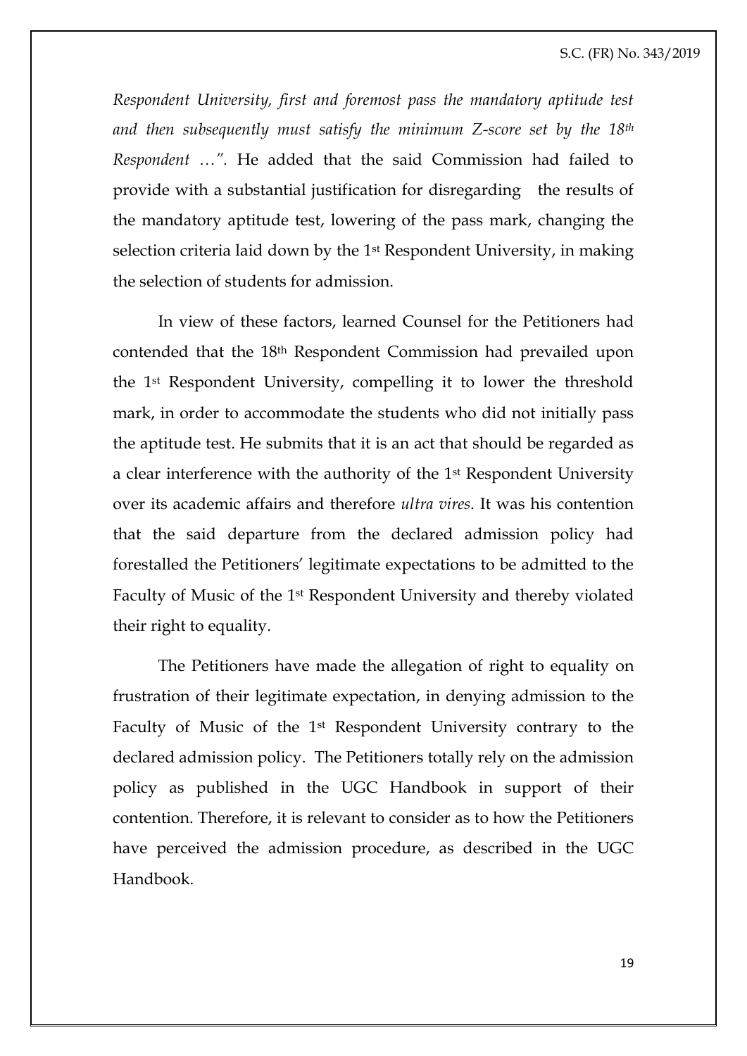*Respondent University, first and foremost pass the mandatory aptitude test and then subsequently must satisfy the minimum Z-score set by the 18th Respondent …”.* He added that the said Commission had failed to provide with a substantial justification for disregarding the results of the mandatory aptitude test, lowering of the pass mark, changing the selection criteria laid down by the 1st Respondent University, in making the selection of students for admission.

In view of these factors, learned Counsel for the Petitioners had contended that the 18th Respondent Commission had prevailed upon the 1st Respondent University, compelling it to lower the threshold mark, in order to accommodate the students who did not initially pass the aptitude test. He submits that it is an act that should be regarded as a clear interference with the authority of the 1st Respondent University over its academic affairs and therefore *ultra vires*. It was his contention that the said departure from the declared admission policy had forestalled the Petitioners' legitimate expectations to be admitted to the Faculty of Music of the 1st Respondent University and thereby violated their right to equality.

The Petitioners have made the allegation of right to equality on frustration of their legitimate expectation, in denying admission to the Faculty of Music of the 1st Respondent University contrary to the declared admission policy. The Petitioners totally rely on the admission policy as published in the UGC Handbook in support of their contention. Therefore, it is relevant to consider as to how the Petitioners have perceived the admission procedure, as described in the UGC Handbook.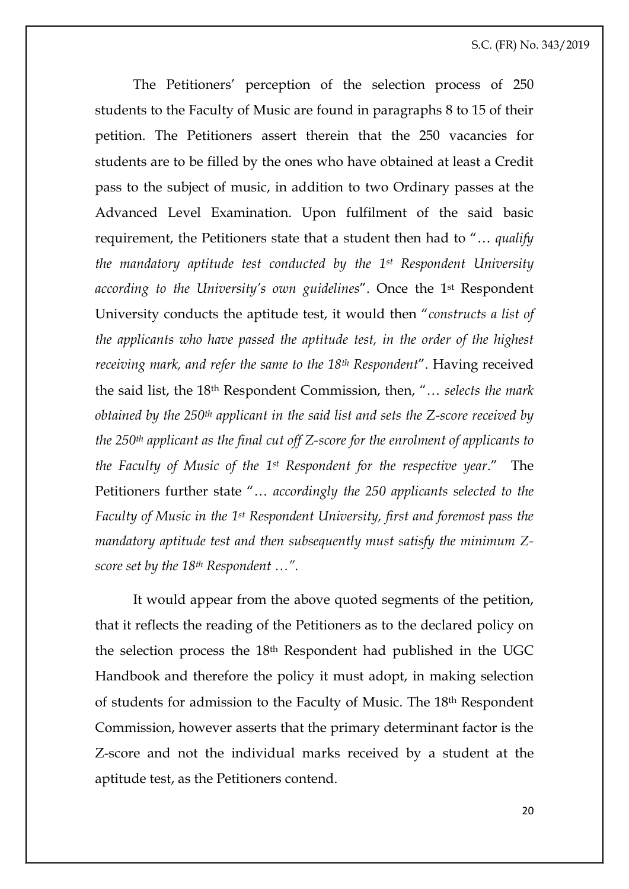The Petitioners' perception of the selection process of 250 students to the Faculty of Music are found in paragraphs 8 to 15 of their petition. The Petitioners assert therein that the 250 vacancies for students are to be filled by the ones who have obtained at least a Credit pass to the subject of music, in addition to two Ordinary passes at the Advanced Level Examination. Upon fulfilment of the said basic requirement, the Petitioners state that a student then had to "*… qualify the mandatory aptitude test conducted by the 1st Respondent University according to the University's own guidelines*". Once the 1st Respondent University conducts the aptitude test, it would then "*constructs a list of the applicants who have passed the aptitude test, in the order of the highest receiving mark, and refer the same to the 18th Respondent*". Having received the said list, the 18th Respondent Commission, then, "*… selects the mark obtained by the 250th applicant in the said list and sets the Z-score received by the 250th applicant as the final cut off Z-score for the enrolment of applicants to the Faculty of Music of the 1st Respondent for the respective year*." The Petitioners further state "*… accordingly the 250 applicants selected to the Faculty of Music in the 1st Respondent University, first and foremost pass the mandatory aptitude test and then subsequently must satisfy the minimum Z-score set by the 18th Respondent …".*

It would appear from the above quoted segments of the petition, that it reflects the reading of the Petitioners as to the declared policy on the selection process the 18th Respondent had published in the UGC Handbook and therefore the policy it must adopt, in making selection of students for admission to the Faculty of Music. The 18th Respondent Commission, however asserts that the primary determinant factor is the Z-score and not the individual marks received by a student at the aptitude test, as the Petitioners contend.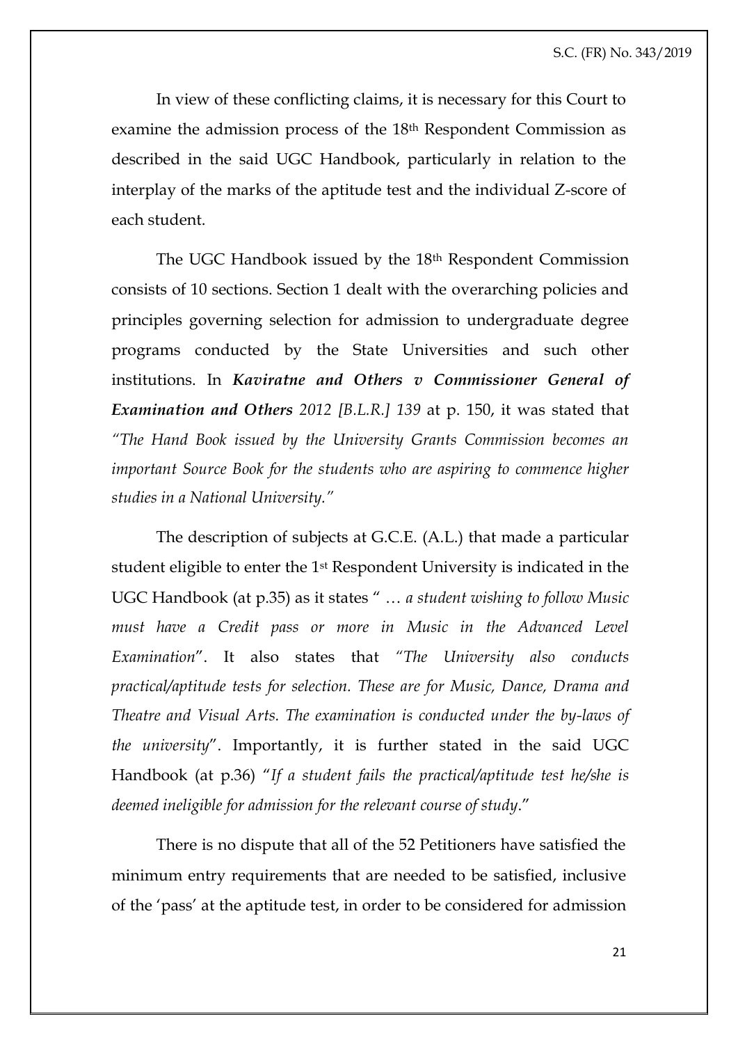In view of these conflicting claims, it is necessary for this Court to examine the admission process of the 18th Respondent Commission as described in the said UGC Handbook, particularly in relation to the interplay of the marks of the aptitude test and the individual Z-score of each student.

The UGC Handbook issued by the 18th Respondent Commission consists of 10 sections. Section 1 dealt with the overarching policies and principles governing selection for admission to undergraduate degree programs conducted by the State Universities and such other institutions. In ***Kaviratne and Others v Commissioner General of Examination and Others*** *2012 [B.L.R.] 139* at p. 150, it was stated that *"The Hand Book issued by the University Grants Commission becomes an important Source Book for the students who are aspiring to commence higher studies in a National University."*

The description of subjects at G.C.E. (A.L.) that made a particular student eligible to enter the 1st Respondent University is indicated in the UGC Handbook (at p.35) as it states " … *a student wishing to follow Music must have a Credit pass or more in Music in the Advanced Level Examination*". It also states that *"The University also conducts practical/aptitude tests for selection. These are for Music, Dance, Drama and Theatre and Visual Arts. The examination is conducted under the by-laws of the university*". Importantly, it is further stated in the said UGC Handbook (at p.36) "*If a student fails the practical/aptitude test he/she is deemed ineligible for admission for the relevant course of study*."

There is no dispute that all of the 52 Petitioners have satisfied the minimum entry requirements that are needed to be satisfied, inclusive of the 'pass' at the aptitude test, in order to be considered for admission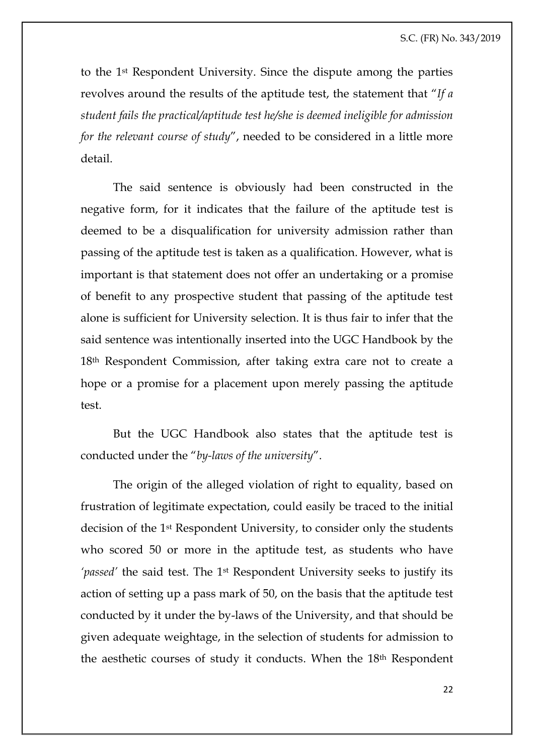to the 1st Respondent University. Since the dispute among the parties revolves around the results of the aptitude test, the statement that "*If a student fails the practical/aptitude test he/she is deemed ineligible for admission for the relevant course of study*", needed to be considered in a little more detail.

The said sentence is obviously had been constructed in the negative form, for it indicates that the failure of the aptitude test is deemed to be a disqualification for university admission rather than passing of the aptitude test is taken as a qualification. However, what is important is that statement does not offer an undertaking or a promise of benefit to any prospective student that passing of the aptitude test alone is sufficient for University selection. It is thus fair to infer that the said sentence was intentionally inserted into the UGC Handbook by the 18th Respondent Commission, after taking extra care not to create a hope or a promise for a placement upon merely passing the aptitude test.

But the UGC Handbook also states that the aptitude test is conducted under the "*by-laws of the university*".

The origin of the alleged violation of right to equality, based on frustration of legitimate expectation, could easily be traced to the initial decision of the 1st Respondent University, to consider only the students who scored 50 or more in the aptitude test, as students who have '*passed*' the said test. The 1st Respondent University seeks to justify its action of setting up a pass mark of 50, on the basis that the aptitude test conducted by it under the by-laws of the University, and that should be given adequate weightage, in the selection of students for admission to the aesthetic courses of study it conducts. When the 18th Respondent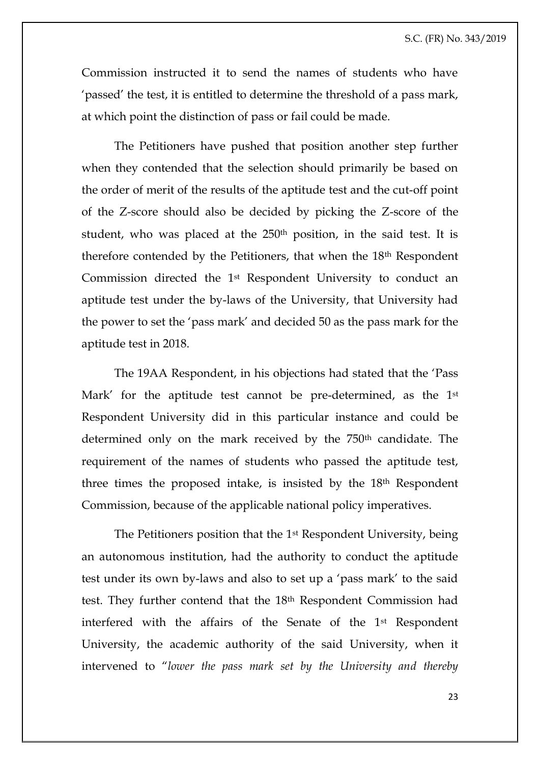Commission instructed it to send the names of students who have 'passed' the test, it is entitled to determine the threshold of a pass mark, at which point the distinction of pass or fail could be made.

The Petitioners have pushed that position another step further when they contended that the selection should primarily be based on the order of merit of the results of the aptitude test and the cut-off point of the Z-score should also be decided by picking the Z-score of the student, who was placed at the 250th position, in the said test. It is therefore contended by the Petitioners, that when the 18th Respondent Commission directed the 1st Respondent University to conduct an aptitude test under the by-laws of the University, that University had the power to set the 'pass mark' and decided 50 as the pass mark for the aptitude test in 2018.

The 19AA Respondent, in his objections had stated that the 'Pass Mark' for the aptitude test cannot be pre-determined, as the 1st Respondent University did in this particular instance and could be determined only on the mark received by the 750th candidate. The requirement of the names of students who passed the aptitude test, three times the proposed intake, is insisted by the 18th Respondent Commission, because of the applicable national policy imperatives.

The Petitioners position that the 1st Respondent University, being an autonomous institution, had the authority to conduct the aptitude test under its own by-laws and also to set up a 'pass mark' to the said test. They further contend that the 18th Respondent Commission had interfered with the affairs of the Senate of the 1st Respondent University, the academic authority of the said University, when it intervened to "*lower the pass mark set by the University and thereby*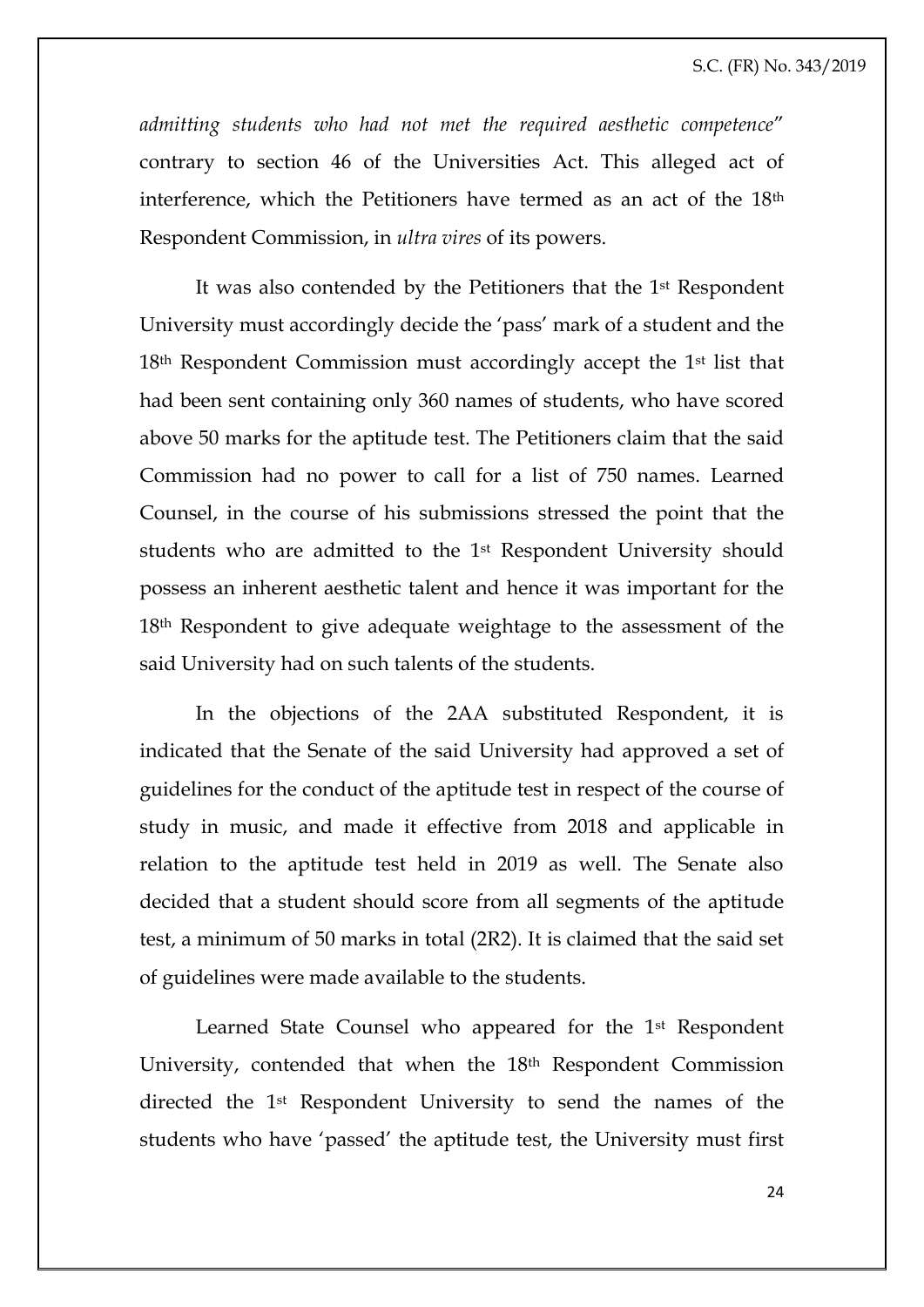*admitting students who had not met the required aesthetic competence*" contrary to section 46 of the Universities Act. This alleged act of interference, which the Petitioners have termed as an act of the 18th Respondent Commission, in *ultra vires* of its powers.

It was also contended by the Petitioners that the 1st Respondent University must accordingly decide the 'pass' mark of a student and the 18th Respondent Commission must accordingly accept the 1st list that had been sent containing only 360 names of students, who have scored above 50 marks for the aptitude test. The Petitioners claim that the said Commission had no power to call for a list of 750 names. Learned Counsel, in the course of his submissions stressed the point that the students who are admitted to the 1st Respondent University should possess an inherent aesthetic talent and hence it was important for the 18th Respondent to give adequate weightage to the assessment of the said University had on such talents of the students.

In the objections of the 2AA substituted Respondent, it is indicated that the Senate of the said University had approved a set of guidelines for the conduct of the aptitude test in respect of the course of study in music, and made it effective from 2018 and applicable in relation to the aptitude test held in 2019 as well. The Senate also decided that a student should score from all segments of the aptitude test, a minimum of 50 marks in total (2R2). It is claimed that the said set of guidelines were made available to the students.

Learned State Counsel who appeared for the 1st Respondent University, contended that when the 18th Respondent Commission directed the 1st Respondent University to send the names of the students who have 'passed' the aptitude test, the University must first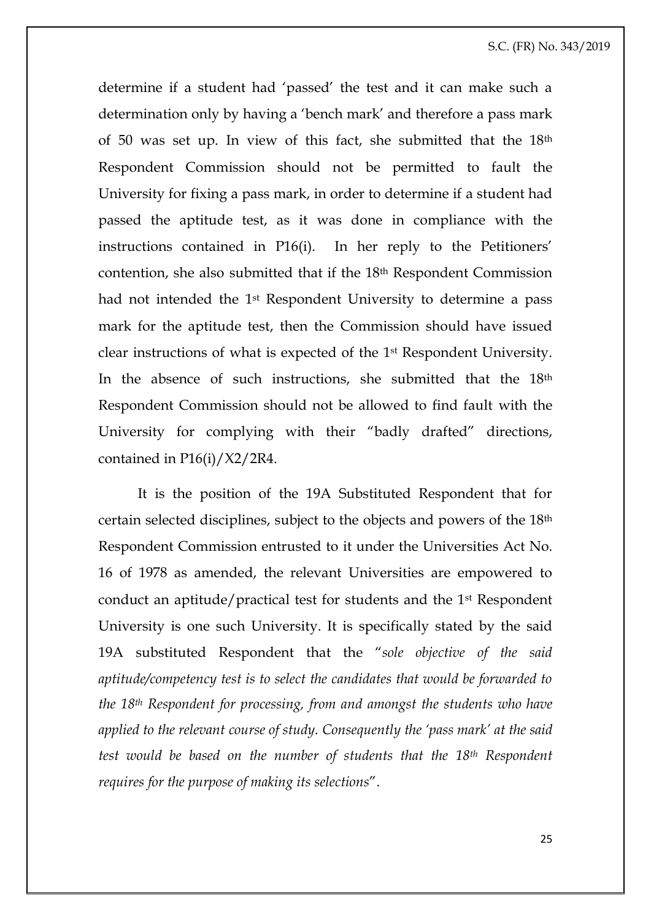determine if a student had 'passed' the test and it can make such a determination only by having a 'bench mark' and therefore a pass mark of 50 was set up. In view of this fact, she submitted that the 18th Respondent Commission should not be permitted to fault the University for fixing a pass mark, in order to determine if a student had passed the aptitude test, as it was done in compliance with the instructions contained in P16(i). In her reply to the Petitioners' contention, she also submitted that if the 18th Respondent Commission had not intended the 1st Respondent University to determine a pass mark for the aptitude test, then the Commission should have issued clear instructions of what is expected of the 1st Respondent University. In the absence of such instructions, she submitted that the 18th Respondent Commission should not be allowed to find fault with the University for complying with their "badly drafted" directions, contained in P16(i)/X2/2R4.

It is the position of the 19A Substituted Respondent that for certain selected disciplines, subject to the objects and powers of the 18th Respondent Commission entrusted to it under the Universities Act No. 16 of 1978 as amended, the relevant Universities are empowered to conduct an aptitude/practical test for students and the 1st Respondent University is one such University. It is specifically stated by the said 19A substituted Respondent that the "*sole objective of the said aptitude/competency test is to select the candidates that would be forwarded to the 18th Respondent for processing, from and amongst the students who have applied to the relevant course of study. Consequently the 'pass mark' at the said test would be based on the number of students that the 18th Respondent requires for the purpose of making its selections*".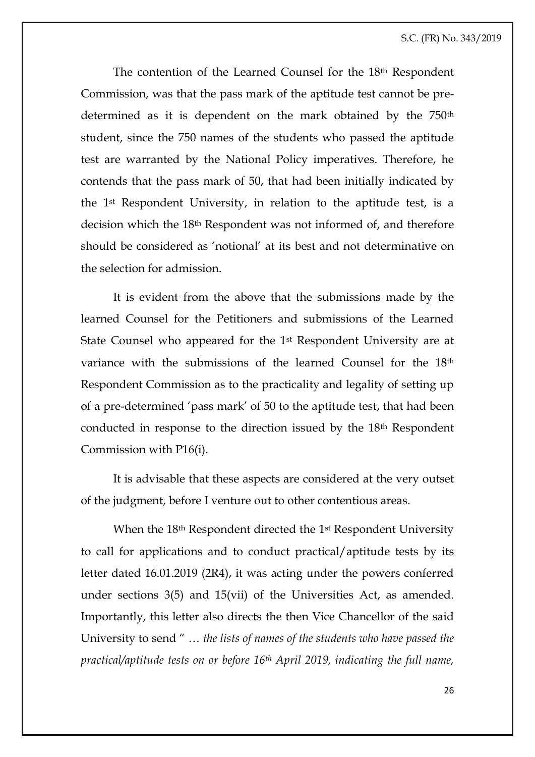The contention of the Learned Counsel for the 18th Respondent Commission, was that the pass mark of the aptitude test cannot be pre-determined as it is dependent on the mark obtained by the 750th student, since the 750 names of the students who passed the aptitude test are warranted by the National Policy imperatives. Therefore, he contends that the pass mark of 50, that had been initially indicated by the 1st Respondent University, in relation to the aptitude test, is a decision which the 18th Respondent was not informed of, and therefore should be considered as 'notional' at its best and not determinative on the selection for admission.

It is evident from the above that the submissions made by the learned Counsel for the Petitioners and submissions of the Learned State Counsel who appeared for the 1st Respondent University are at variance with the submissions of the learned Counsel for the 18th Respondent Commission as to the practicality and legality of setting up of a pre-determined 'pass mark' of 50 to the aptitude test, that had been conducted in response to the direction issued by the 18th Respondent Commission with P16(i).

It is advisable that these aspects are considered at the very outset of the judgment, before I venture out to other contentious areas.

When the 18th Respondent directed the 1st Respondent University to call for applications and to conduct practical/aptitude tests by its letter dated 16.01.2019 (2R4), it was acting under the powers conferred under sections 3(5) and 15(vii) of the Universities Act, as amended. Importantly, this letter also directs the then Vice Chancellor of the said University to send " … *the lists of names of the students who have passed the practical/aptitude tests on or before 16th April 2019, indicating the full name,*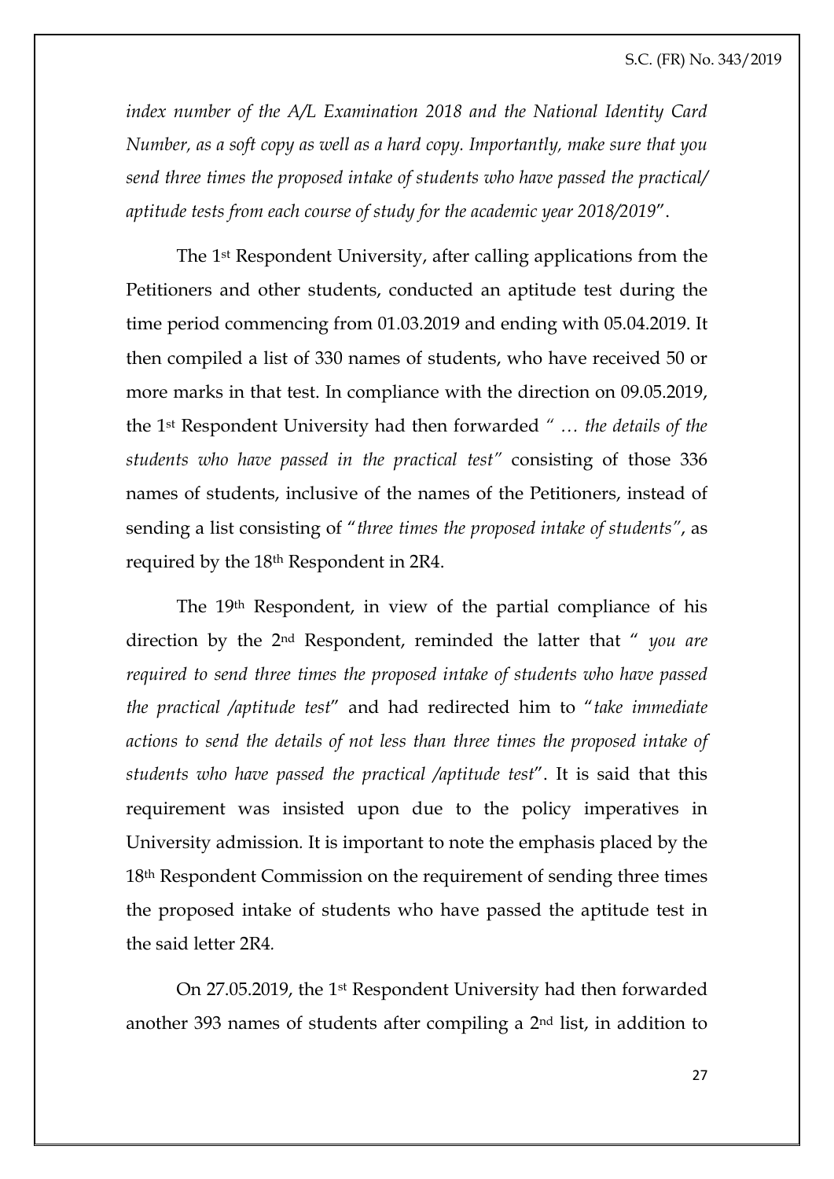*index number of the A/L Examination 2018 and the National Identity Card Number, as a soft copy as well as a hard copy. Importantly, make sure that you send three times the proposed intake of students who have passed the practical/ aptitude tests from each course of study for the academic year 2018/2019*".

The 1st Respondent University, after calling applications from the Petitioners and other students, conducted an aptitude test during the time period commencing from 01.03.2019 and ending with 05.04.2019. It then compiled a list of 330 names of students, who have received 50 or more marks in that test. In compliance with the direction on 09.05.2019, the 1st Respondent University had then forwarded " *… the details of the students who have passed in the practical test"* consisting of those 336 names of students, inclusive of the names of the Petitioners, instead of sending a list consisting of "*three times the proposed intake of students"*, as required by the 18th Respondent in 2R4.

The 19th Respondent, in view of the partial compliance of his direction by the 2nd Respondent, reminded the latter that " *you are required to send three times the proposed intake of students who have passed the practical /aptitude test*" and had redirected him to "*take immediate actions to send the details of not less than three times the proposed intake of students who have passed the practical /aptitude test*". It is said that this requirement was insisted upon due to the policy imperatives in University admission. It is important to note the emphasis placed by the 18th Respondent Commission on the requirement of sending three times the proposed intake of students who have passed the aptitude test in the said letter 2R4.

On 27.05.2019, the 1st Respondent University had then forwarded another 393 names of students after compiling a 2nd list, in addition to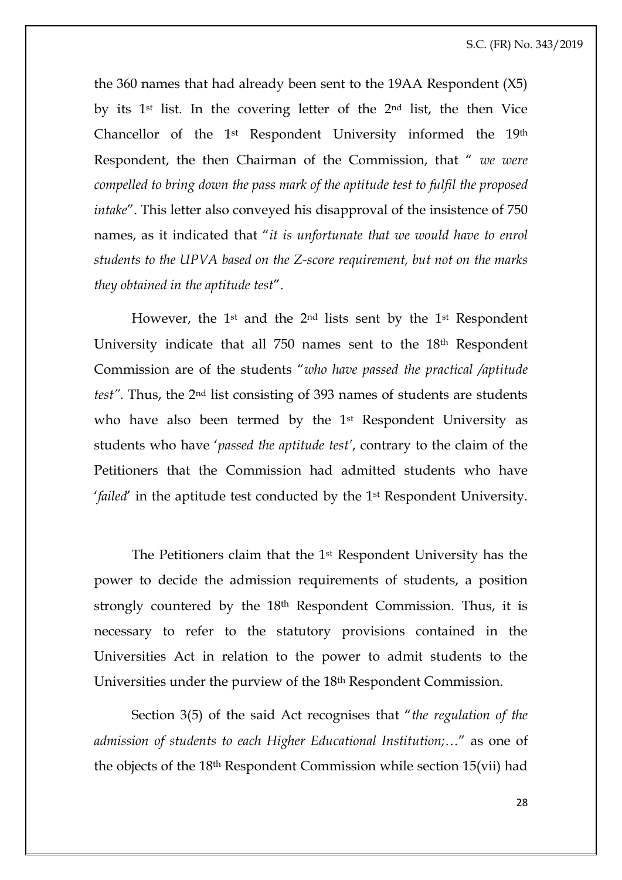the 360 names that had already been sent to the 19AA Respondent (X5) by its 1st list. In the covering letter of the 2nd list, the then Vice Chancellor of the 1st Respondent University informed the 19th Respondent, the then Chairman of the Commission, that " *we were compelled to bring down the pass mark of the aptitude test to fulfil the proposed intake*". This letter also conveyed his disapproval of the insistence of 750 names, as it indicated that "*it is unfortunate that we would have to enrol students to the UPVA based on the Z-score requirement, but not on the marks they obtained in the aptitude test*".

However, the 1st and the 2nd lists sent by the 1st Respondent University indicate that all 750 names sent to the 18th Respondent Commission are of the students "*who have passed the practical /aptitude test".* Thus, the 2nd list consisting of 393 names of students are students who have also been termed by the 1st Respondent University as students who have '*passed the aptitude test*', contrary to the claim of the Petitioners that the Commission had admitted students who have '*failed*' in the aptitude test conducted by the 1st Respondent University.

The Petitioners claim that the 1st Respondent University has the power to decide the admission requirements of students, a position strongly countered by the 18th Respondent Commission. Thus, it is necessary to refer to the statutory provisions contained in the Universities Act in relation to the power to admit students to the Universities under the purview of the 18th Respondent Commission.

Section 3(5) of the said Act recognises that "*the regulation of the admission of students to each Higher Educational Institution;…*" as one of the objects of the 18th Respondent Commission while section 15(vii) had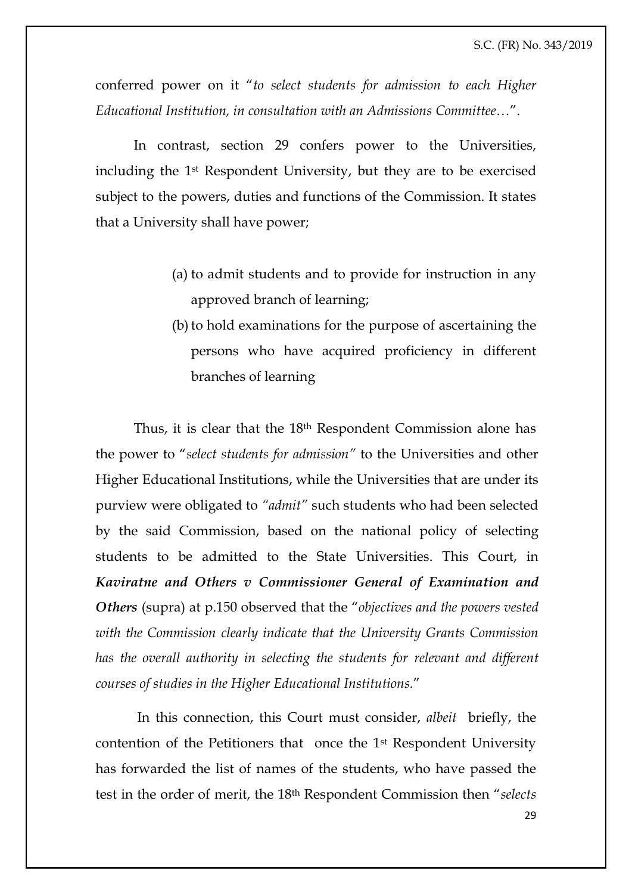conferred power on it "*to select students for admission to each Higher Educational Institution, in consultation with an Admissions Committee*…".

In contrast, section 29 confers power to the Universities, including the 1st Respondent University, but they are to be exercised subject to the powers, duties and functions of the Commission. It states that a University shall have power;

> (a) to admit students and to provide for instruction in any approved branch of learning;
>
> (b) to hold examinations for the purpose of ascertaining the persons who have acquired proficiency in different branches of learning

Thus, it is clear that the 18th Respondent Commission alone has the power to "*select students for admission*" to the Universities and other Higher Educational Institutions, while the Universities that are under its purview were obligated to *"admit"* such students who had been selected by the said Commission, based on the national policy of selecting students to be admitted to the State Universities. This Court, in ***Kaviratne and Others v Commissioner General of Examination and Others*** (supra) at p.150 observed that the "*objectives and the powers vested with the Commission clearly indicate that the University Grants Commission has the overall authority in selecting the students for relevant and different courses of studies in the Higher Educational Institutions.*"

In this connection, this Court must consider, *albeit* briefly, the contention of the Petitioners that once the 1st Respondent University has forwarded the list of names of the students, who have passed the test in the order of merit, the 18th Respondent Commission then "*selects*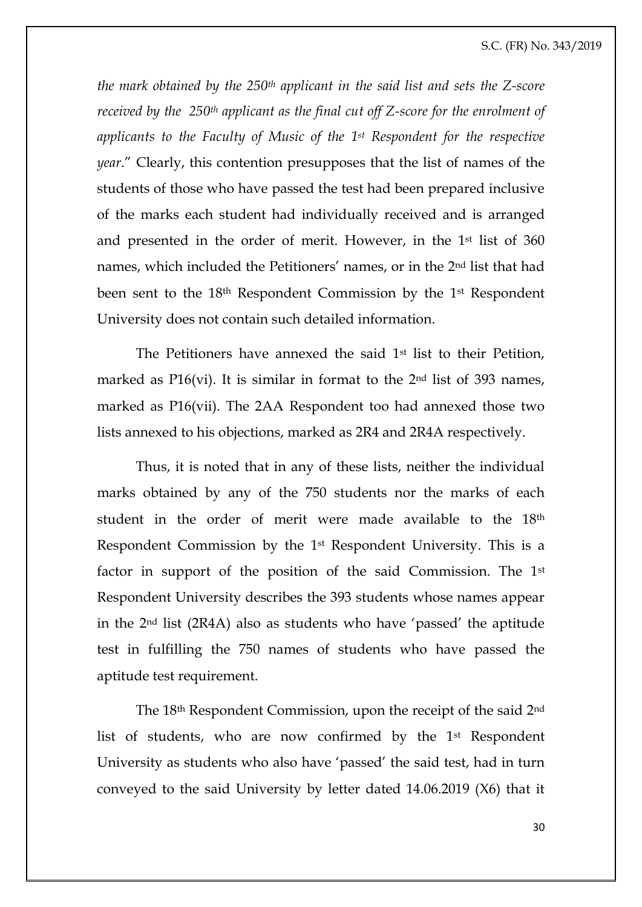*the mark obtained by the 250th applicant in the said list and sets the Z-score received by the 250th applicant as the final cut off Z-score for the enrolment of applicants to the Faculty of Music of the 1st Respondent for the respective year*." Clearly, this contention presupposes that the list of names of the students of those who have passed the test had been prepared inclusive of the marks each student had individually received and is arranged and presented in the order of merit. However, in the 1st list of 360 names, which included the Petitioners' names, or in the 2nd list that had been sent to the 18th Respondent Commission by the 1st Respondent University does not contain such detailed information.

The Petitioners have annexed the said 1st list to their Petition, marked as P16(vi). It is similar in format to the 2nd list of 393 names, marked as P16(vii). The 2AA Respondent too had annexed those two lists annexed to his objections, marked as 2R4 and 2R4A respectively.

Thus, it is noted that in any of these lists, neither the individual marks obtained by any of the 750 students nor the marks of each student in the order of merit were made available to the 18th Respondent Commission by the 1st Respondent University. This is a factor in support of the position of the said Commission. The 1st Respondent University describes the 393 students whose names appear in the 2nd list (2R4A) also as students who have 'passed' the aptitude test in fulfilling the 750 names of students who have passed the aptitude test requirement.

The 18th Respondent Commission, upon the receipt of the said 2nd list of students, who are now confirmed by the 1st Respondent University as students who also have 'passed' the said test, had in turn conveyed to the said University by letter dated 14.06.2019 (X6) that it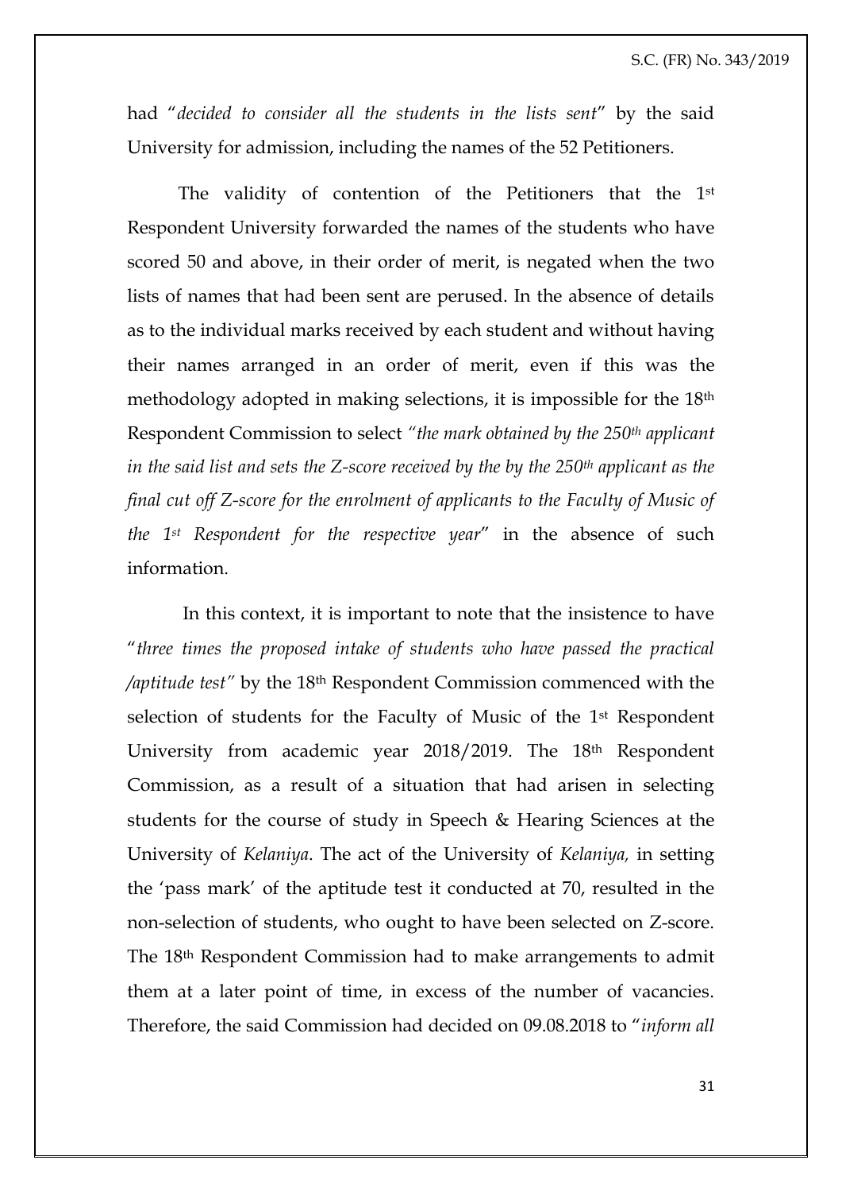had "*decided to consider all the students in the lists sent*" by the said University for admission, including the names of the 52 Petitioners.

The validity of contention of the Petitioners that the 1st Respondent University forwarded the names of the students who have scored 50 and above, in their order of merit, is negated when the two lists of names that had been sent are perused. In the absence of details as to the individual marks received by each student and without having their names arranged in an order of merit, even if this was the methodology adopted in making selections, it is impossible for the 18th Respondent Commission to select *"the mark obtained by the 250th applicant in the said list and sets the Z-score received by the by the 250th applicant as the final cut off Z-score for the enrolment of applicants to the Faculty of Music of the 1st Respondent for the respective year*" in the absence of such information.

In this context, it is important to note that the insistence to have "*three times the proposed intake of students who have passed the practical /aptitude test"* by the 18th Respondent Commission commenced with the selection of students for the Faculty of Music of the 1st Respondent University from academic year 2018/2019. The 18th Respondent Commission, as a result of a situation that had arisen in selecting students for the course of study in Speech & Hearing Sciences at the University of *Kelaniya*. The act of the University of *Kelaniya,* in setting the 'pass mark' of the aptitude test it conducted at 70, resulted in the non-selection of students, who ought to have been selected on Z-score. The 18th Respondent Commission had to make arrangements to admit them at a later point of time, in excess of the number of vacancies. Therefore, the said Commission had decided on 09.08.2018 to "*inform all*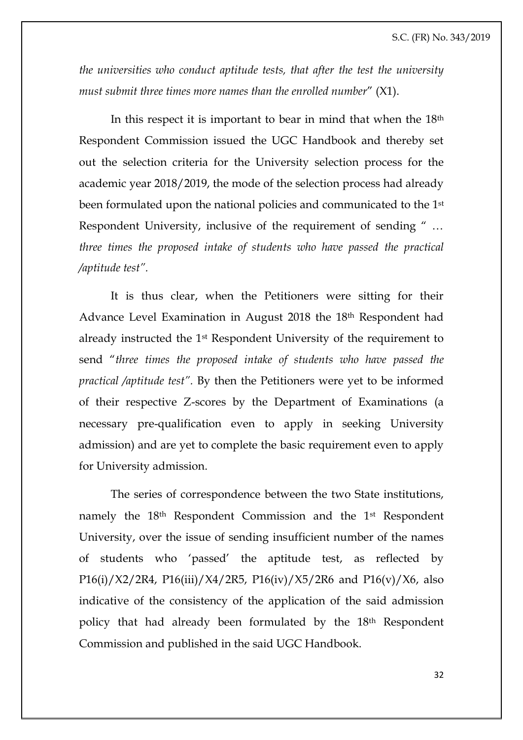*the universities who conduct aptitude tests, that after the test the university must submit three times more names than the enrolled number*" (X1).

In this respect it is important to bear in mind that when the 18th Respondent Commission issued the UGC Handbook and thereby set out the selection criteria for the University selection process for the academic year 2018/2019, the mode of the selection process had already been formulated upon the national policies and communicated to the 1st Respondent University, inclusive of the requirement of sending " … *three times the proposed intake of students who have passed the practical /aptitude test"*.

It is thus clear, when the Petitioners were sitting for their Advance Level Examination in August 2018 the 18th Respondent had already instructed the 1st Respondent University of the requirement to send "*three times the proposed intake of students who have passed the practical /aptitude test"*. By then the Petitioners were yet to be informed of their respective Z-scores by the Department of Examinations (a necessary pre-qualification even to apply in seeking University admission) and are yet to complete the basic requirement even to apply for University admission.

The series of correspondence between the two State institutions, namely the 18th Respondent Commission and the 1st Respondent University, over the issue of sending insufficient number of the names of students who 'passed' the aptitude test, as reflected by P16(i)/X2/2R4, P16(iii)/X4/2R5, P16(iv)/X5/2R6 and P16(v)/X6, also indicative of the consistency of the application of the said admission policy that had already been formulated by the 18th Respondent Commission and published in the said UGC Handbook.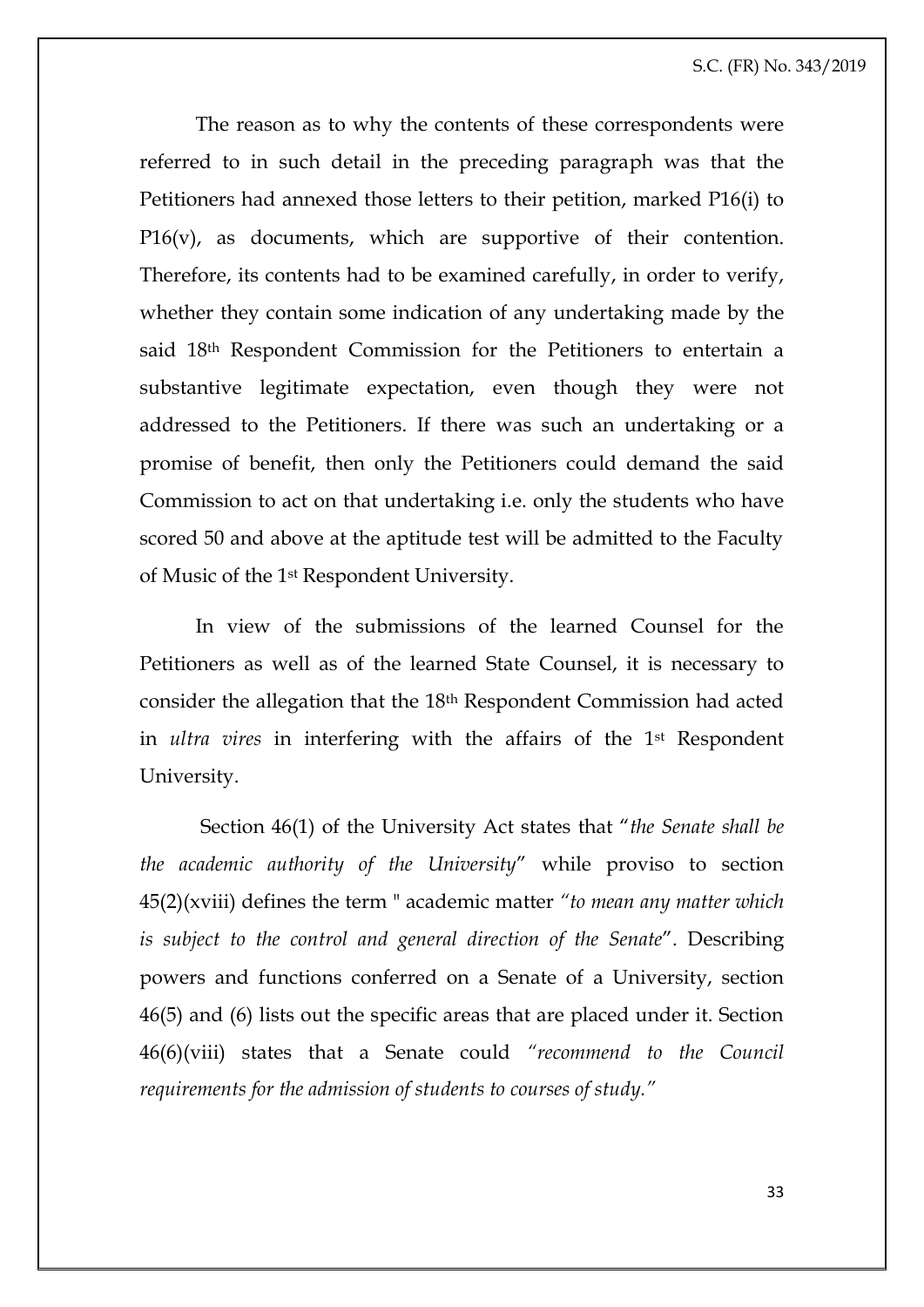The reason as to why the contents of these correspondents were referred to in such detail in the preceding paragraph was that the Petitioners had annexed those letters to their petition, marked P16(i) to P16(v), as documents, which are supportive of their contention. Therefore, its contents had to be examined carefully, in order to verify, whether they contain some indication of any undertaking made by the said 18th Respondent Commission for the Petitioners to entertain a substantive legitimate expectation, even though they were not addressed to the Petitioners. If there was such an undertaking or a promise of benefit, then only the Petitioners could demand the said Commission to act on that undertaking i.e. only the students who have scored 50 and above at the aptitude test will be admitted to the Faculty of Music of the 1st Respondent University.

In view of the submissions of the learned Counsel for the Petitioners as well as of the learned State Counsel, it is necessary to consider the allegation that the 18th Respondent Commission had acted in *ultra vires* in interfering with the affairs of the 1st Respondent University.

Section 46(1) of the University Act states that "*the Senate shall be the academic authority of the University*" while proviso to section 45(2)(xviii) defines the term " academic matter *"to mean any matter which is subject to the control and general direction of the Senate*". Describing powers and functions conferred on a Senate of a University, section 46(5) and (6) lists out the specific areas that are placed under it. Section 46(6)(viii) states that a Senate could *"recommend to the Council requirements for the admission of students to courses of study."*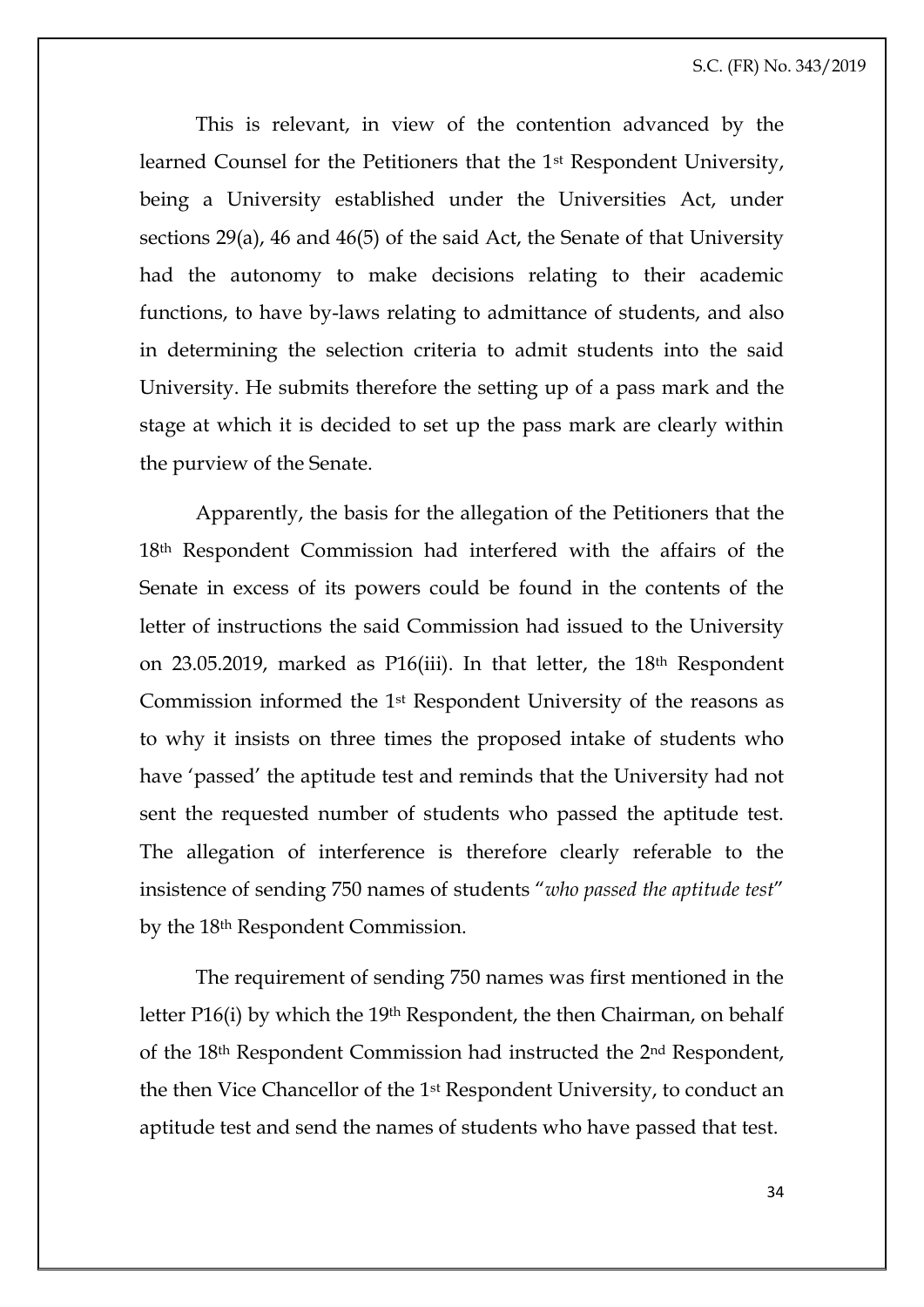This is relevant, in view of the contention advanced by the learned Counsel for the Petitioners that the 1st Respondent University, being a University established under the Universities Act, under sections 29(a), 46 and 46(5) of the said Act, the Senate of that University had the autonomy to make decisions relating to their academic functions, to have by-laws relating to admittance of students, and also in determining the selection criteria to admit students into the said University. He submits therefore the setting up of a pass mark and the stage at which it is decided to set up the pass mark are clearly within the purview of the Senate.

Apparently, the basis for the allegation of the Petitioners that the 18th Respondent Commission had interfered with the affairs of the Senate in excess of its powers could be found in the contents of the letter of instructions the said Commission had issued to the University on 23.05.2019, marked as P16(iii). In that letter, the 18th Respondent Commission informed the 1st Respondent University of the reasons as to why it insists on three times the proposed intake of students who have 'passed' the aptitude test and reminds that the University had not sent the requested number of students who passed the aptitude test. The allegation of interference is therefore clearly referable to the insistence of sending 750 names of students "*who passed the aptitude test*" by the 18th Respondent Commission.

The requirement of sending 750 names was first mentioned in the letter P16(i) by which the 19th Respondent, the then Chairman, on behalf of the 18th Respondent Commission had instructed the 2nd Respondent, the then Vice Chancellor of the 1st Respondent University, to conduct an aptitude test and send the names of students who have passed that test.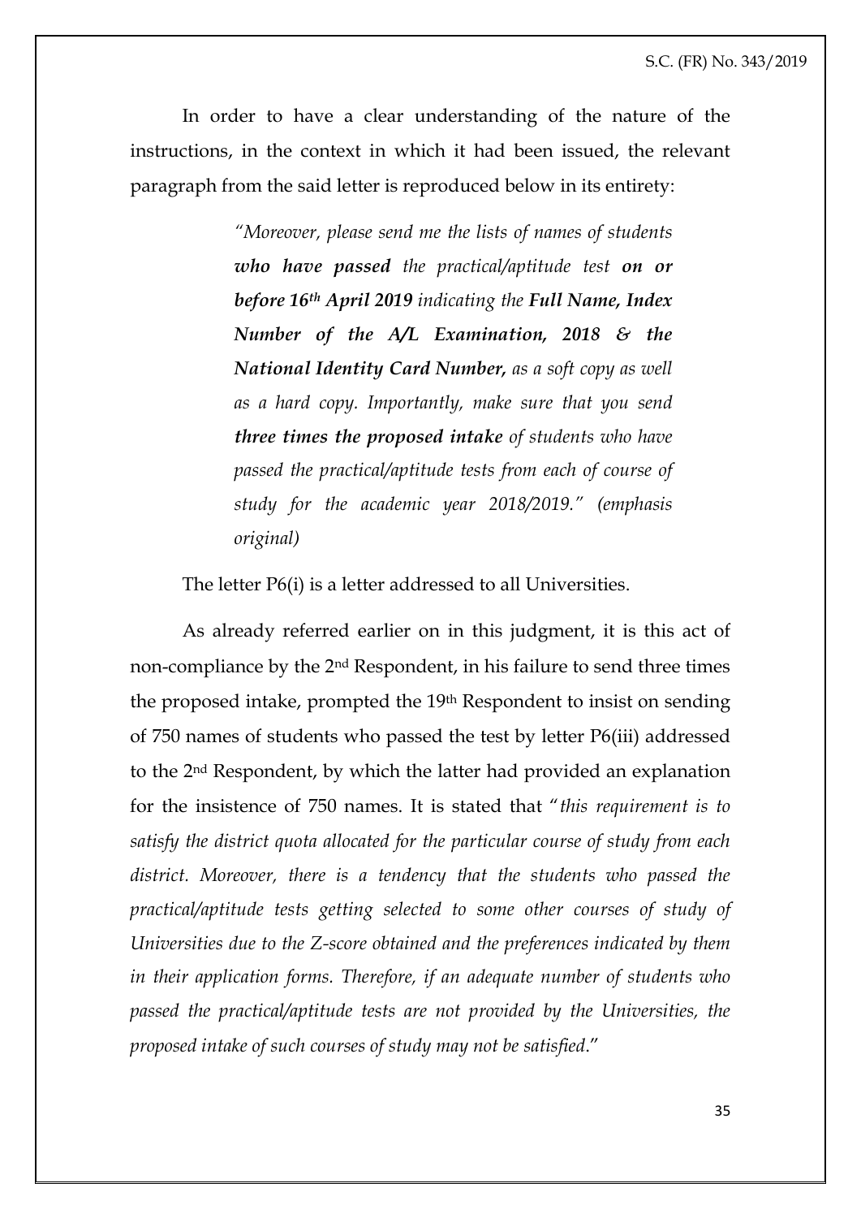In order to have a clear understanding of the nature of the instructions, in the context in which it had been issued, the relevant paragraph from the said letter is reproduced below in its entirety:

> *"Moreover, please send me the lists of names of students **who have passed** the practical/aptitude test **on or before 16th April 2019** indicating the **Full Name, Index Number of the A/L Examination, 2018 & the National Identity Card Number,** as a soft copy as well as a hard copy. Importantly, make sure that you send **three times the proposed intake** of students who have passed the practical/aptitude tests from each of course of study for the academic year 2018/2019." (emphasis original)*

The letter P6(i) is a letter addressed to all Universities.

As already referred earlier on in this judgment, it is this act of non-compliance by the 2nd Respondent, in his failure to send three times the proposed intake, prompted the 19th Respondent to insist on sending of 750 names of students who passed the test by letter P6(iii) addressed to the 2nd Respondent, by which the latter had provided an explanation for the insistence of 750 names. It is stated that "*this requirement is to satisfy the district quota allocated for the particular course of study from each district. Moreover, there is a tendency that the students who passed the practical/aptitude tests getting selected to some other courses of study of Universities due to the Z-score obtained and the preferences indicated by them in their application forms. Therefore, if an adequate number of students who passed the practical/aptitude tests are not provided by the Universities, the proposed intake of such courses of study may not be satisfied*."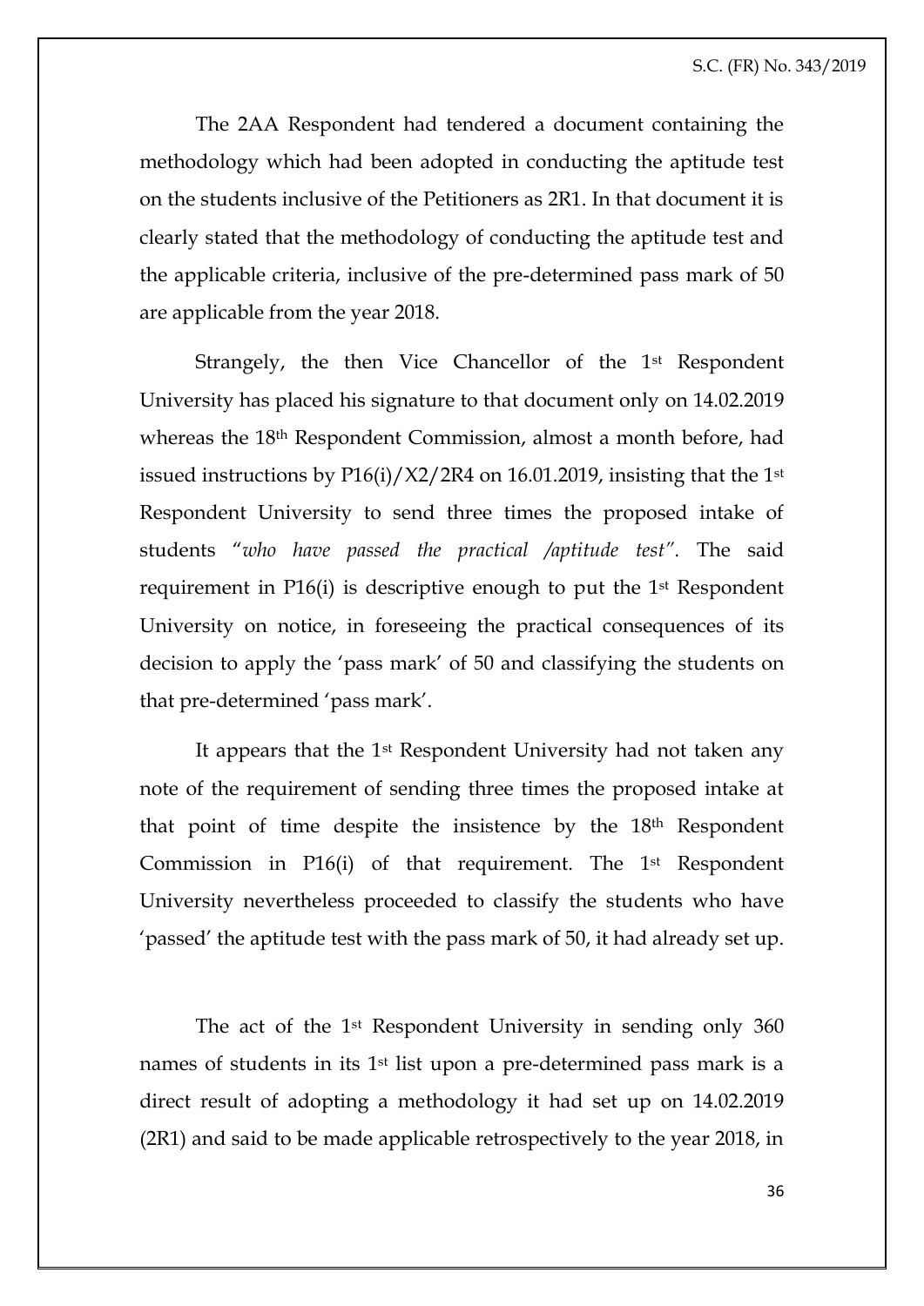The 2AA Respondent had tendered a document containing the methodology which had been adopted in conducting the aptitude test on the students inclusive of the Petitioners as 2R1. In that document it is clearly stated that the methodology of conducting the aptitude test and the applicable criteria, inclusive of the pre-determined pass mark of 50 are applicable from the year 2018.

Strangely, the then Vice Chancellor of the 1st Respondent University has placed his signature to that document only on 14.02.2019 whereas the 18th Respondent Commission, almost a month before, had issued instructions by P16(i)/X2/2R4 on 16.01.2019, insisting that the 1st Respondent University to send three times the proposed intake of students "*who have passed the practical /aptitude test".* The said requirement in P16(i) is descriptive enough to put the 1st Respondent University on notice, in foreseeing the practical consequences of its decision to apply the 'pass mark' of 50 and classifying the students on that pre-determined 'pass mark'.

It appears that the 1st Respondent University had not taken any note of the requirement of sending three times the proposed intake at that point of time despite the insistence by the 18th Respondent Commission in P16(i) of that requirement. The 1st Respondent University nevertheless proceeded to classify the students who have 'passed' the aptitude test with the pass mark of 50, it had already set up.

The act of the 1st Respondent University in sending only 360 names of students in its 1st list upon a pre-determined pass mark is a direct result of adopting a methodology it had set up on 14.02.2019 (2R1) and said to be made applicable retrospectively to the year 2018, in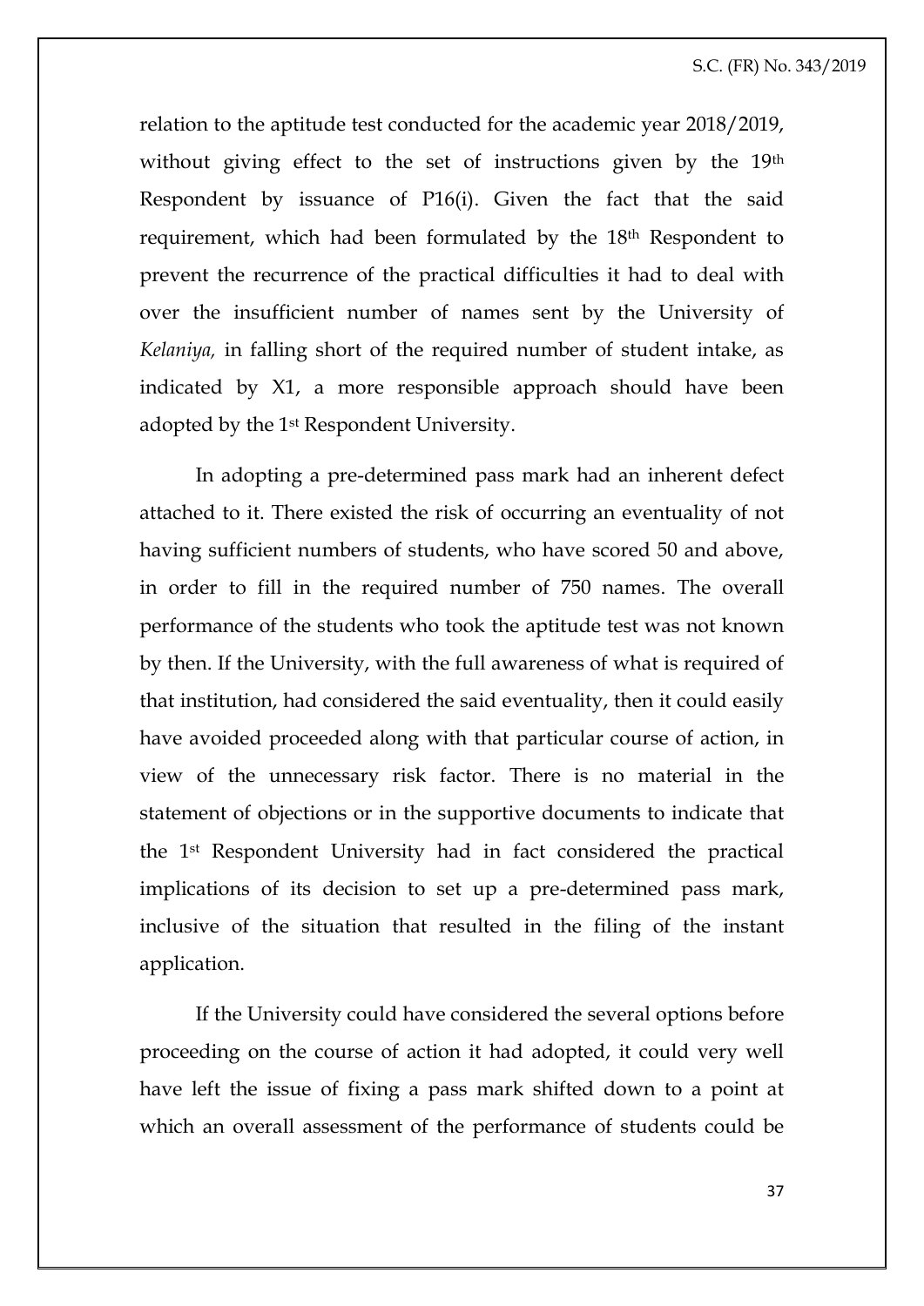relation to the aptitude test conducted for the academic year 2018/2019, without giving effect to the set of instructions given by the 19th Respondent by issuance of P16(i). Given the fact that the said requirement, which had been formulated by the 18th Respondent to prevent the recurrence of the practical difficulties it had to deal with over the insufficient number of names sent by the University of *Kelaniya,* in falling short of the required number of student intake, as indicated by X1, a more responsible approach should have been adopted by the 1st Respondent University.

In adopting a pre-determined pass mark had an inherent defect attached to it. There existed the risk of occurring an eventuality of not having sufficient numbers of students, who have scored 50 and above, in order to fill in the required number of 750 names. The overall performance of the students who took the aptitude test was not known by then. If the University, with the full awareness of what is required of that institution, had considered the said eventuality, then it could easily have avoided proceeded along with that particular course of action, in view of the unnecessary risk factor. There is no material in the statement of objections or in the supportive documents to indicate that the 1st Respondent University had in fact considered the practical implications of its decision to set up a pre-determined pass mark, inclusive of the situation that resulted in the filing of the instant application.

If the University could have considered the several options before proceeding on the course of action it had adopted, it could very well have left the issue of fixing a pass mark shifted down to a point at which an overall assessment of the performance of students could be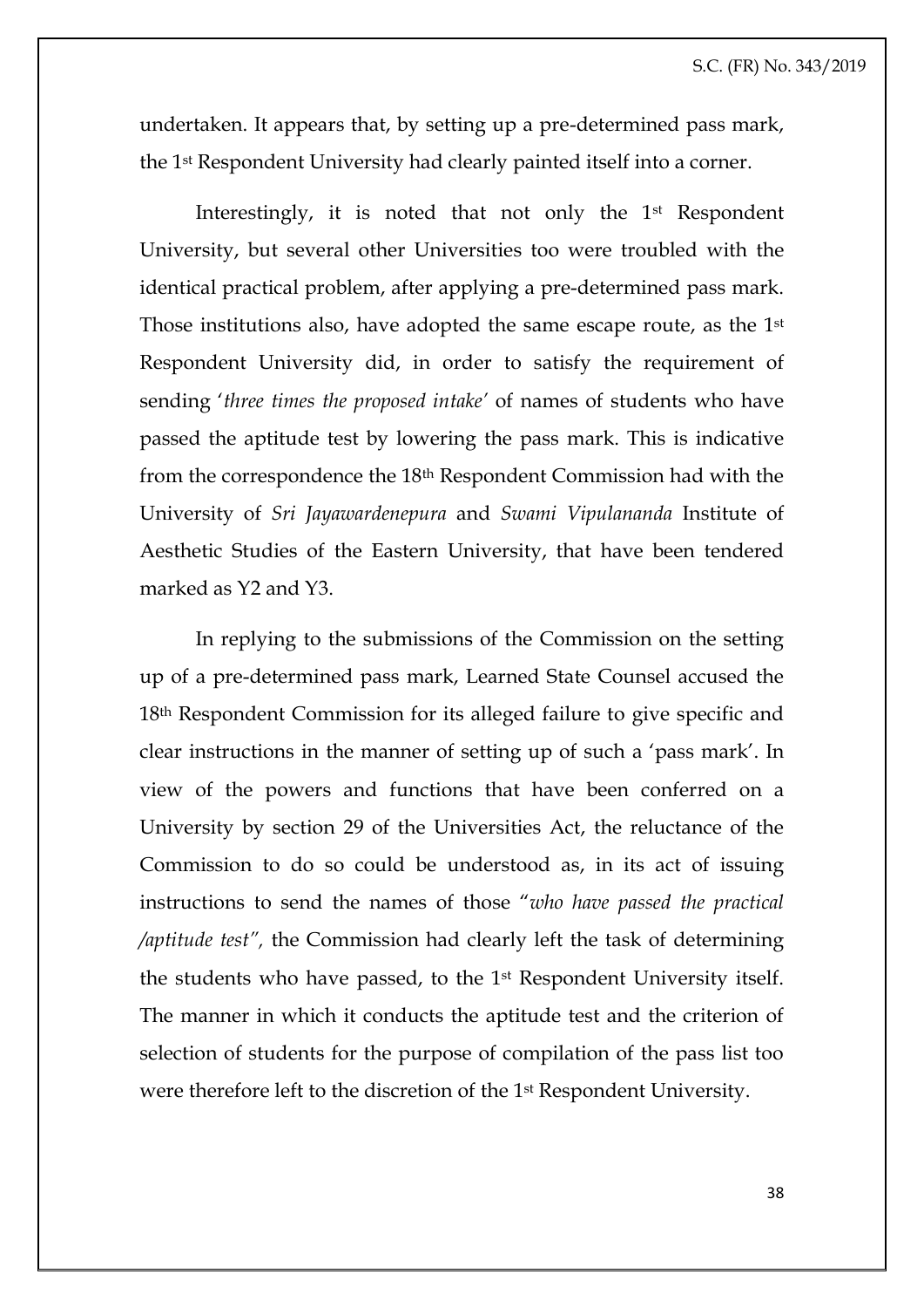undertaken. It appears that, by setting up a pre-determined pass mark, the 1st Respondent University had clearly painted itself into a corner.

Interestingly, it is noted that not only the 1st Respondent University, but several other Universities too were troubled with the identical practical problem, after applying a pre-determined pass mark. Those institutions also, have adopted the same escape route, as the 1st Respondent University did, in order to satisfy the requirement of sending '*three times the proposed intake'* of names of students who have passed the aptitude test by lowering the pass mark. This is indicative from the correspondence the 18th Respondent Commission had with the University of *Sri Jayawardenepura* and *Swami Vipulananda* Institute of Aesthetic Studies of the Eastern University, that have been tendered marked as Y2 and Y3.

In replying to the submissions of the Commission on the setting up of a pre-determined pass mark, Learned State Counsel accused the 18th Respondent Commission for its alleged failure to give specific and clear instructions in the manner of setting up of such a 'pass mark'. In view of the powers and functions that have been conferred on a University by section 29 of the Universities Act, the reluctance of the Commission to do so could be understood as, in its act of issuing instructions to send the names of those "*who have passed the practical /aptitude test",* the Commission had clearly left the task of determining the students who have passed, to the 1st Respondent University itself. The manner in which it conducts the aptitude test and the criterion of selection of students for the purpose of compilation of the pass list too were therefore left to the discretion of the 1st Respondent University.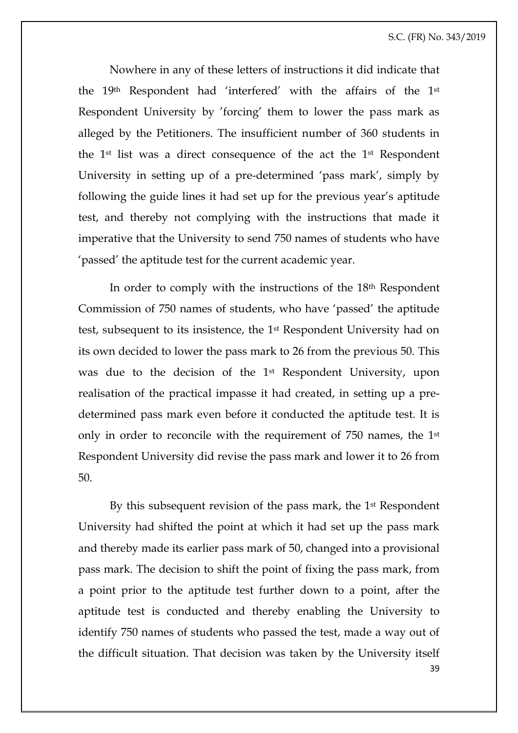Nowhere in any of these letters of instructions it did indicate that the 19th Respondent had 'interfered' with the affairs of the 1st Respondent University by 'forcing' them to lower the pass mark as alleged by the Petitioners. The insufficient number of 360 students in the 1st list was a direct consequence of the act the 1st Respondent University in setting up of a pre-determined 'pass mark', simply by following the guide lines it had set up for the previous year's aptitude test, and thereby not complying with the instructions that made it imperative that the University to send 750 names of students who have 'passed' the aptitude test for the current academic year.

In order to comply with the instructions of the 18th Respondent Commission of 750 names of students, who have 'passed' the aptitude test, subsequent to its insistence, the 1st Respondent University had on its own decided to lower the pass mark to 26 from the previous 50. This was due to the decision of the 1st Respondent University, upon realisation of the practical impasse it had created, in setting up a pre-determined pass mark even before it conducted the aptitude test. It is only in order to reconcile with the requirement of 750 names, the 1st Respondent University did revise the pass mark and lower it to 26 from 50.

By this subsequent revision of the pass mark, the 1st Respondent University had shifted the point at which it had set up the pass mark and thereby made its earlier pass mark of 50, changed into a provisional pass mark. The decision to shift the point of fixing the pass mark, from a point prior to the aptitude test further down to a point, after the aptitude test is conducted and thereby enabling the University to identify 750 names of students who passed the test, made a way out of the difficult situation. That decision was taken by the University itself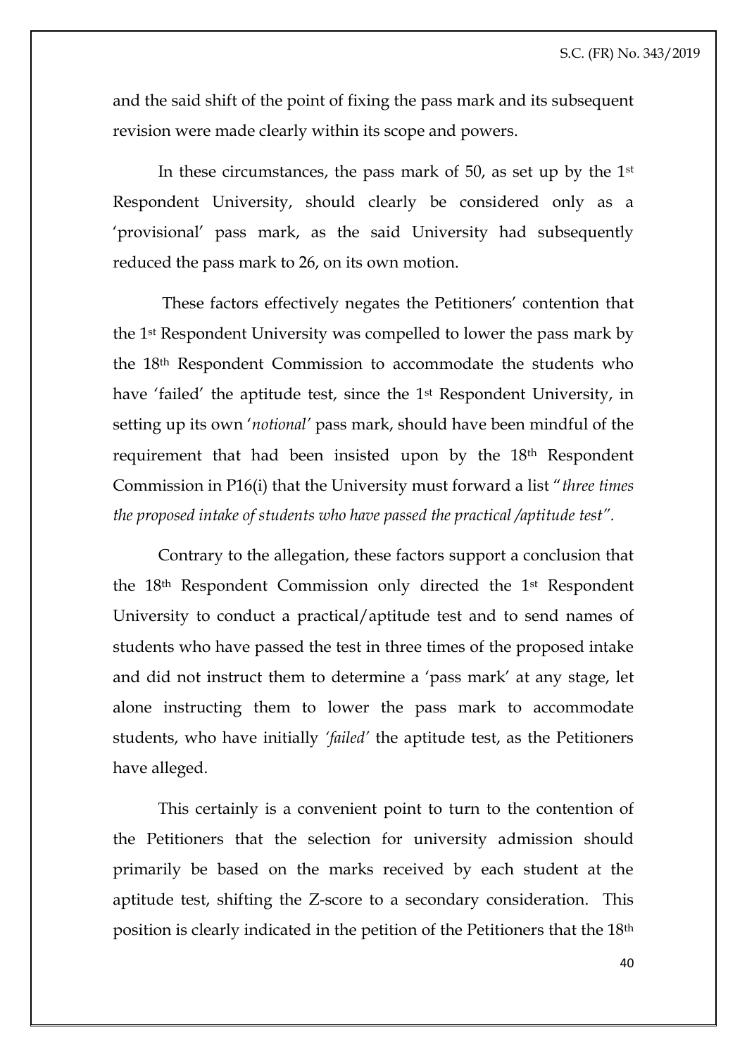and the said shift of the point of fixing the pass mark and its subsequent revision were made clearly within its scope and powers.

In these circumstances, the pass mark of 50, as set up by the 1st Respondent University, should clearly be considered only as a 'provisional' pass mark, as the said University had subsequently reduced the pass mark to 26, on its own motion.

These factors effectively negates the Petitioners' contention that the 1st Respondent University was compelled to lower the pass mark by the 18th Respondent Commission to accommodate the students who have 'failed' the aptitude test, since the 1st Respondent University, in setting up its own '*notional'* pass mark, should have been mindful of the requirement that had been insisted upon by the 18th Respondent Commission in P16(i) that the University must forward a list "*three times the proposed intake of students who have passed the practical /aptitude test"*.

Contrary to the allegation, these factors support a conclusion that the 18th Respondent Commission only directed the 1st Respondent University to conduct a practical/aptitude test and to send names of students who have passed the test in three times of the proposed intake and did not instruct them to determine a 'pass mark' at any stage, let alone instructing them to lower the pass mark to accommodate students, who have initially *'failed'* the aptitude test, as the Petitioners have alleged.

This certainly is a convenient point to turn to the contention of the Petitioners that the selection for university admission should primarily be based on the marks received by each student at the aptitude test, shifting the Z-score to a secondary consideration. This position is clearly indicated in the petition of the Petitioners that the 18th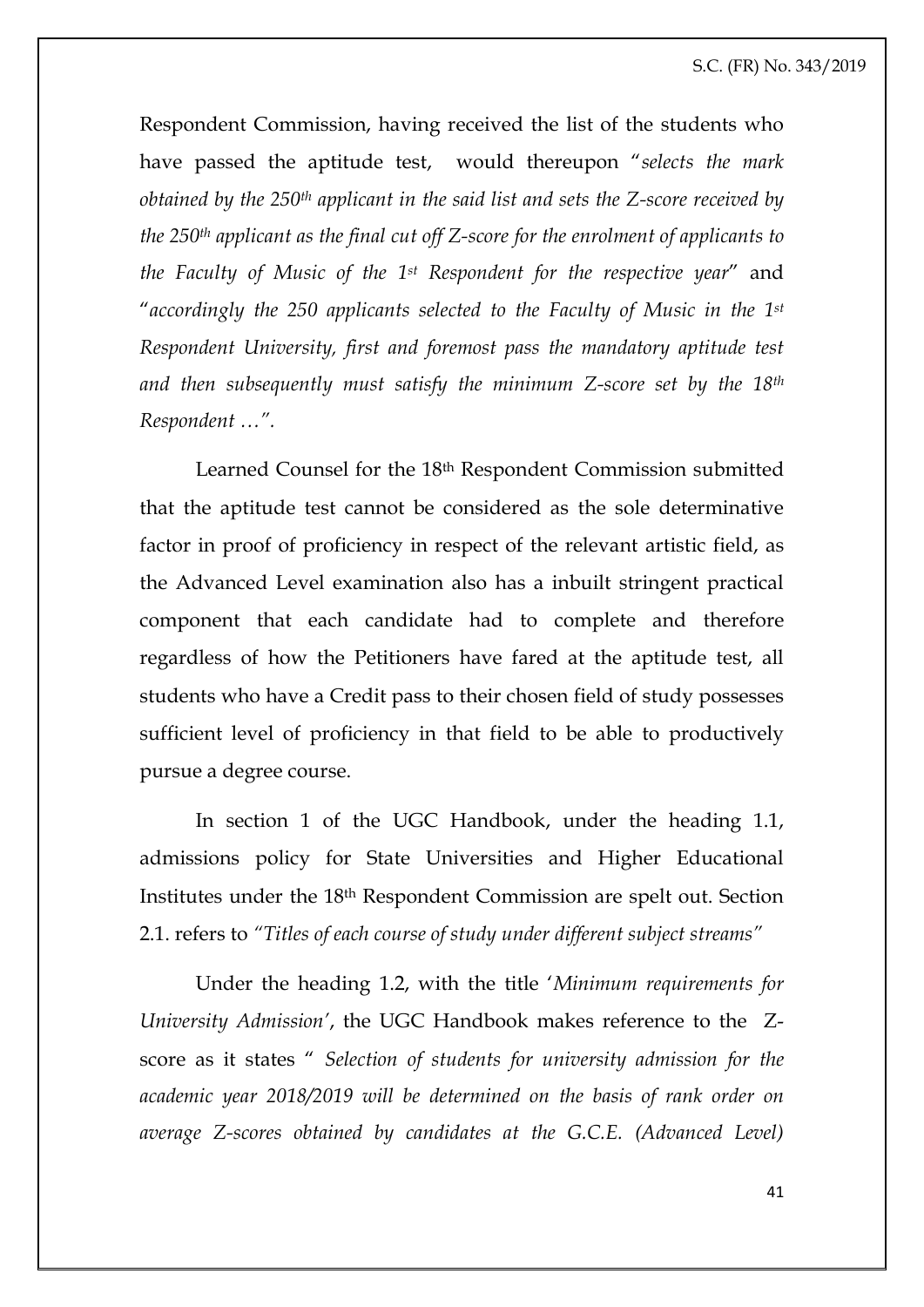Respondent Commission, having received the list of the students who have passed the aptitude test, would thereupon "*selects the mark obtained by the 250th applicant in the said list and sets the Z-score received by the 250th applicant as the final cut off Z-score for the enrolment of applicants to the Faculty of Music of the 1st Respondent for the respective year*" and "*accordingly the 250 applicants selected to the Faculty of Music in the 1st Respondent University, first and foremost pass the mandatory aptitude test and then subsequently must satisfy the minimum Z-score set by the 18th Respondent …*".

Learned Counsel for the 18th Respondent Commission submitted that the aptitude test cannot be considered as the sole determinative factor in proof of proficiency in respect of the relevant artistic field, as the Advanced Level examination also has a inbuilt stringent practical component that each candidate had to complete and therefore regardless of how the Petitioners have fared at the aptitude test, all students who have a Credit pass to their chosen field of study possesses sufficient level of proficiency in that field to be able to productively pursue a degree course.

In section 1 of the UGC Handbook, under the heading 1.1, admissions policy for State Universities and Higher Educational Institutes under the 18th Respondent Commission are spelt out. Section 2.1. refers to *"Titles of each course of study under different subject streams"*

Under the heading 1.2, with the title '*Minimum requirements for University Admission*', the UGC Handbook makes reference to the Z-score as it states " *Selection of students for university admission for the academic year 2018/2019 will be determined on the basis of rank order on average Z-scores obtained by candidates at the G.C.E. (Advanced Level)*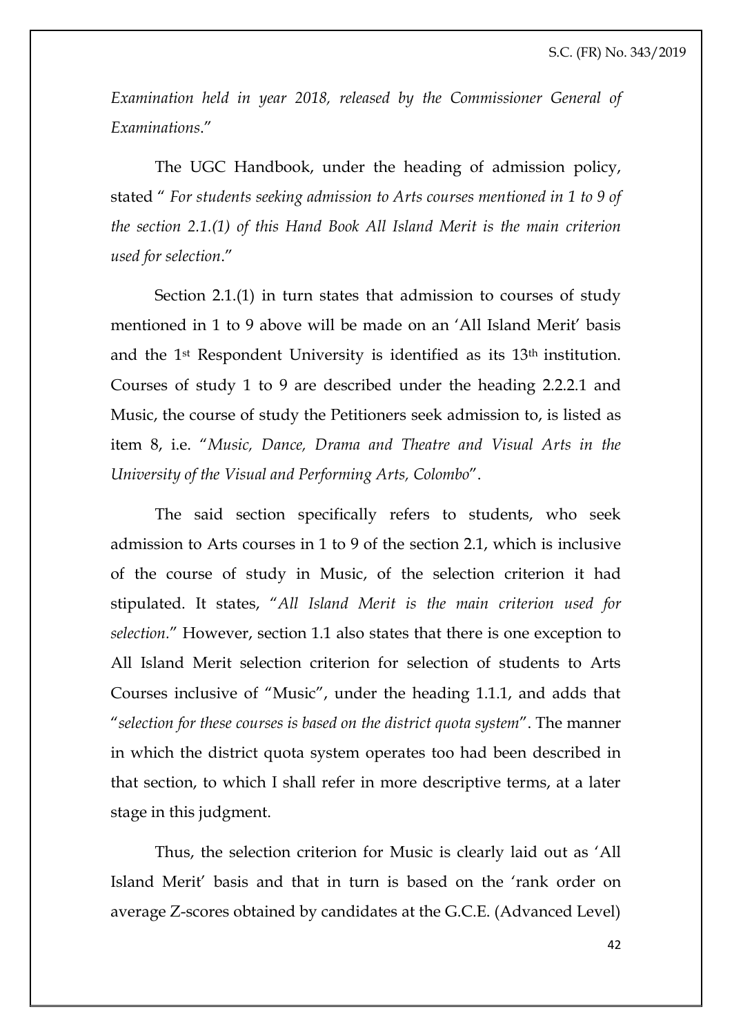*Examination held in year 2018, released by the Commissioner General of Examinations*."

The UGC Handbook, under the heading of admission policy, stated " *For students seeking admission to Arts courses mentioned in 1 to 9 of the section 2.1.(1) of this Hand Book All Island Merit is the main criterion used for selection*."

Section 2.1.(1) in turn states that admission to courses of study mentioned in 1 to 9 above will be made on an 'All Island Merit' basis and the 1st Respondent University is identified as its 13th institution. Courses of study 1 to 9 are described under the heading 2.2.2.1 and Music, the course of study the Petitioners seek admission to, is listed as item 8, i.e. "*Music, Dance, Drama and Theatre and Visual Arts in the University of the Visual and Performing Arts, Colombo*".

The said section specifically refers to students, who seek admission to Arts courses in 1 to 9 of the section 2.1, which is inclusive of the course of study in Music, of the selection criterion it had stipulated. It states, "*All Island Merit is the main criterion used for selection*." However, section 1.1 also states that there is one exception to All Island Merit selection criterion for selection of students to Arts Courses inclusive of "Music", under the heading 1.1.1, and adds that "*selection for these courses is based on the district quota system*". The manner in which the district quota system operates too had been described in that section, to which I shall refer in more descriptive terms, at a later stage in this judgment.

Thus, the selection criterion for Music is clearly laid out as 'All Island Merit' basis and that in turn is based on the 'rank order on average Z-scores obtained by candidates at the G.C.E. (Advanced Level)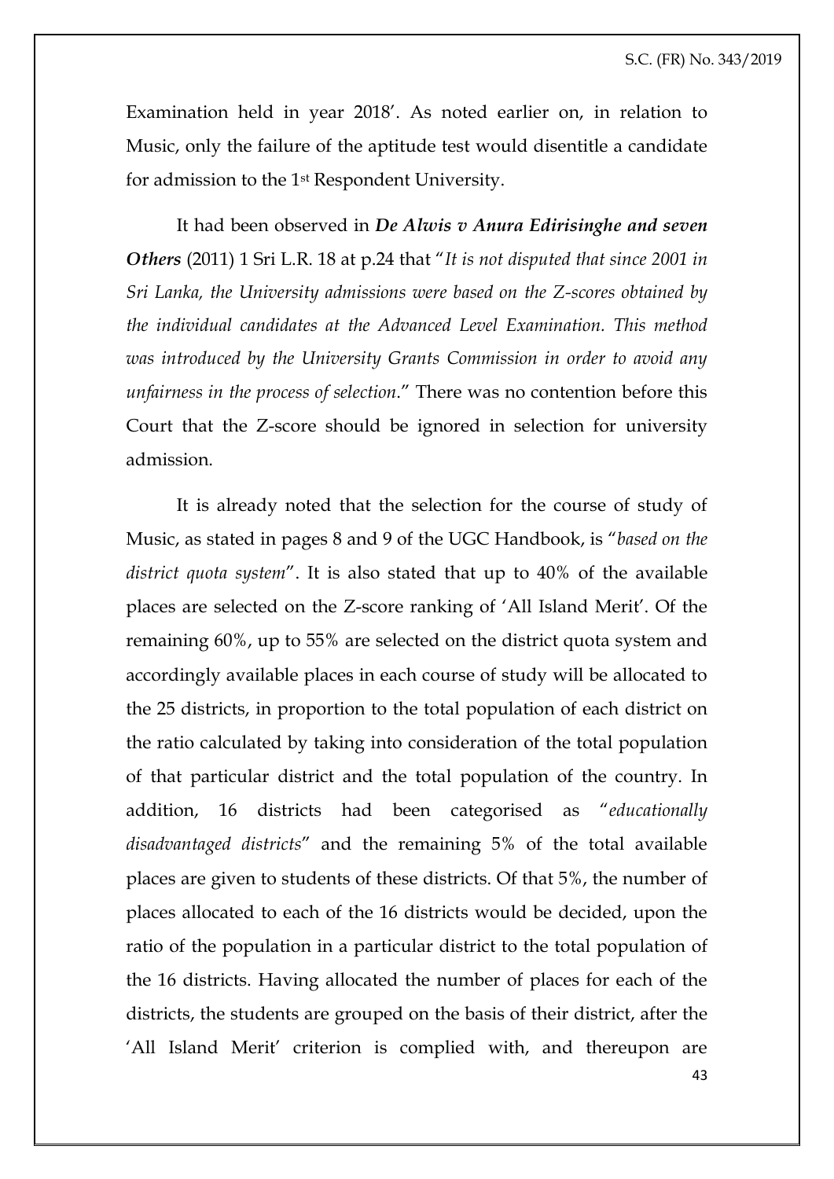Examination held in year 2018'. As noted earlier on, in relation to Music, only the failure of the aptitude test would disentitle a candidate for admission to the 1st Respondent University.

It had been observed in ***De Alwis v Anura Edirisinghe and seven Others*** (2011) 1 Sri L.R. 18 at p.24 that "*It is not disputed that since 2001 in Sri Lanka, the University admissions were based on the Z-scores obtained by the individual candidates at the Advanced Level Examination. This method was introduced by the University Grants Commission in order to avoid any unfairness in the process of selection*." There was no contention before this Court that the Z-score should be ignored in selection for university admission.

It is already noted that the selection for the course of study of Music, as stated in pages 8 and 9 of the UGC Handbook, is "*based on the district quota system*". It is also stated that up to 40% of the available places are selected on the Z-score ranking of 'All Island Merit'. Of the remaining 60%, up to 55% are selected on the district quota system and accordingly available places in each course of study will be allocated to the 25 districts, in proportion to the total population of each district on the ratio calculated by taking into consideration of the total population of that particular district and the total population of the country. In addition, 16 districts had been categorised as "*educationally disadvantaged districts*" and the remaining 5% of the total available places are given to students of these districts. Of that 5%, the number of places allocated to each of the 16 districts would be decided, upon the ratio of the population in a particular district to the total population of the 16 districts. Having allocated the number of places for each of the districts, the students are grouped on the basis of their district, after the 'All Island Merit' criterion is complied with, and thereupon are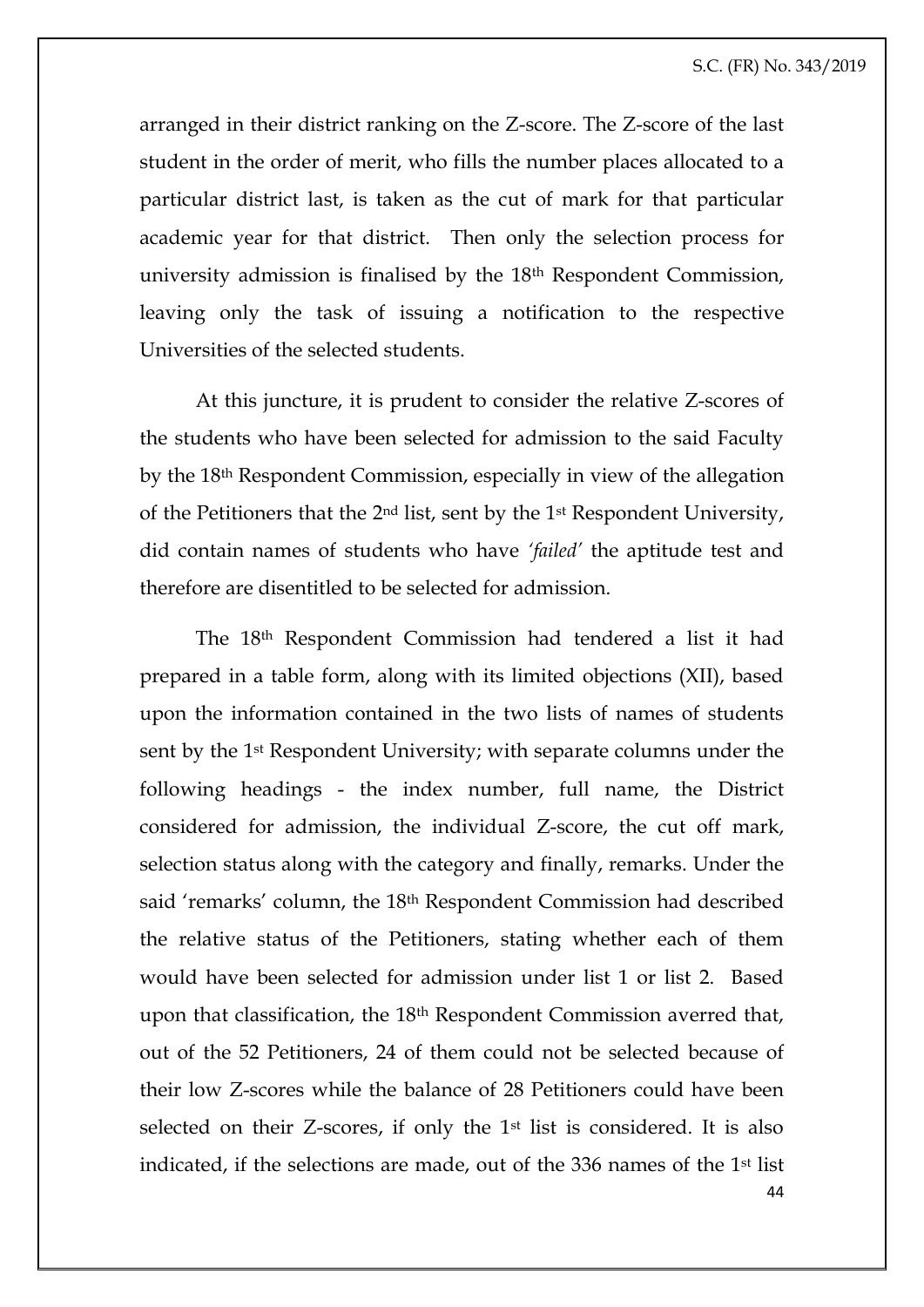arranged in their district ranking on the Z-score. The Z-score of the last student in the order of merit, who fills the number places allocated to a particular district last, is taken as the cut of mark for that particular academic year for that district. Then only the selection process for university admission is finalised by the 18th Respondent Commission, leaving only the task of issuing a notification to the respective Universities of the selected students.

At this juncture, it is prudent to consider the relative Z-scores of the students who have been selected for admission to the said Faculty by the 18th Respondent Commission, especially in view of the allegation of the Petitioners that the 2nd list, sent by the 1st Respondent University, did contain names of students who have *'failed'* the aptitude test and therefore are disentitled to be selected for admission.

The 18th Respondent Commission had tendered a list it had prepared in a table form, along with its limited objections (XII), based upon the information contained in the two lists of names of students sent by the 1st Respondent University; with separate columns under the following headings - the index number, full name, the District considered for admission, the individual Z-score, the cut off mark, selection status along with the category and finally, remarks. Under the said 'remarks' column, the 18th Respondent Commission had described the relative status of the Petitioners, stating whether each of them would have been selected for admission under list 1 or list 2. Based upon that classification, the 18th Respondent Commission averred that, out of the 52 Petitioners, 24 of them could not be selected because of their low Z-scores while the balance of 28 Petitioners could have been selected on their Z-scores, if only the 1st list is considered. It is also indicated, if the selections are made, out of the 336 names of the 1st list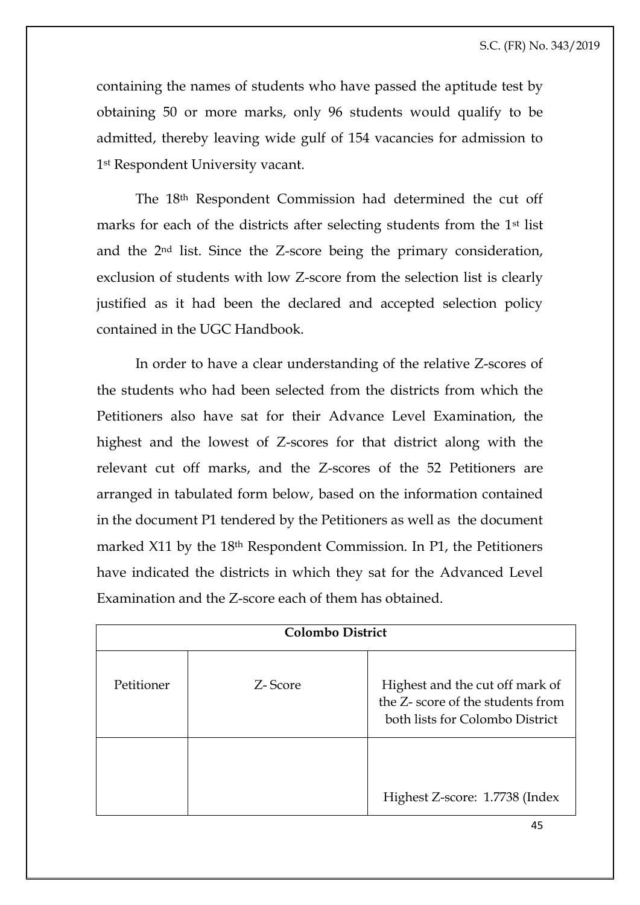containing the names of students who have passed the aptitude test by obtaining 50 or more marks, only 96 students would qualify to be admitted, thereby leaving wide gulf of 154 vacancies for admission to 1st Respondent University vacant.

The 18th Respondent Commission had determined the cut off marks for each of the districts after selecting students from the 1st list and the 2nd list. Since the Z-score being the primary consideration, exclusion of students with low Z-score from the selection list is clearly justified as it had been the declared and accepted selection policy contained in the UGC Handbook.

In order to have a clear understanding of the relative Z-scores of the students who had been selected from the districts from which the Petitioners also have sat for their Advance Level Examination, the highest and the lowest of Z-scores for that district along with the relevant cut off marks, and the Z-scores of the 52 Petitioners are arranged in tabulated form below, based on the information contained in the document P1 tendered by the Petitioners as well as the document marked X11 by the 18th Respondent Commission. In P1, the Petitioners have indicated the districts in which they sat for the Advanced Level Examination and the Z-score each of them has obtained.

| **Colombo District** | | |
|---|---|---|
| Petitioner | Z- Score | Highest and the cut off mark of the Z- score of the students from both lists for Colombo District |
| | | Highest Z-score: 1.7738 (Index |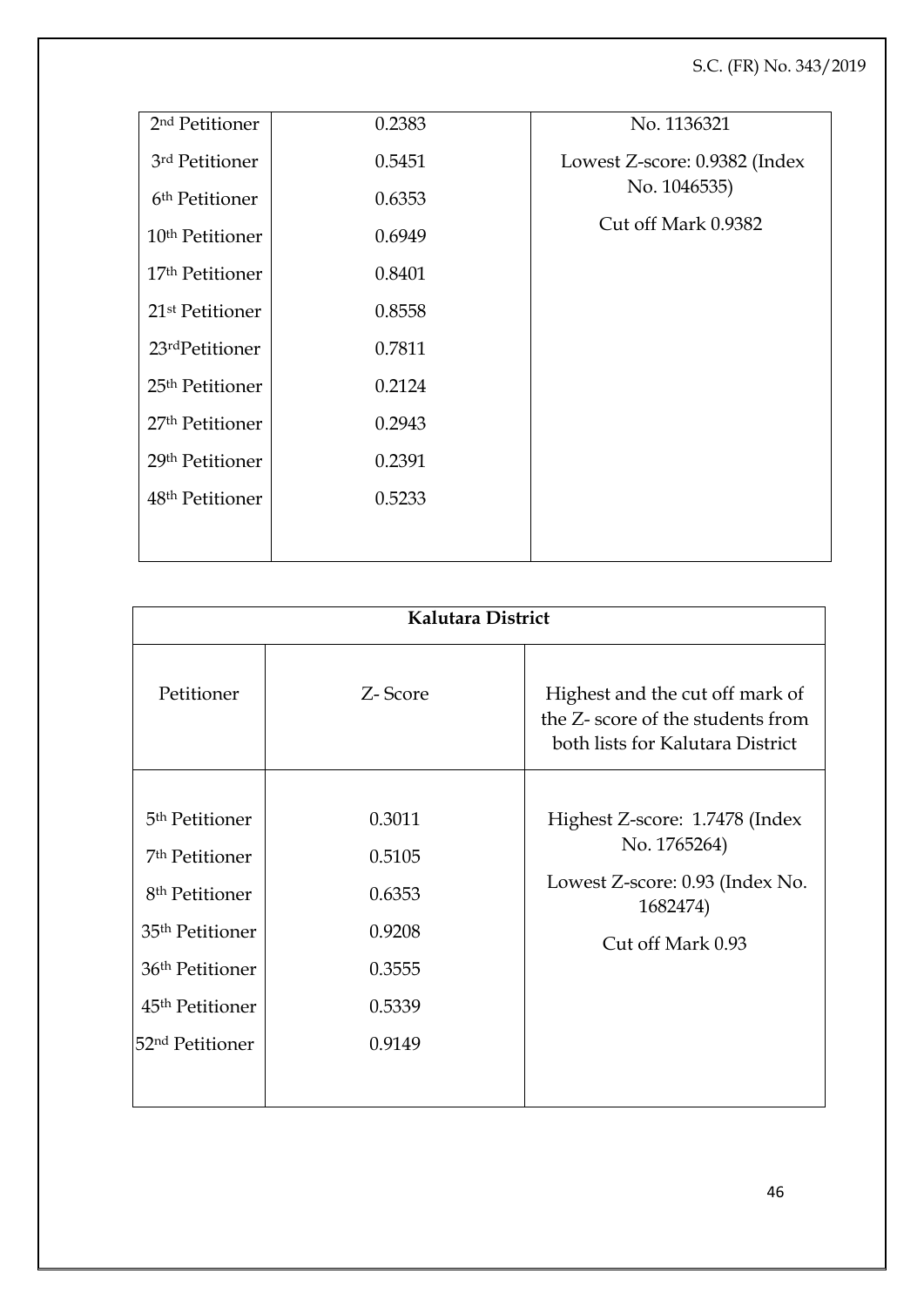| | | |
|---|---|---|
| 2nd Petitioner | 0.2383 | No. 1136321 |
| 3rd Petitioner | 0.5451 | Lowest Z-score: 0.9382 (Index No. 1046535) |
| 6th Petitioner | 0.6353 | |
| 10th Petitioner | 0.6949 | Cut off Mark 0.9382 |
| 17th Petitioner | 0.8401 | |
| 21st Petitioner | 0.8558 | |
| 23rdPetitioner | 0.7811 | |
| 25th Petitioner | 0.2124 | |
| 27th Petitioner | 0.2943 | |
| 29th Petitioner | 0.2391 | |
| 48th Petitioner | 0.5233 | |

| **Kalutara District** | | |
|---|---|---|
| Petitioner | Z- Score | Highest and the cut off mark of the Z- score of the students from both lists for Kalutara District |
| 5th Petitioner | 0.3011 | Highest Z-score: 1.7478 (Index No. 1765264) |
| 7th Petitioner | 0.5105 | |
| 8th Petitioner | 0.6353 | Lowest Z-score: 0.93 (Index No. 1682474) |
| 35th Petitioner | 0.9208 | Cut off Mark 0.93 |
| 36th Petitioner | 0.3555 | |
| 45th Petitioner | 0.5339 | |
| 52nd Petitioner | 0.9149 | |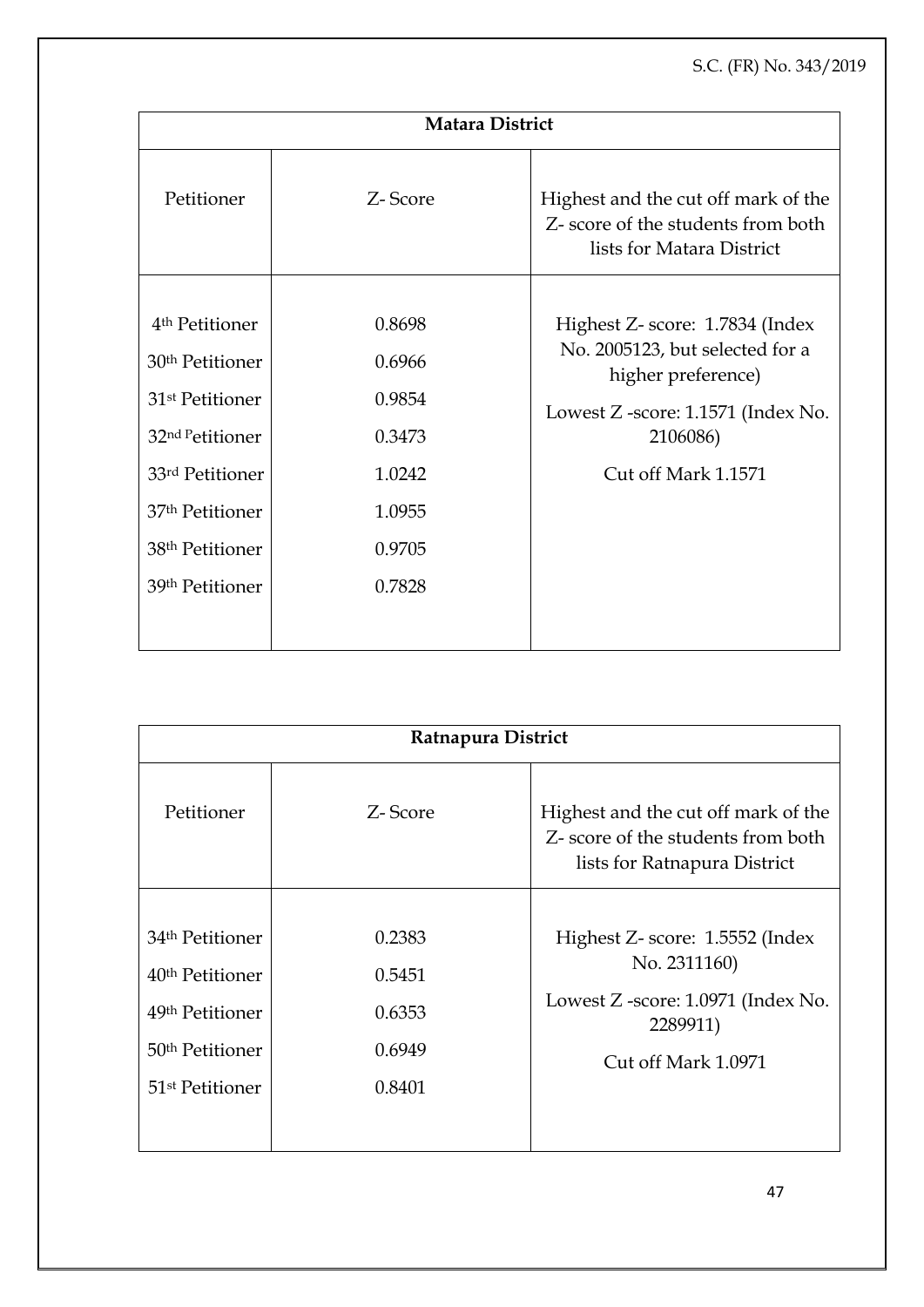| Matara District | | |
|---|---|---|
| Petitioner | Z- Score | Highest and the cut off mark of the Z- score of the students from both lists for Matara District |
| 4th Petitioner<br>30th Petitioner<br>31st Petitioner<br>32nd Petitioner<br>33rd Petitioner<br>37th Petitioner<br>38th Petitioner<br>39th Petitioner | 0.8698<br>0.6966<br>0.9854<br>0.3473<br>1.0242<br>1.0955<br>0.9705<br>0.7828 | Highest Z- score: 1.7834 (Index No. 2005123, but selected for a higher preference)<br>Lowest Z -score: 1.1571 (Index No. 2106086)<br>Cut off Mark 1.1571 |

| Ratnapura District | | |
|---|---|---|
| Petitioner | Z- Score | Highest and the cut off mark of the Z- score of the students from both lists for Ratnapura District |
| 34th Petitioner<br>40th Petitioner<br>49th Petitioner<br>50th Petitioner<br>51st Petitioner | 0.2383<br>0.5451<br>0.6353<br>0.6949<br>0.8401 | Highest Z- score: 1.5552 (Index No. 2311160)<br>Lowest Z -score: 1.0971 (Index No. 2289911)<br>Cut off Mark 1.0971 |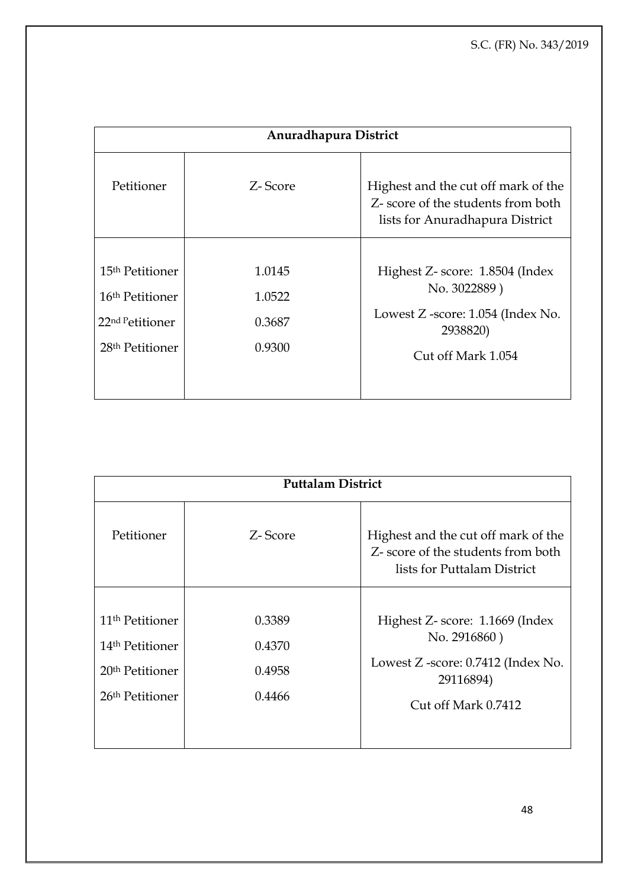| Anuradhapura District | | |
|---|---|---|
| Petitioner | Z- Score | Highest and the cut off mark of the Z- score of the students from both lists for Anuradhapura District |
| 15th Petitioner<br>16th Petitioner<br>22nd Petitioner<br>28th Petitioner | 1.0145<br>1.0522<br>0.3687<br>0.9300 | Highest Z- score: 1.8504 (Index No. 3022889 )<br>Lowest Z -score: 1.054 (Index No. 2938820)<br>Cut off Mark 1.054 |

| Puttalam District | | |
|---|---|---|
| Petitioner | Z- Score | Highest and the cut off mark of the Z- score of the students from both lists for Puttalam District |
| 11th Petitioner<br>14th Petitioner<br>20th Petitioner<br>26th Petitioner | 0.3389<br>0.4370<br>0.4958<br>0.4466 | Highest Z- score: 1.1669 (Index No. 2916860 )<br>Lowest Z -score: 0.7412 (Index No. 29116894)<br>Cut off Mark 0.7412 |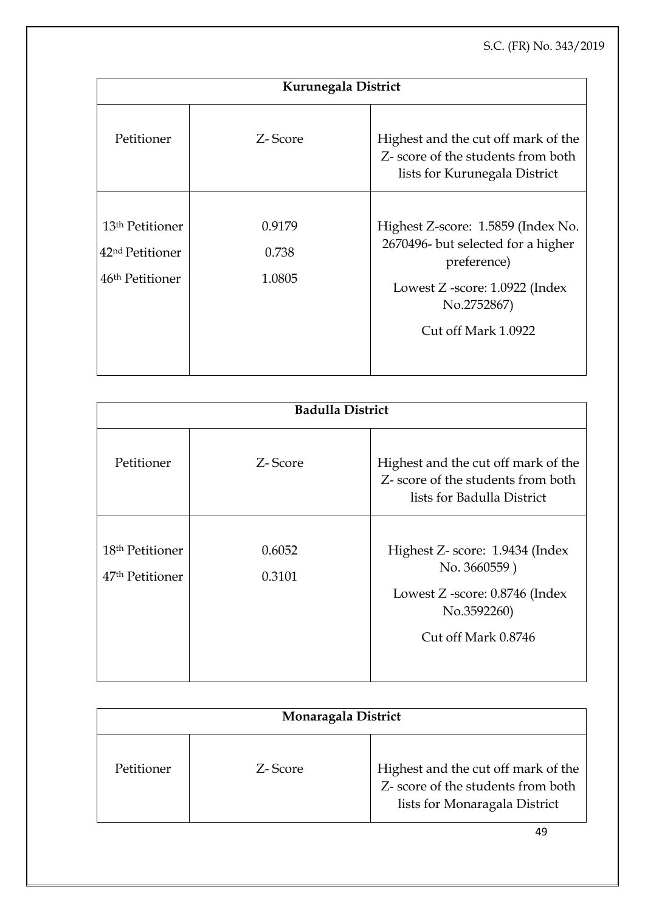| Kurunegala District | | |
|---|---|---|
| Petitioner | Z- Score | Highest and the cut off mark of the Z- score of the students from both lists for Kurunegala District |
| 13th Petitioner<br>42nd Petitioner<br>46th Petitioner | 0.9179<br>0.738<br>1.0805 | Highest Z-score: 1.5859 (Index No. 2670496- but selected for a higher preference)<br>Lowest Z -score: 1.0922 (Index No.2752867)<br>Cut off Mark 1.0922 |

| Badulla District | | |
|---|---|---|
| Petitioner | Z- Score | Highest and the cut off mark of the Z- score of the students from both lists for Badulla District |
| 18th Petitioner<br>47th Petitioner | 0.6052<br>0.3101 | Highest Z- score: 1.9434 (Index No. 3660559 )<br>Lowest Z -score: 0.8746 (Index No.3592260)<br>Cut off Mark 0.8746 |

| Monaragala District | | |
|---|---|---|
| Petitioner | Z- Score | Highest and the cut off mark of the Z- score of the students from both lists for Monaragala District |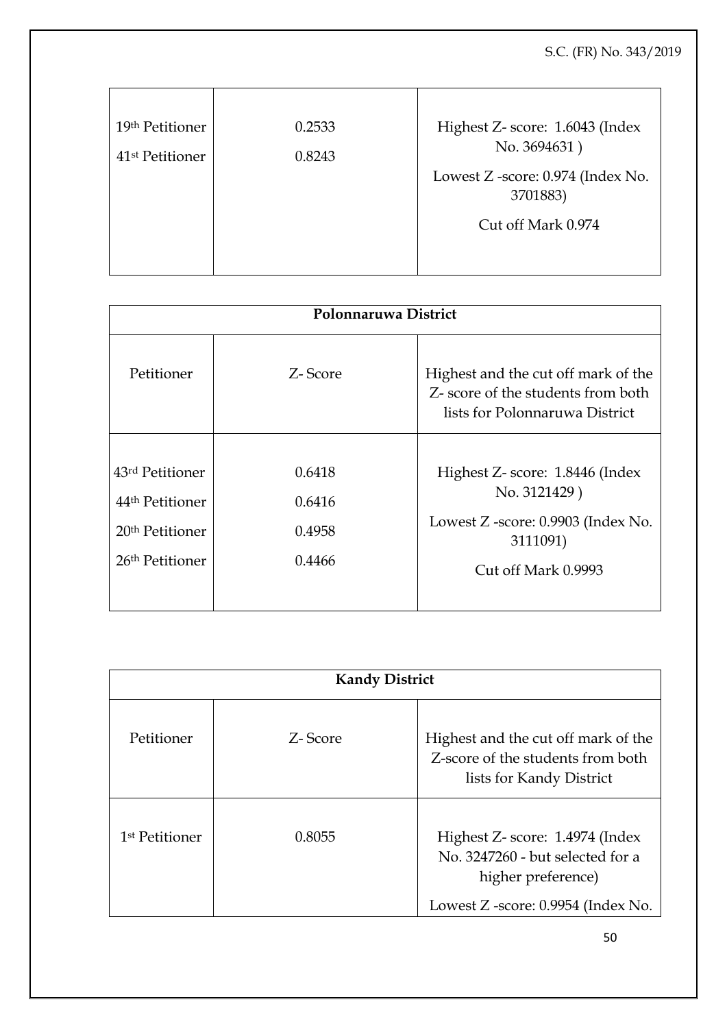| | | |
|---|---|---|
| 19th Petitioner<br>41st Petitioner | 0.2533<br>0.8243 | Highest Z- score: 1.6043 (Index No. 3694631 )<br>Lowest Z -score: 0.974 (Index No. 3701883)<br>Cut off Mark 0.974 |

| Polonnaruwa District | | |
|---|---|---|
| Petitioner | Z- Score | Highest and the cut off mark of the Z- score of the students from both lists for Polonnaruwa District |
| 43rd Petitioner<br>44th Petitioner<br>20th Petitioner<br>26th Petitioner | 0.6418<br>0.6416<br>0.4958<br>0.4466 | Highest Z- score: 1.8446 (Index No. 3121429 )<br>Lowest Z -score: 0.9903 (Index No. 3111091)<br>Cut off Mark 0.9993 |

| Kandy District | | |
|---|---|---|
| Petitioner | Z- Score | Highest and the cut off mark of the Z-score of the students from both lists for Kandy District |
| 1st Petitioner | 0.8055 | Highest Z- score: 1.4974 (Index No. 3247260 - but selected for a higher preference)<br>Lowest Z -score: 0.9954 (Index No. |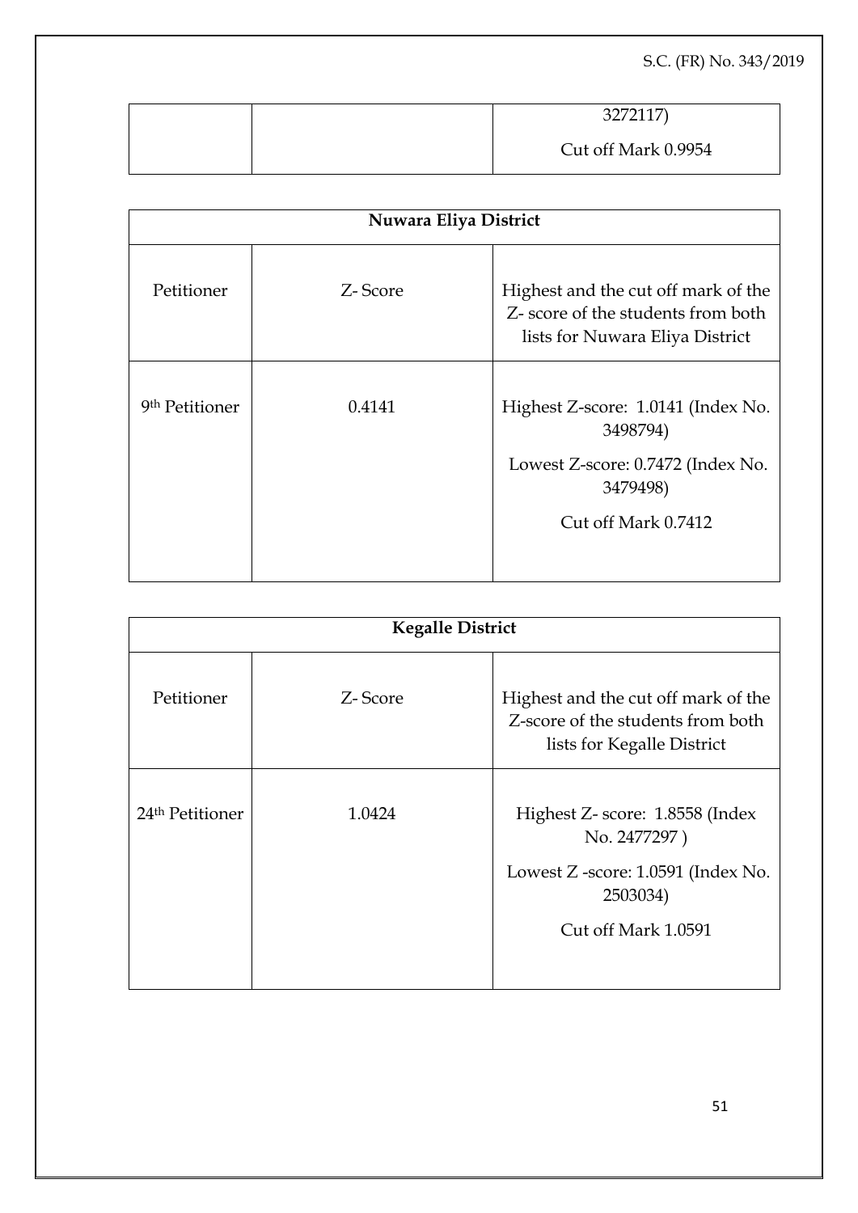| | | 3272117)<br>Cut off Mark 0.9954 |
|---|---|---|

| Nuwara Eliya District | | |
|---|---|---|
| Petitioner | Z- Score | Highest and the cut off mark of the Z- score of the students from both lists for Nuwara Eliya District |
| 9th Petitioner | 0.4141 | Highest Z-score: 1.0141 (Index No. 3498794)<br>Lowest Z-score: 0.7472 (Index No. 3479498)<br>Cut off Mark 0.7412 |

| Kegalle District | | |
|---|---|---|
| Petitioner | Z- Score | Highest and the cut off mark of the Z-score of the students from both lists for Kegalle District |
| 24th Petitioner | 1.0424 | Highest Z- score: 1.8558 (Index No. 2477297 )<br>Lowest Z -score: 1.0591 (Index No. 2503034)<br>Cut off Mark 1.0591 |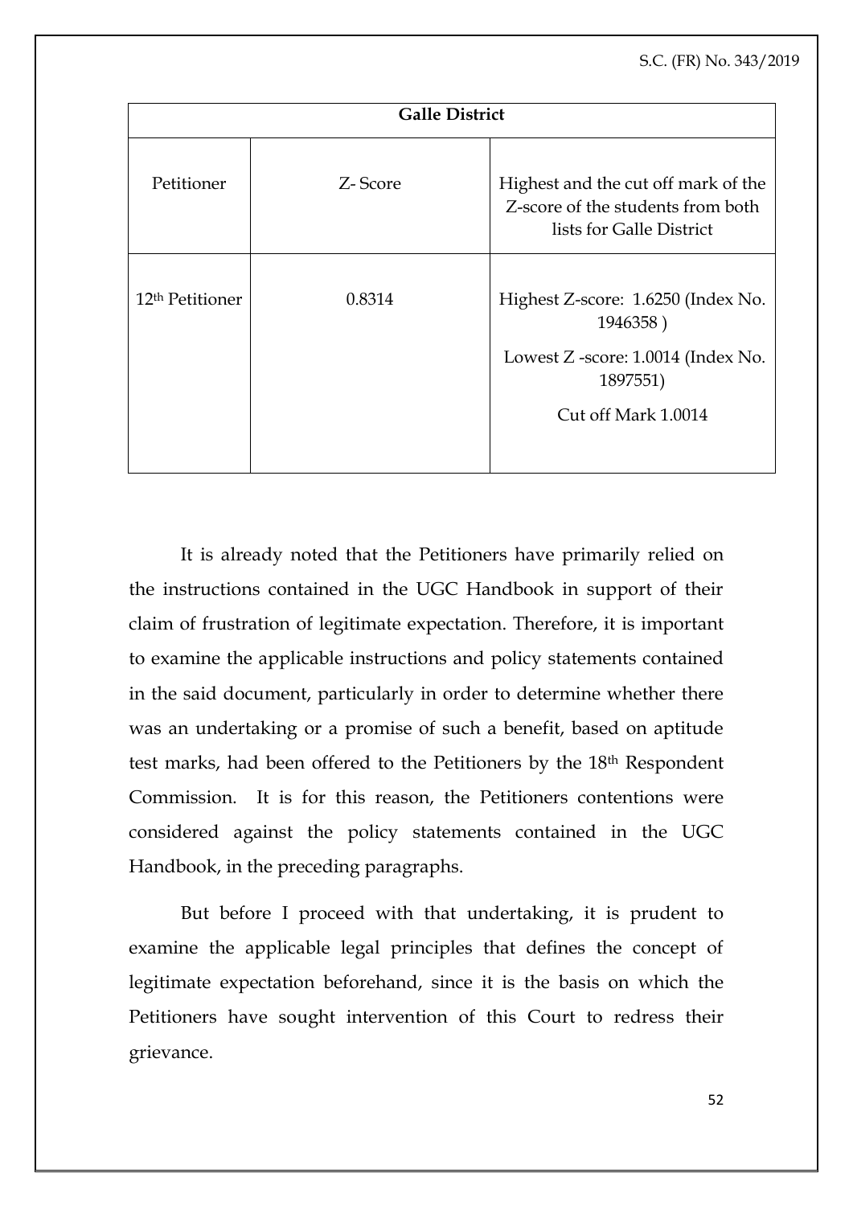| Galle District | | |
|---|---|---|
| Petitioner | Z- Score | Highest and the cut off mark of the Z-score of the students from both lists for Galle District |
| 12th Petitioner | 0.8314 | Highest Z-score: 1.6250 (Index No. 1946358 )<br>Lowest Z -score: 1.0014 (Index No. 1897551)<br>Cut off Mark 1.0014 |

It is already noted that the Petitioners have primarily relied on the instructions contained in the UGC Handbook in support of their claim of frustration of legitimate expectation. Therefore, it is important to examine the applicable instructions and policy statements contained in the said document, particularly in order to determine whether there was an undertaking or a promise of such a benefit, based on aptitude test marks, had been offered to the Petitioners by the 18th Respondent Commission. It is for this reason, the Petitioners contentions were considered against the policy statements contained in the UGC Handbook, in the preceding paragraphs.

But before I proceed with that undertaking, it is prudent to examine the applicable legal principles that defines the concept of legitimate expectation beforehand, since it is the basis on which the Petitioners have sought intervention of this Court to redress their grievance.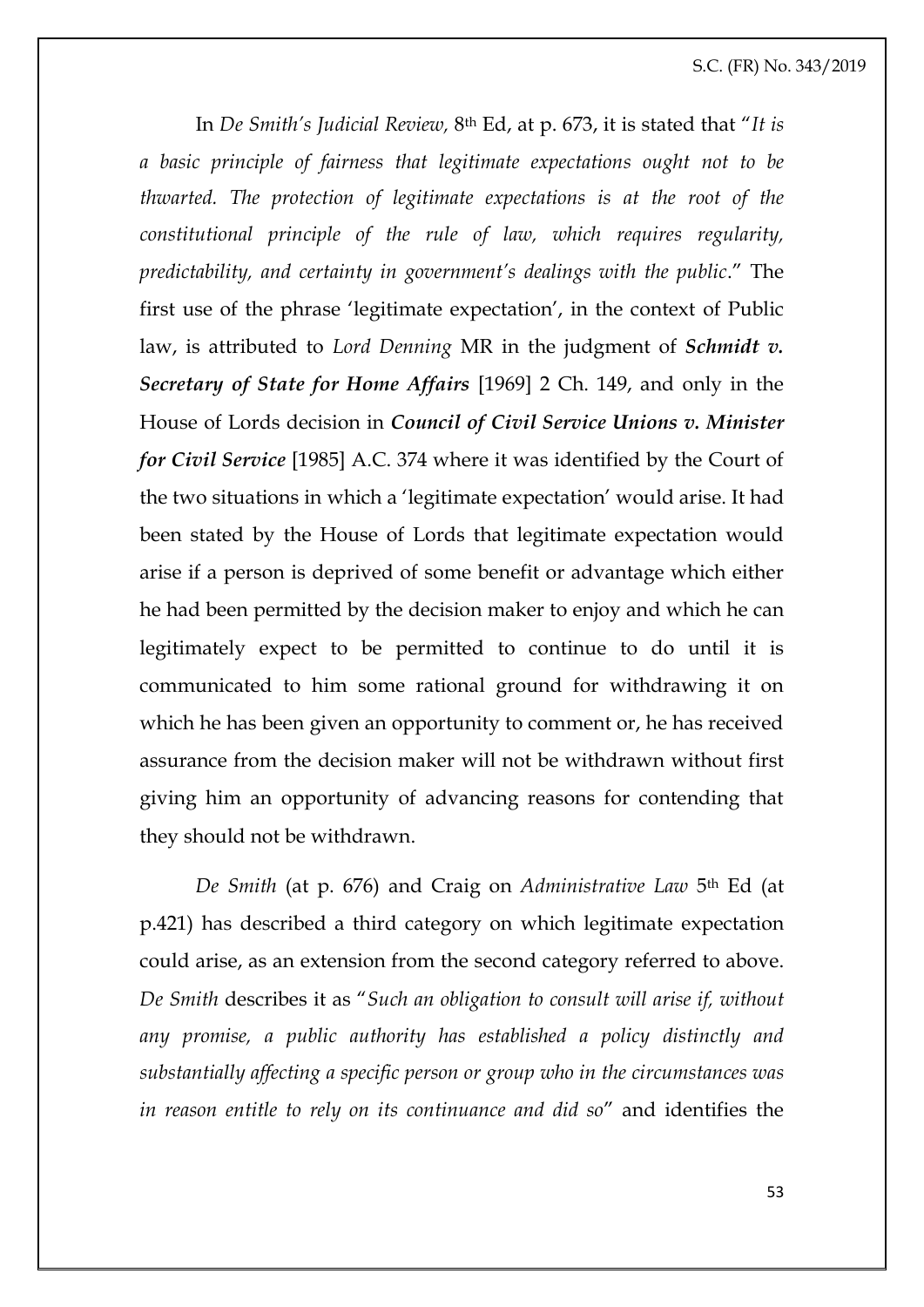In *De Smith's Judicial Review,* 8th Ed, at p. 673, it is stated that "*It is a basic principle of fairness that legitimate expectations ought not to be thwarted. The protection of legitimate expectations is at the root of the constitutional principle of the rule of law, which requires regularity, predictability, and certainty in government's dealings with the public*." The first use of the phrase 'legitimate expectation', in the context of Public law, is attributed to *Lord Denning* MR in the judgment of ***Schmidt v. Secretary of State for Home Affairs*** [1969] 2 Ch. 149, and only in the House of Lords decision in ***Council of Civil Service Unions v. Minister for Civil Service*** [1985] A.C. 374 where it was identified by the Court of the two situations in which a 'legitimate expectation' would arise. It had been stated by the House of Lords that legitimate expectation would arise if a person is deprived of some benefit or advantage which either he had been permitted by the decision maker to enjoy and which he can legitimately expect to be permitted to continue to do until it is communicated to him some rational ground for withdrawing it on which he has been given an opportunity to comment or, he has received assurance from the decision maker will not be withdrawn without first giving him an opportunity of advancing reasons for contending that they should not be withdrawn.

*De Smith* (at p. 676) and Craig on *Administrative Law* 5th Ed (at p.421) has described a third category on which legitimate expectation could arise, as an extension from the second category referred to above. *De Smith* describes it as "*Such an obligation to consult will arise if, without any promise, a public authority has established a policy distinctly and substantially affecting a specific person or group who in the circumstances was in reason entitle to rely on its continuance and did so*" and identifies the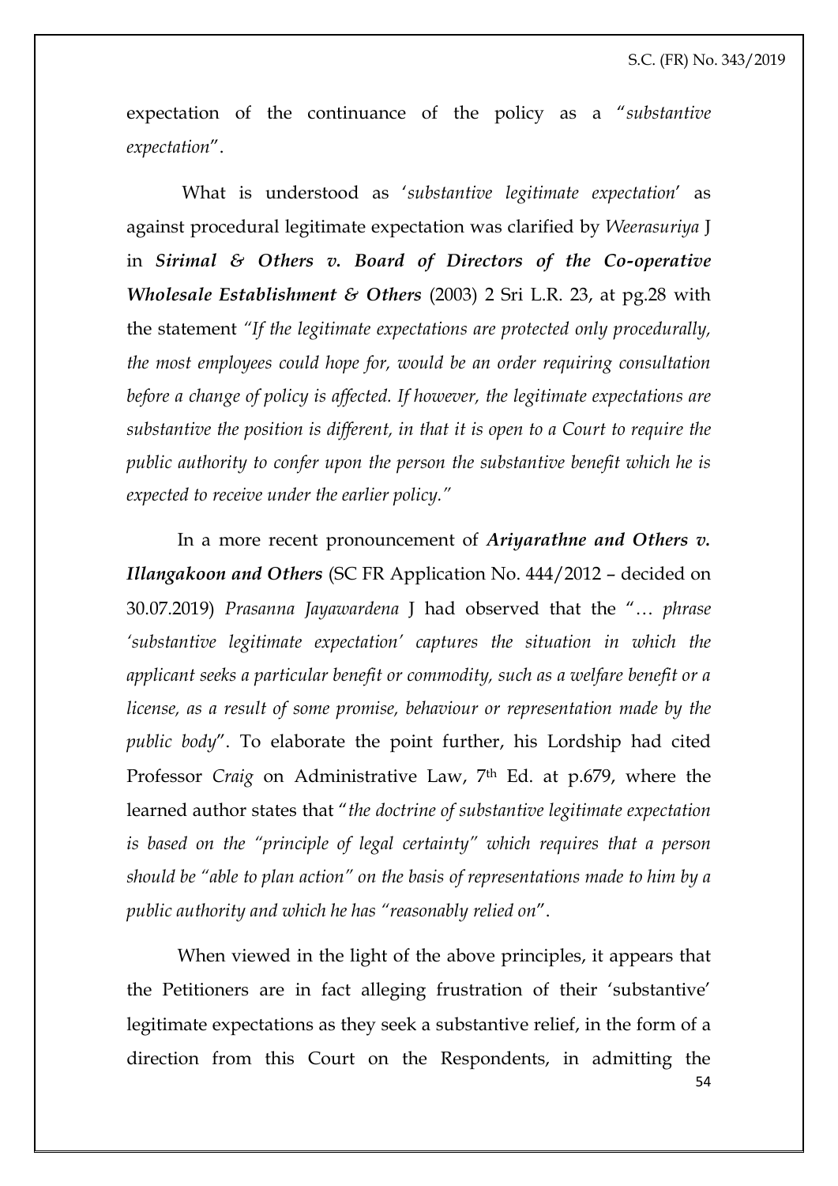expectation of the continuance of the policy as a "*substantive expectation*".

What is understood as '*substantive legitimate expectation*' as against procedural legitimate expectation was clarified by *Weerasuriya* J in ***Sirimal & Others v. Board of Directors of the Co-operative Wholesale Establishment & Others*** (2003) 2 Sri L.R. 23, at pg.28 with the statement *"If the legitimate expectations are protected only procedurally, the most employees could hope for, would be an order requiring consultation before a change of policy is affected. If however, the legitimate expectations are substantive the position is different, in that it is open to a Court to require the public authority to confer upon the person the substantive benefit which he is expected to receive under the earlier policy."*

In a more recent pronouncement of ***Ariyarathne and Others v. Illangakoon and Others*** (SC FR Application No. 444/2012 – decided on 30.07.2019) *Prasanna Jayawardena* J had observed that the "… *phrase 'substantive legitimate expectation' captures the situation in which the applicant seeks a particular benefit or commodity, such as a welfare benefit or a license, as a result of some promise, behaviour or representation made by the public body*". To elaborate the point further, his Lordship had cited Professor *Craig* on Administrative Law, 7th Ed. at p.679, where the learned author states that "*the doctrine of substantive legitimate expectation is based on the "principle of legal certainty" which requires that a person should be "able to plan action" on the basis of representations made to him by a public authority and which he has "reasonably relied on*".

When viewed in the light of the above principles, it appears that the Petitioners are in fact alleging frustration of their 'substantive' legitimate expectations as they seek a substantive relief, in the form of a direction from this Court on the Respondents, in admitting the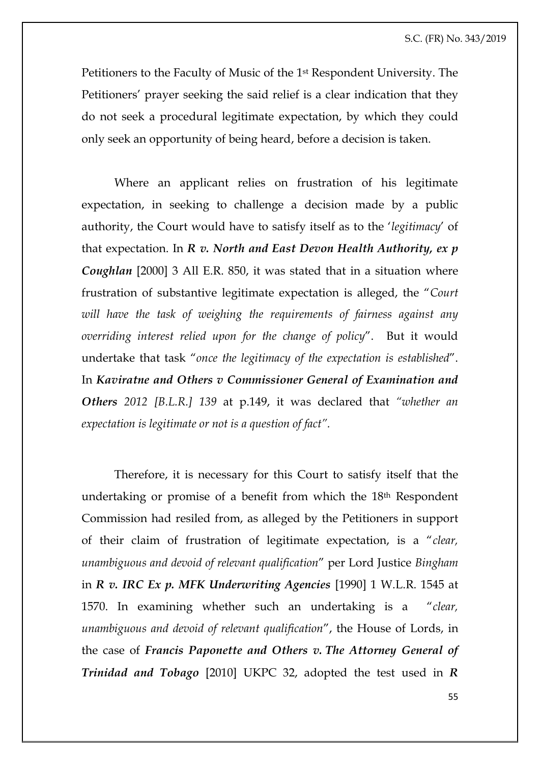Petitioners to the Faculty of Music of the 1st Respondent University. The Petitioners' prayer seeking the said relief is a clear indication that they do not seek a procedural legitimate expectation, by which they could only seek an opportunity of being heard, before a decision is taken.

Where an applicant relies on frustration of his legitimate expectation, in seeking to challenge a decision made by a public authority, the Court would have to satisfy itself as to the '*legitimacy*' of that expectation. In ***R v. North and East Devon Health Authority, ex p Coughlan*** [2000] 3 All E.R. 850, it was stated that in a situation where frustration of substantive legitimate expectation is alleged, the "*Court will have the task of weighing the requirements of fairness against any overriding interest relied upon for the change of policy*". But it would undertake that task "*once the legitimacy of the expectation is established*". In ***Kaviratne and Others v Commissioner General of Examination and Others*** *2012 [B.L.R.] 139* at p.149, it was declared that *"whether an expectation is legitimate or not is a question of fact"*.

Therefore, it is necessary for this Court to satisfy itself that the undertaking or promise of a benefit from which the 18th Respondent Commission had resiled from, as alleged by the Petitioners in support of their claim of frustration of legitimate expectation, is a "*clear, unambiguous and devoid of relevant qualification*" per Lord Justice *Bingham* in ***R v. IRC Ex p. MFK Underwriting Agencies*** [1990] 1 W.L.R. 1545 at 1570. In examining whether such an undertaking is a "*clear, unambiguous and devoid of relevant qualification*", the House of Lords, in the case of ***Francis Paponette and Others v. The Attorney General of Trinidad and Tobago*** [2010] UKPC 32, adopted the test used in ***R***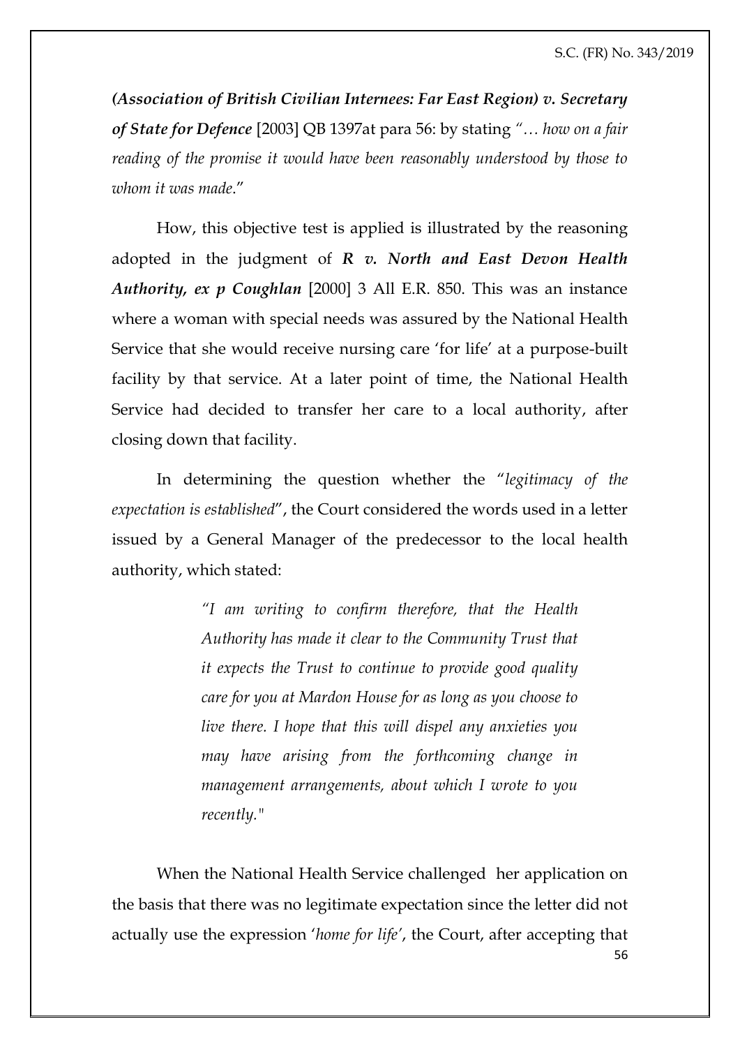*(Association of British Civilian Internees: Far East Region) v. Secretary of State for Defence* [2003] QB 1397at para 56: by stating *"… how on a fair reading of the promise it would have been reasonably understood by those to whom it was made*."

How, this objective test is applied is illustrated by the reasoning adopted in the judgment of ***R v. North and East Devon Health Authority, ex p Coughlan*** [2000] 3 All E.R. 850. This was an instance where a woman with special needs was assured by the National Health Service that she would receive nursing care 'for life' at a purpose-built facility by that service. At a later point of time, the National Health Service had decided to transfer her care to a local authority, after closing down that facility.

In determining the question whether the "*legitimacy of the expectation is established*", the Court considered the words used in a letter issued by a General Manager of the predecessor to the local health authority, which stated:

> *"I am writing to confirm therefore, that the Health Authority has made it clear to the Community Trust that it expects the Trust to continue to provide good quality care for you at Mardon House for as long as you choose to live there. I hope that this will dispel any anxieties you may have arising from the forthcoming change in management arrangements, about which I wrote to you recently."*

When the National Health Service challenged her application on the basis that there was no legitimate expectation since the letter did not actually use the expression '*home for life*', the Court, after accepting that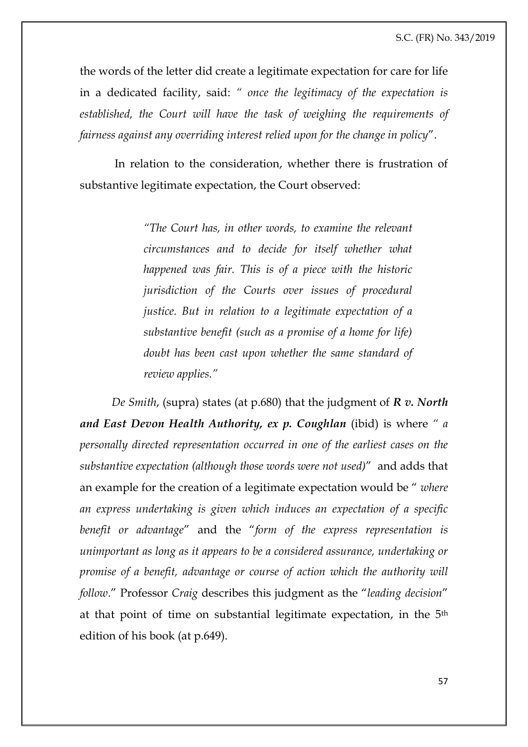the words of the letter did create a legitimate expectation for care for life in a dedicated facility, said: *" once the legitimacy of the expectation is established, the Court will have the task of weighing the requirements of fairness against any overriding interest relied upon for the change in policy"*.

In relation to the consideration, whether there is frustration of substantive legitimate expectation, the Court observed:

> *"The Court has, in other words, to examine the relevant circumstances and to decide for itself whether what happened was fair. This is of a piece with the historic jurisdiction of the Courts over issues of procedural justice. But in relation to a legitimate expectation of a substantive benefit (such as a promise of a home for life) doubt has been cast upon whether the same standard of review applies."*

*De Smith*, (supra) states (at p.680) that the judgment of ***R v. North and East Devon Health Authority, ex p. Coughlan*** (ibid) is where *" a personally directed representation occurred in one of the earliest cases on the substantive expectation (although those words were not used)"* and adds that an example for the creation of a legitimate expectation would be *" where an express undertaking is given which induces an expectation of a specific benefit or advantage"* and the "*form of the express representation is unimportant as long as it appears to be a considered assurance, undertaking or promise of a benefit, advantage or course of action which the authority will follow*." Professor *Craig* describes this judgment as the "*leading decision*" at that point of time on substantial legitimate expectation, in the 5th edition of his book (at p.649).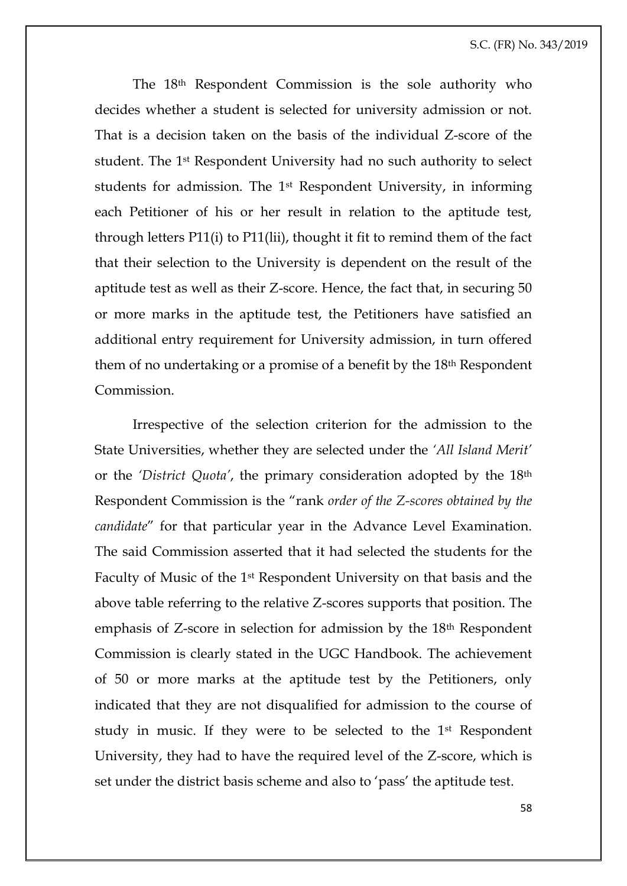The 18th Respondent Commission is the sole authority who decides whether a student is selected for university admission or not. That is a decision taken on the basis of the individual Z-score of the student. The 1st Respondent University had no such authority to select students for admission. The 1st Respondent University, in informing each Petitioner of his or her result in relation to the aptitude test, through letters P11(i) to P11(lii), thought it fit to remind them of the fact that their selection to the University is dependent on the result of the aptitude test as well as their Z-score. Hence, the fact that, in securing 50 or more marks in the aptitude test, the Petitioners have satisfied an additional entry requirement for University admission, in turn offered them of no undertaking or a promise of a benefit by the 18th Respondent Commission.

Irrespective of the selection criterion for the admission to the State Universities, whether they are selected under the *'All Island Merit'* or the *'District Quota'*, the primary consideration adopted by the 18th Respondent Commission is the "rank *order of the Z-scores obtained by the candidate*" for that particular year in the Advance Level Examination. The said Commission asserted that it had selected the students for the Faculty of Music of the 1st Respondent University on that basis and the above table referring to the relative Z-scores supports that position. The emphasis of Z-score in selection for admission by the 18th Respondent Commission is clearly stated in the UGC Handbook. The achievement of 50 or more marks at the aptitude test by the Petitioners, only indicated that they are not disqualified for admission to the course of study in music. If they were to be selected to the 1st Respondent University, they had to have the required level of the Z-score, which is set under the district basis scheme and also to 'pass' the aptitude test.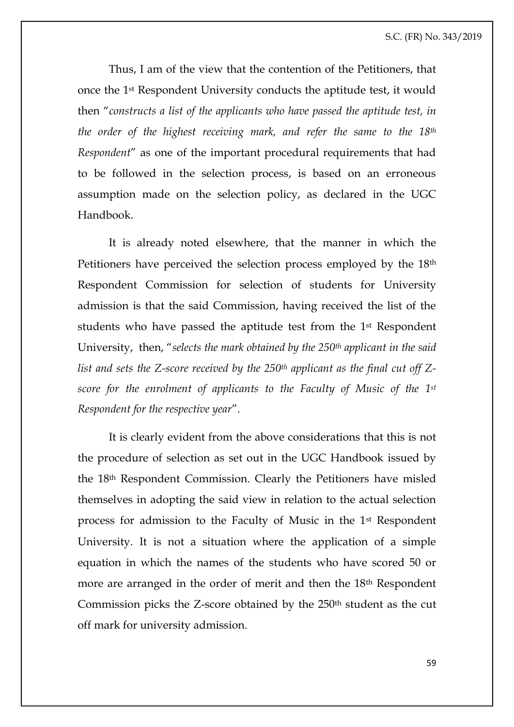Thus, I am of the view that the contention of the Petitioners, that once the 1st Respondent University conducts the aptitude test, it would then "*constructs a list of the applicants who have passed the aptitude test, in the order of the highest receiving mark, and refer the same to the 18th Respondent*" as one of the important procedural requirements that had to be followed in the selection process, is based on an erroneous assumption made on the selection policy, as declared in the UGC Handbook.

It is already noted elsewhere, that the manner in which the Petitioners have perceived the selection process employed by the 18th Respondent Commission for selection of students for University admission is that the said Commission, having received the list of the students who have passed the aptitude test from the 1st Respondent University, then, "*selects the mark obtained by the 250th applicant in the said list and sets the Z-score received by the 250th applicant as the final cut off Z-score for the enrolment of applicants to the Faculty of Music of the 1st Respondent for the respective year*".

It is clearly evident from the above considerations that this is not the procedure of selection as set out in the UGC Handbook issued by the 18th Respondent Commission. Clearly the Petitioners have misled themselves in adopting the said view in relation to the actual selection process for admission to the Faculty of Music in the 1st Respondent University. It is not a situation where the application of a simple equation in which the names of the students who have scored 50 or more are arranged in the order of merit and then the 18th Respondent Commission picks the Z-score obtained by the 250th student as the cut off mark for university admission.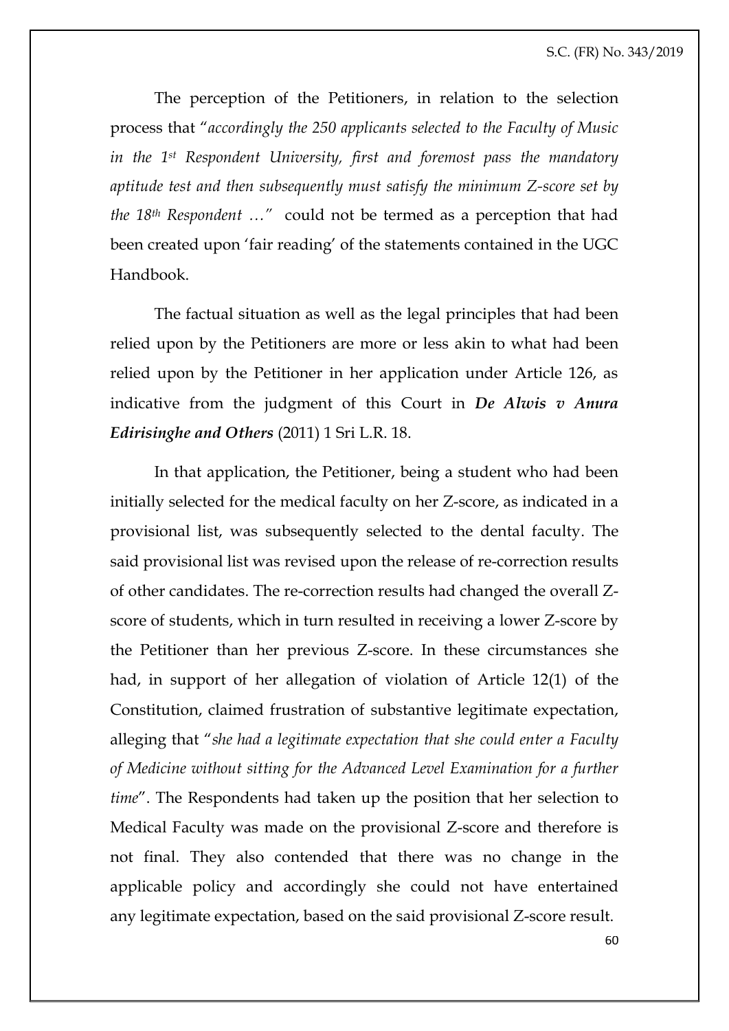The perception of the Petitioners, in relation to the selection process that "*accordingly the 250 applicants selected to the Faculty of Music in the 1st Respondent University, first and foremost pass the mandatory aptitude test and then subsequently must satisfy the minimum Z-score set by the 18th Respondent …*" could not be termed as a perception that had been created upon 'fair reading' of the statements contained in the UGC Handbook.

The factual situation as well as the legal principles that had been relied upon by the Petitioners are more or less akin to what had been relied upon by the Petitioner in her application under Article 126, as indicative from the judgment of this Court in ***De Alwis v Anura Edirisinghe and Others*** (2011) 1 Sri L.R. 18.

In that application, the Petitioner, being a student who had been initially selected for the medical faculty on her Z-score, as indicated in a provisional list, was subsequently selected to the dental faculty. The said provisional list was revised upon the release of re-correction results of other candidates. The re-correction results had changed the overall Z-score of students, which in turn resulted in receiving a lower Z-score by the Petitioner than her previous Z-score. In these circumstances she had, in support of her allegation of violation of Article 12(1) of the Constitution, claimed frustration of substantive legitimate expectation, alleging that "*she had a legitimate expectation that she could enter a Faculty of Medicine without sitting for the Advanced Level Examination for a further time*". The Respondents had taken up the position that her selection to Medical Faculty was made on the provisional Z-score and therefore is not final. They also contended that there was no change in the applicable policy and accordingly she could not have entertained any legitimate expectation, based on the said provisional Z-score result.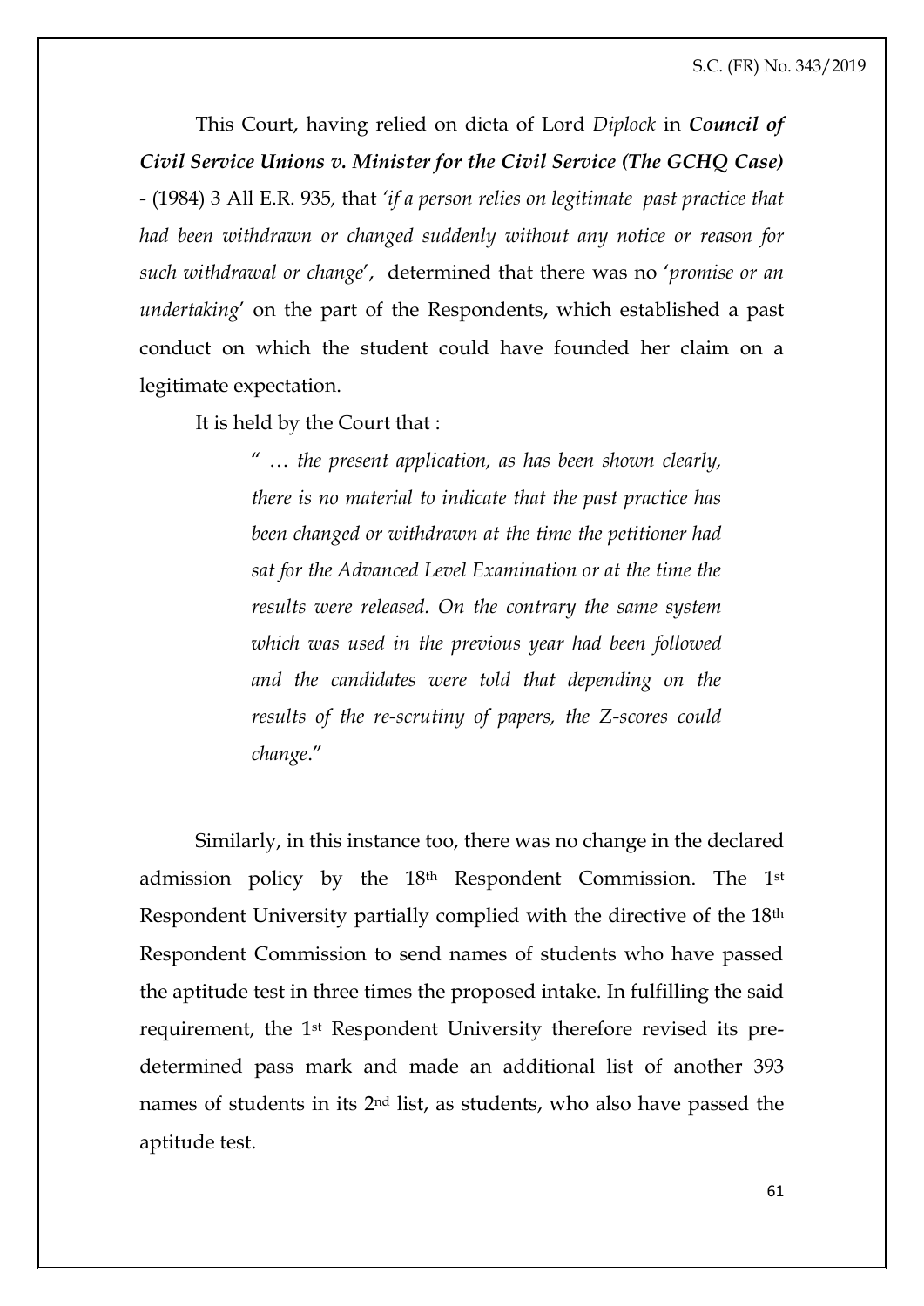This Court, having relied on dicta of Lord *Diplock* in ***Council of Civil Service Unions v. Minister for the Civil Service (The GCHQ Case)*** - (1984) 3 All E.R. 935, that *'if a person relies on legitimate past practice that had been withdrawn or changed suddenly without any notice or reason for such withdrawal or change*', determined that there was no '*promise or an undertaking*' on the part of the Respondents, which established a past conduct on which the student could have founded her claim on a legitimate expectation.

It is held by the Court that :

> " … *the present application, as has been shown clearly, there is no material to indicate that the past practice has been changed or withdrawn at the time the petitioner had sat for the Advanced Level Examination or at the time the results were released. On the contrary the same system which was used in the previous year had been followed and the candidates were told that depending on the results of the re-scrutiny of papers, the Z-scores could change*."

Similarly, in this instance too, there was no change in the declared admission policy by the 18th Respondent Commission. The 1st Respondent University partially complied with the directive of the 18th Respondent Commission to send names of students who have passed the aptitude test in three times the proposed intake. In fulfilling the said requirement, the 1st Respondent University therefore revised its pre-determined pass mark and made an additional list of another 393 names of students in its 2nd list, as students, who also have passed the aptitude test.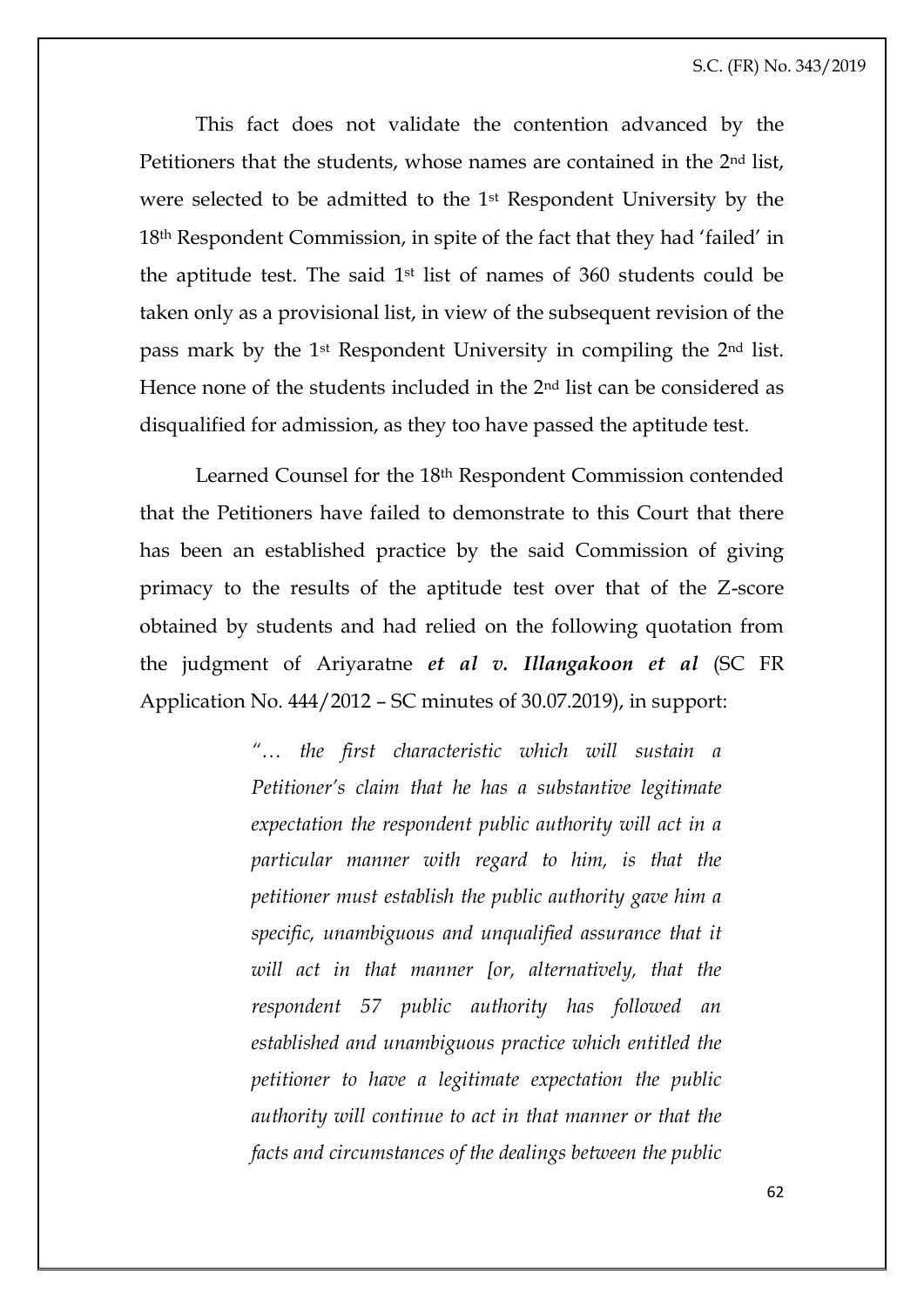This fact does not validate the contention advanced by the Petitioners that the students, whose names are contained in the 2nd list, were selected to be admitted to the 1st Respondent University by the 18th Respondent Commission, in spite of the fact that they had 'failed' in the aptitude test. The said 1st list of names of 360 students could be taken only as a provisional list, in view of the subsequent revision of the pass mark by the 1st Respondent University in compiling the 2nd list. Hence none of the students included in the 2nd list can be considered as disqualified for admission, as they too have passed the aptitude test.

Learned Counsel for the 18th Respondent Commission contended that the Petitioners have failed to demonstrate to this Court that there has been an established practice by the said Commission of giving primacy to the results of the aptitude test over that of the Z-score obtained by students and had relied on the following quotation from the judgment of Ariyaratne ***et al v. Illangakoon et al*** (SC FR Application No. 444/2012 – SC minutes of 30.07.2019), in support:

> *"… the first characteristic which will sustain a Petitioner's claim that he has a substantive legitimate expectation the respondent public authority will act in a particular manner with regard to him, is that the petitioner must establish the public authority gave him a specific, unambiguous and unqualified assurance that it will act in that manner [or, alternatively, that the respondent 57 public authority has followed an established and unambiguous practice which entitled the petitioner to have a legitimate expectation the public authority will continue to act in that manner or that the facts and circumstances of the dealings between the public*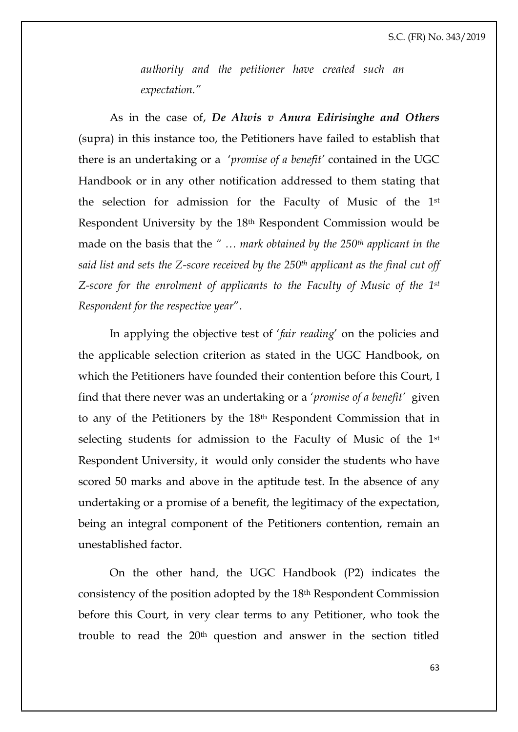*authority and the petitioner have created such an expectation."*

As in the case of, ***De Alwis v Anura Edirisinghe and Others*** (supra) in this instance too, the Petitioners have failed to establish that there is an undertaking or a *'promise of a benefit'* contained in the UGC Handbook or in any other notification addressed to them stating that the selection for admission for the Faculty of Music of the 1st Respondent University by the 18th Respondent Commission would be made on the basis that the *" … mark obtained by the 250th applicant in the said list and sets the Z-score received by the 250th applicant as the final cut off Z-score for the enrolment of applicants to the Faculty of Music of the 1st Respondent for the respective year*".

In applying the objective test of '*fair reading*' on the policies and the applicable selection criterion as stated in the UGC Handbook, on which the Petitioners have founded their contention before this Court, I find that there never was an undertaking or a '*promise of a benefit'* given to any of the Petitioners by the 18th Respondent Commission that in selecting students for admission to the Faculty of Music of the 1st Respondent University, it would only consider the students who have scored 50 marks and above in the aptitude test. In the absence of any undertaking or a promise of a benefit, the legitimacy of the expectation, being an integral component of the Petitioners contention, remain an unestablished factor.

On the other hand, the UGC Handbook (P2) indicates the consistency of the position adopted by the 18th Respondent Commission before this Court, in very clear terms to any Petitioner, who took the trouble to read the 20th question and answer in the section titled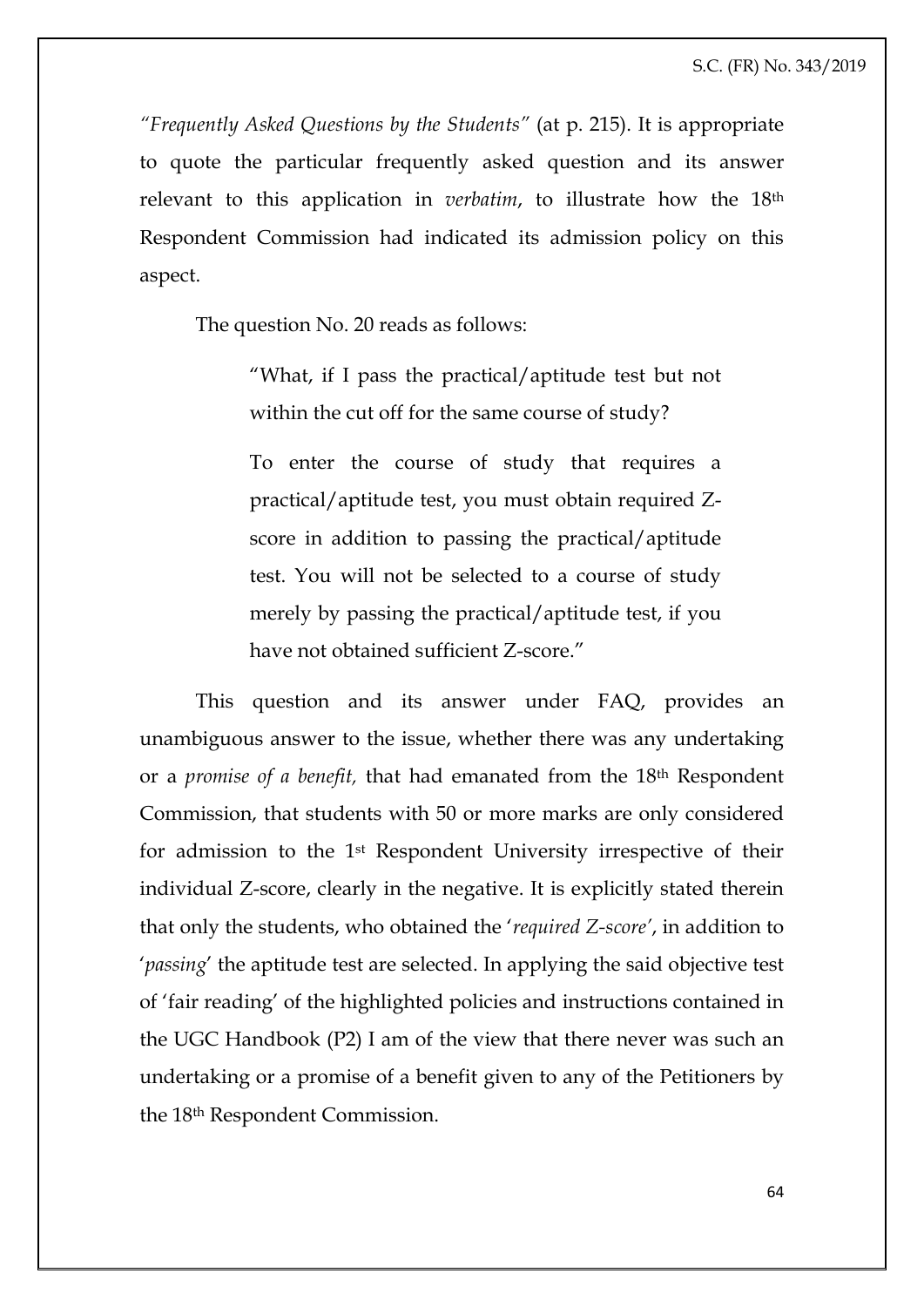*"Frequently Asked Questions by the Students"* (at p. 215). It is appropriate to quote the particular frequently asked question and its answer relevant to this application in *verbatim*, to illustrate how the 18th Respondent Commission had indicated its admission policy on this aspect.

The question No. 20 reads as follows:

> "What, if I pass the practical/aptitude test but not within the cut off for the same course of study?
>
> To enter the course of study that requires a practical/aptitude test, you must obtain required Z-score in addition to passing the practical/aptitude test. You will not be selected to a course of study merely by passing the practical/aptitude test, if you have not obtained sufficient Z-score."

This question and its answer under FAQ, provides an unambiguous answer to the issue, whether there was any undertaking or a *promise of a benefit,* that had emanated from the 18th Respondent Commission, that students with 50 or more marks are only considered for admission to the 1st Respondent University irrespective of their individual Z-score, clearly in the negative. It is explicitly stated therein that only the students, who obtained the '*required Z-score*', in addition to '*passing*' the aptitude test are selected. In applying the said objective test of 'fair reading' of the highlighted policies and instructions contained in the UGC Handbook (P2) I am of the view that there never was such an undertaking or a promise of a benefit given to any of the Petitioners by the 18th Respondent Commission.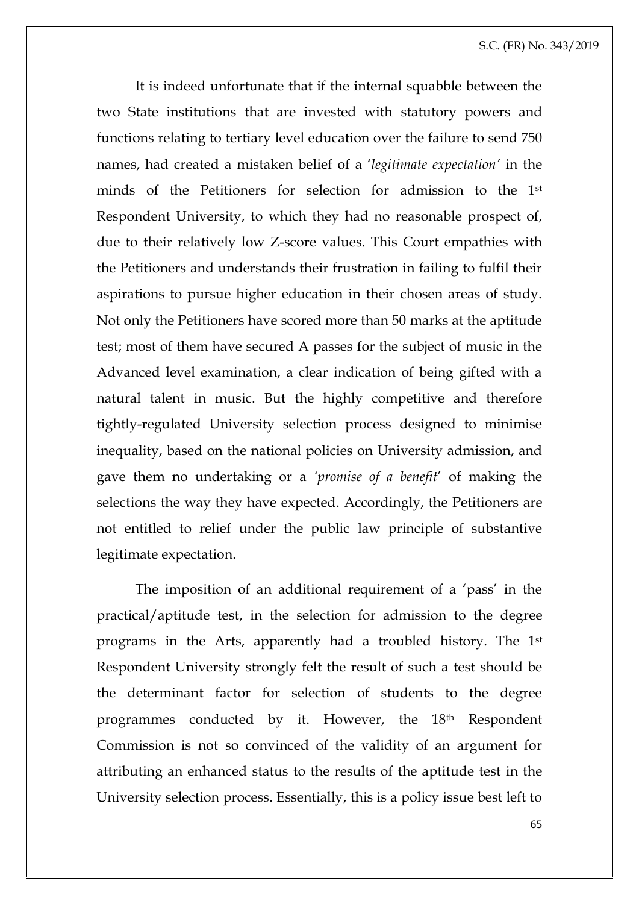It is indeed unfortunate that if the internal squabble between the two State institutions that are invested with statutory powers and functions relating to tertiary level education over the failure to send 750 names, had created a mistaken belief of a '*legitimate expectation*' in the minds of the Petitioners for selection for admission to the 1st Respondent University, to which they had no reasonable prospect of, due to their relatively low Z-score values. This Court empathies with the Petitioners and understands their frustration in failing to fulfil their aspirations to pursue higher education in their chosen areas of study. Not only the Petitioners have scored more than 50 marks at the aptitude test; most of them have secured A passes for the subject of music in the Advanced level examination, a clear indication of being gifted with a natural talent in music. But the highly competitive and therefore tightly-regulated University selection process designed to minimise inequality, based on the national policies on University admission, and gave them no undertaking or a *'promise of a benefit'* of making the selections the way they have expected. Accordingly, the Petitioners are not entitled to relief under the public law principle of substantive legitimate expectation.

The imposition of an additional requirement of a 'pass' in the practical/aptitude test, in the selection for admission to the degree programs in the Arts, apparently had a troubled history. The 1st Respondent University strongly felt the result of such a test should be the determinant factor for selection of students to the degree programmes conducted by it. However, the 18th Respondent Commission is not so convinced of the validity of an argument for attributing an enhanced status to the results of the aptitude test in the University selection process. Essentially, this is a policy issue best left to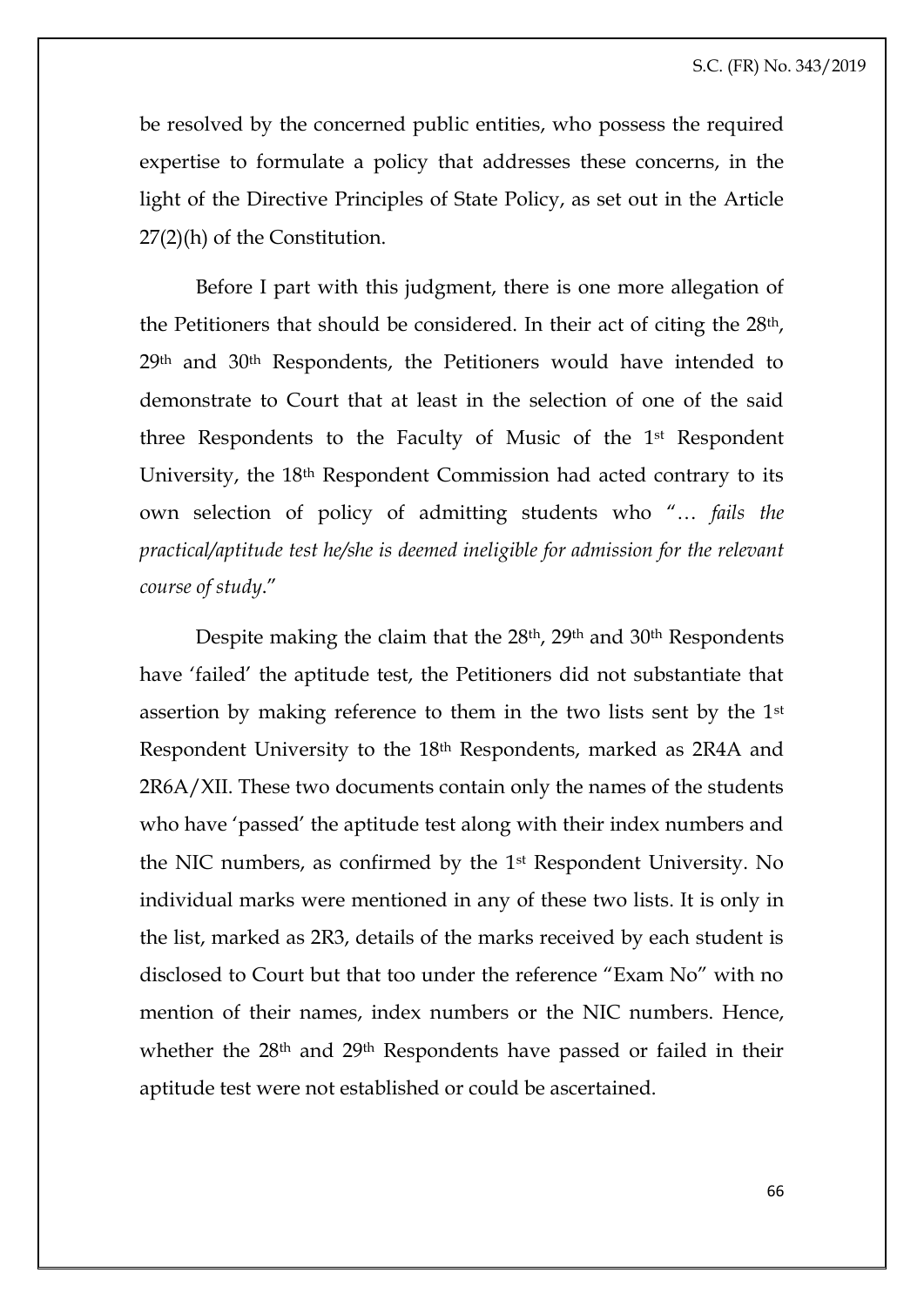be resolved by the concerned public entities, who possess the required expertise to formulate a policy that addresses these concerns, in the light of the Directive Principles of State Policy, as set out in the Article 27(2)(h) of the Constitution.

Before I part with this judgment, there is one more allegation of the Petitioners that should be considered. In their act of citing the 28th, 29th and 30th Respondents, the Petitioners would have intended to demonstrate to Court that at least in the selection of one of the said three Respondents to the Faculty of Music of the 1st Respondent University, the 18th Respondent Commission had acted contrary to its own selection of policy of admitting students who "… *fails the practical/aptitude test he/she is deemed ineligible for admission for the relevant course of study*."

Despite making the claim that the 28th, 29th and 30th Respondents have 'failed' the aptitude test, the Petitioners did not substantiate that assertion by making reference to them in the two lists sent by the 1st Respondent University to the 18th Respondents, marked as 2R4A and 2R6A/XII. These two documents contain only the names of the students who have 'passed' the aptitude test along with their index numbers and the NIC numbers, as confirmed by the 1st Respondent University. No individual marks were mentioned in any of these two lists. It is only in the list, marked as 2R3, details of the marks received by each student is disclosed to Court but that too under the reference "Exam No" with no mention of their names, index numbers or the NIC numbers. Hence, whether the 28th and 29th Respondents have passed or failed in their aptitude test were not established or could be ascertained.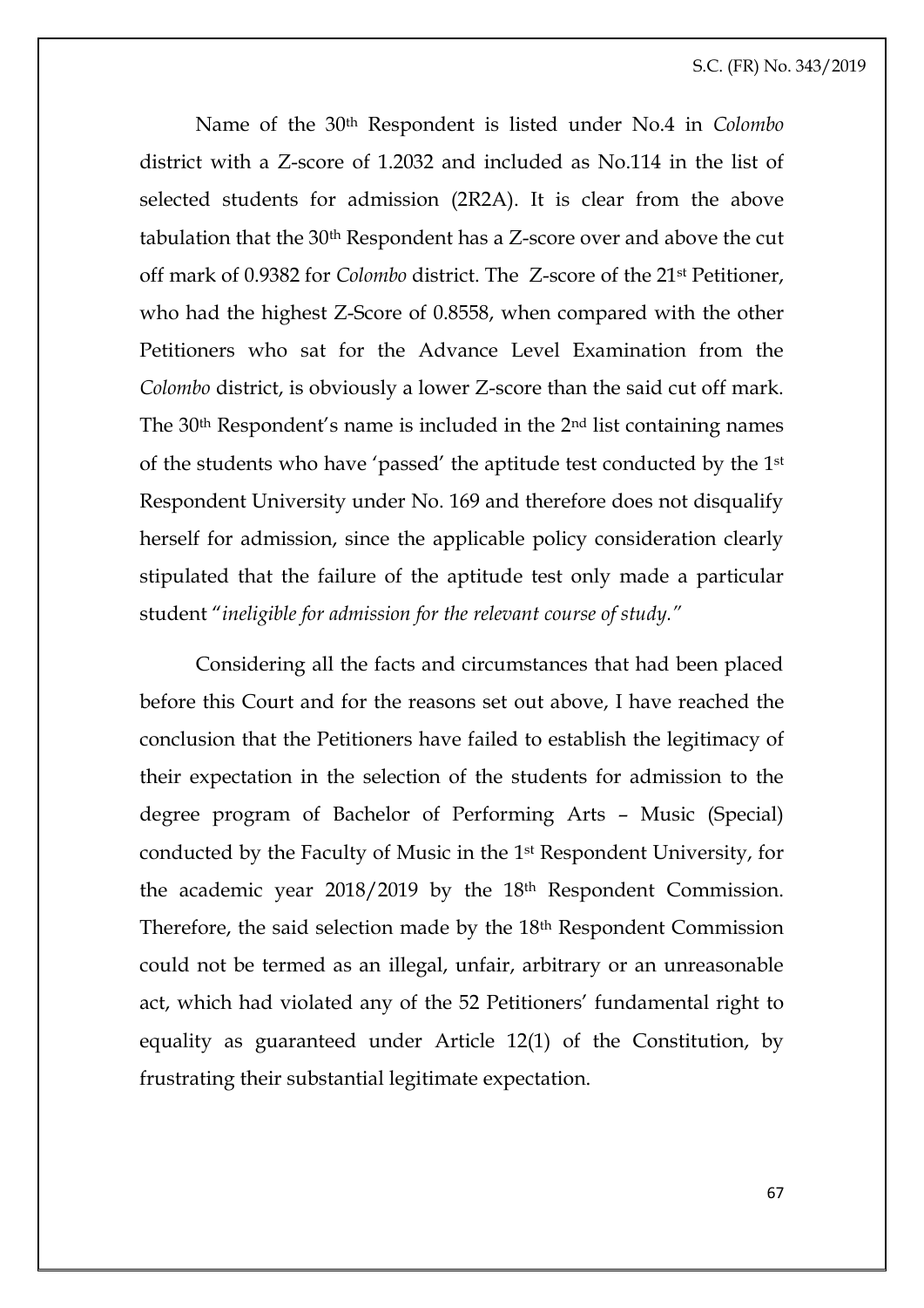Name of the 30th Respondent is listed under No.4 in *Colombo* district with a Z-score of 1.2032 and included as No.114 in the list of selected students for admission (2R2A). It is clear from the above tabulation that the 30th Respondent has a Z-score over and above the cut off mark of 0.9382 for *Colombo* district. The Z-score of the 21st Petitioner, who had the highest Z-Score of 0.8558, when compared with the other Petitioners who sat for the Advance Level Examination from the *Colombo* district, is obviously a lower Z-score than the said cut off mark. The 30th Respondent's name is included in the 2nd list containing names of the students who have 'passed' the aptitude test conducted by the 1st Respondent University under No. 169 and therefore does not disqualify herself for admission, since the applicable policy consideration clearly stipulated that the failure of the aptitude test only made a particular student "*ineligible for admission for the relevant course of study.*"

Considering all the facts and circumstances that had been placed before this Court and for the reasons set out above, I have reached the conclusion that the Petitioners have failed to establish the legitimacy of their expectation in the selection of the students for admission to the degree program of Bachelor of Performing Arts – Music (Special) conducted by the Faculty of Music in the 1st Respondent University, for the academic year 2018/2019 by the 18th Respondent Commission. Therefore, the said selection made by the 18th Respondent Commission could not be termed as an illegal, unfair, arbitrary or an unreasonable act, which had violated any of the 52 Petitioners' fundamental right to equality as guaranteed under Article 12(1) of the Constitution, by frustrating their substantial legitimate expectation.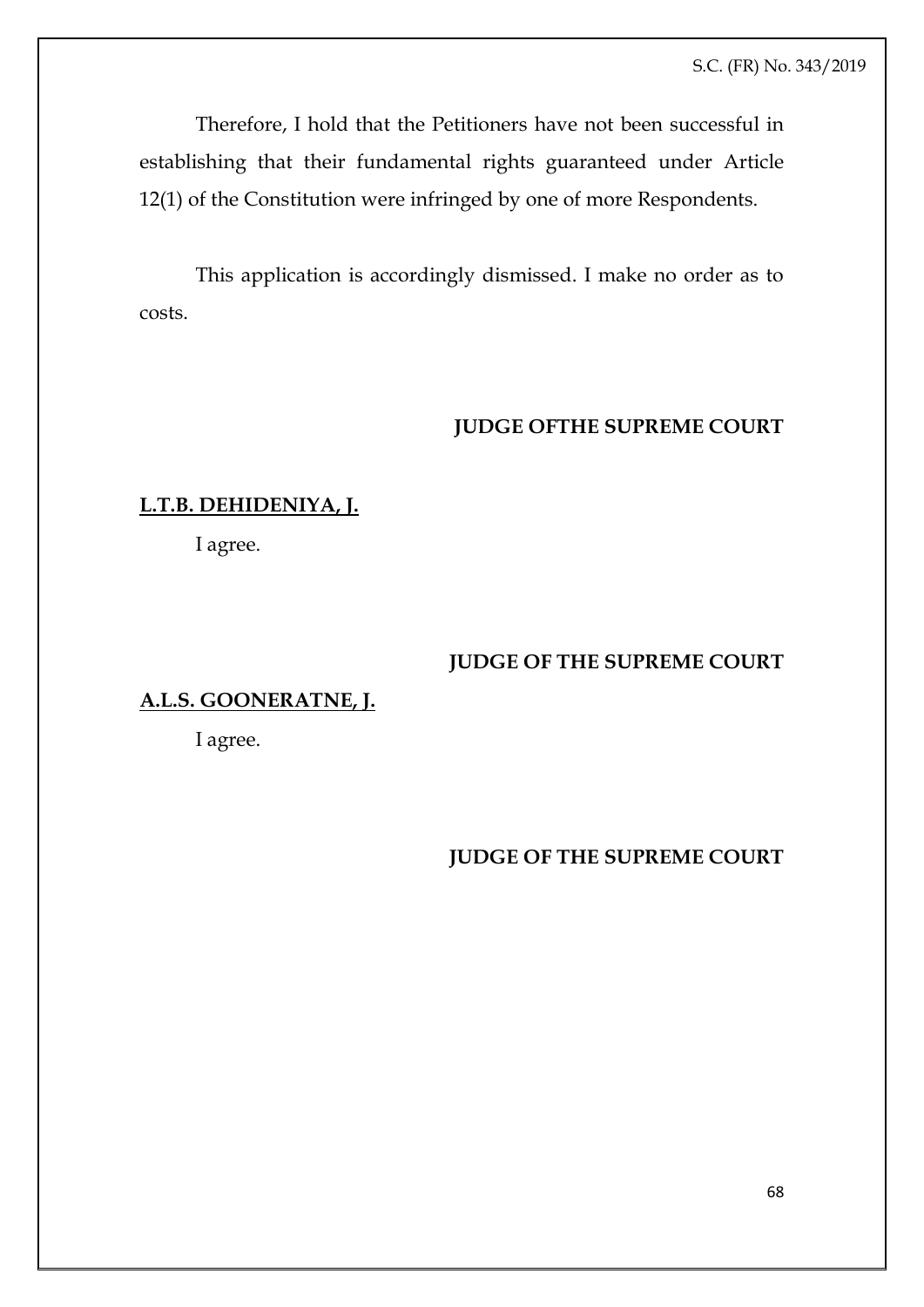Therefore, I hold that the Petitioners have not been successful in establishing that their fundamental rights guaranteed under Article 12(1) of the Constitution were infringed by one of more Respondents.

This application is accordingly dismissed. I make no order as to costs.

**JUDGE OFTHE SUPREME COURT**

**L.T.B. DEHIDENIYA, J.**

I agree.

**JUDGE OF THE SUPREME COURT**

**A.L.S. GOONERATNE, J.**

I agree.

**JUDGE OF THE SUPREME COURT**